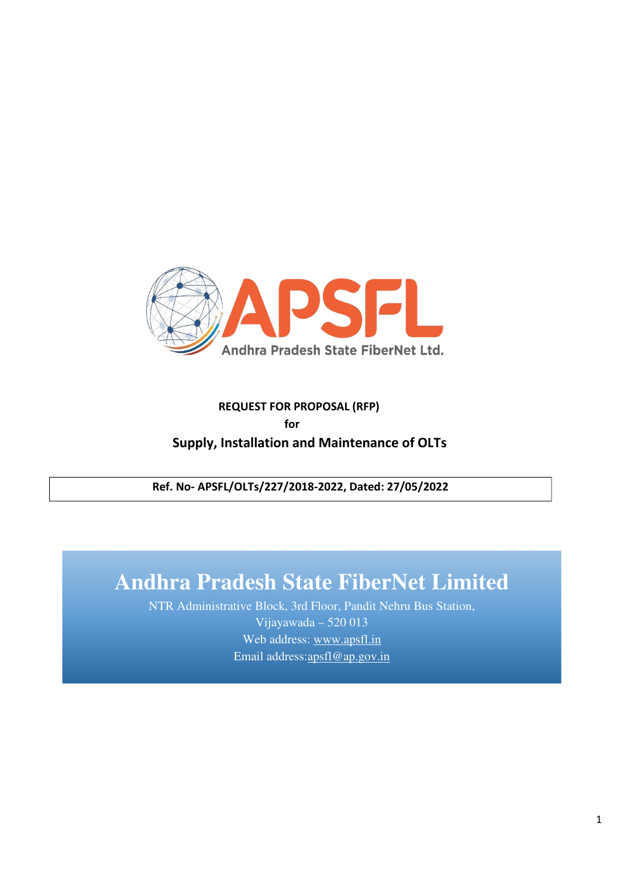APSFL

Andhra Pradesh State FiberNet Ltd.

**REQUEST FOR PROPOSAL (RFP)**

**for**

**Supply, Installation and Maintenance of OLTs**

**Ref. No- APSFL/OLTs/227/2018-2022, Dated: 27/05/2022**

# Andhra Pradesh State FiberNet Limited

NTR Administrative Block, 3rd Floor, Pandit Nehru Bus Station,
Vijayawada – 520 013
Web address: www.apsfl.in
Email address:apsfl@ap.gov.in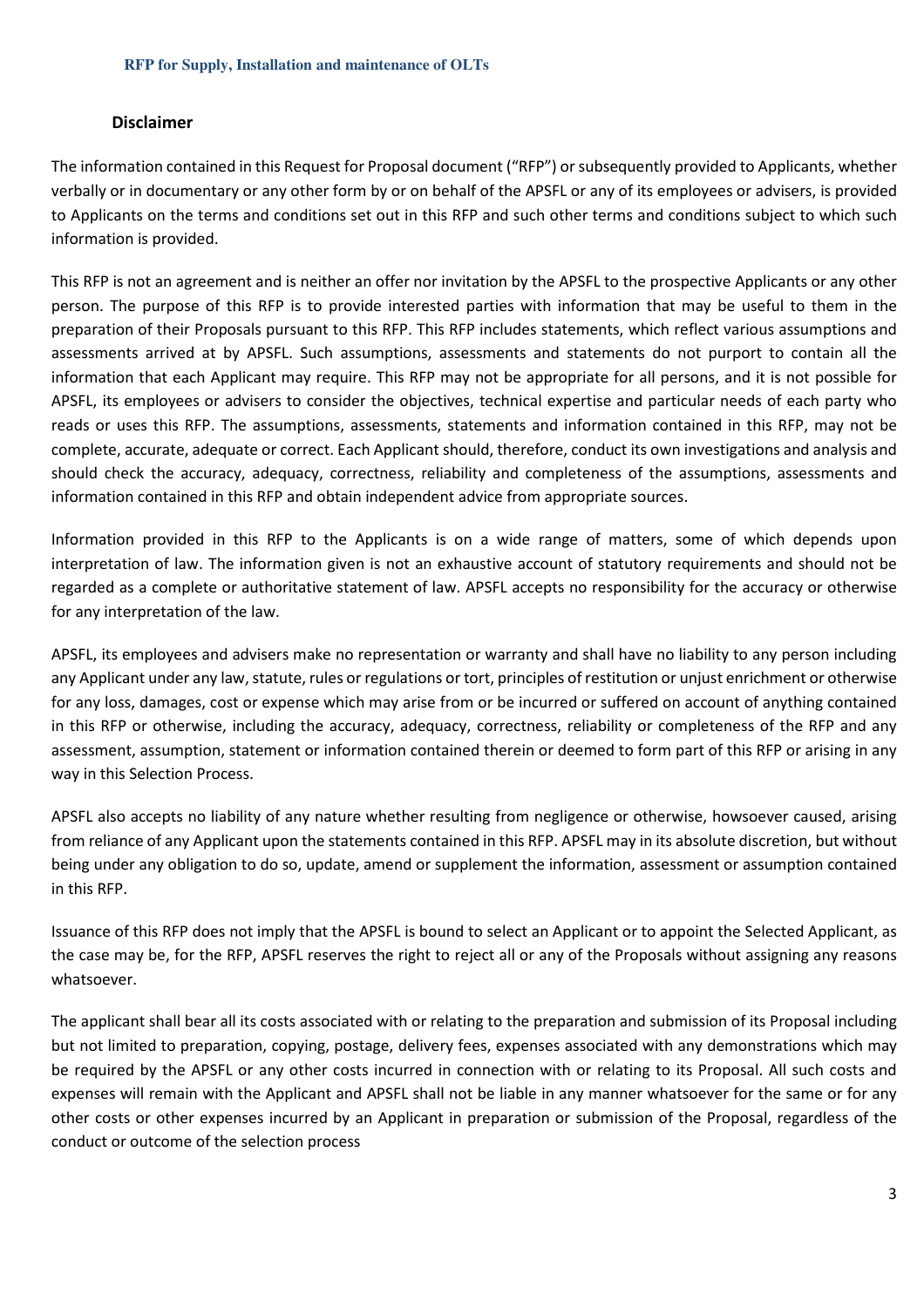## Disclaimer

The information contained in this Request for Proposal document ("RFP") or subsequently provided to Applicants, whether verbally or in documentary or any other form by or on behalf of the APSFL or any of its employees or advisers, is provided to Applicants on the terms and conditions set out in this RFP and such other terms and conditions subject to which such information is provided.

This RFP is not an agreement and is neither an offer nor invitation by the APSFL to the prospective Applicants or any other person. The purpose of this RFP is to provide interested parties with information that may be useful to them in the preparation of their Proposals pursuant to this RFP. This RFP includes statements, which reflect various assumptions and assessments arrived at by APSFL. Such assumptions, assessments and statements do not purport to contain all the information that each Applicant may require. This RFP may not be appropriate for all persons, and it is not possible for APSFL, its employees or advisers to consider the objectives, technical expertise and particular needs of each party who reads or uses this RFP. The assumptions, assessments, statements and information contained in this RFP, may not be complete, accurate, adequate or correct. Each Applicant should, therefore, conduct its own investigations and analysis and should check the accuracy, adequacy, correctness, reliability and completeness of the assumptions, assessments and information contained in this RFP and obtain independent advice from appropriate sources.

Information provided in this RFP to the Applicants is on a wide range of matters, some of which depends upon interpretation of law. The information given is not an exhaustive account of statutory requirements and should not be regarded as a complete or authoritative statement of law. APSFL accepts no responsibility for the accuracy or otherwise for any interpretation of the law.

APSFL, its employees and advisers make no representation or warranty and shall have no liability to any person including any Applicant under any law, statute, rules or regulations or tort, principles of restitution or unjust enrichment or otherwise for any loss, damages, cost or expense which may arise from or be incurred or suffered on account of anything contained in this RFP or otherwise, including the accuracy, adequacy, correctness, reliability or completeness of the RFP and any assessment, assumption, statement or information contained therein or deemed to form part of this RFP or arising in any way in this Selection Process.

APSFL also accepts no liability of any nature whether resulting from negligence or otherwise, howsoever caused, arising from reliance of any Applicant upon the statements contained in this RFP. APSFL may in its absolute discretion, but without being under any obligation to do so, update, amend or supplement the information, assessment or assumption contained in this RFP.

Issuance of this RFP does not imply that the APSFL is bound to select an Applicant or to appoint the Selected Applicant, as the case may be, for the RFP, APSFL reserves the right to reject all or any of the Proposals without assigning any reasons whatsoever.

The applicant shall bear all its costs associated with or relating to the preparation and submission of its Proposal including but not limited to preparation, copying, postage, delivery fees, expenses associated with any demonstrations which may be required by the APSFL or any other costs incurred in connection with or relating to its Proposal. All such costs and expenses will remain with the Applicant and APSFL shall not be liable in any manner whatsoever for the same or for any other costs or other expenses incurred by an Applicant in preparation or submission of the Proposal, regardless of the conduct or outcome of the selection process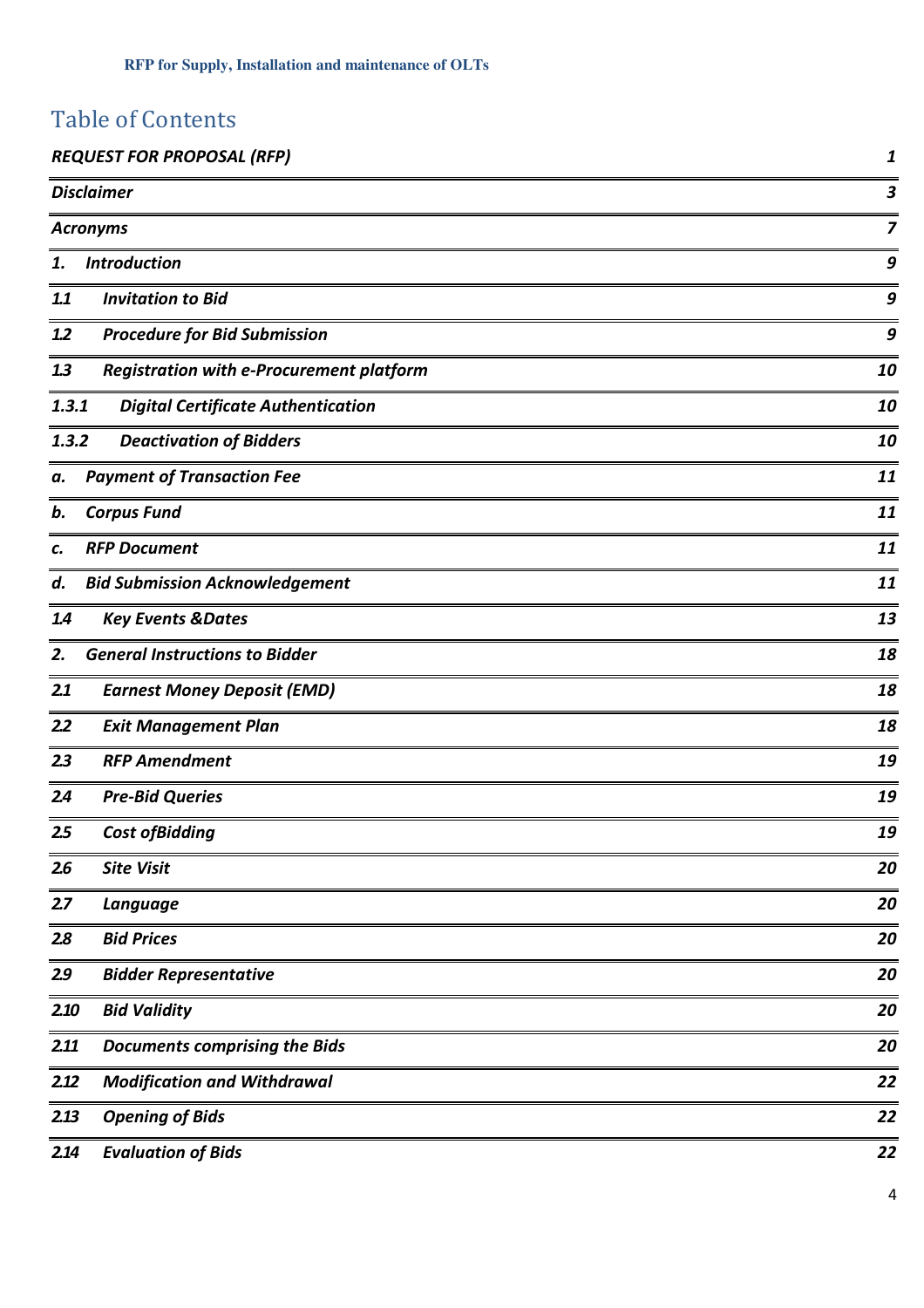# Table of Contents

| | |
|---|---|
| ***REQUEST FOR PROPOSAL (RFP)*** | ***1*** |
| ***Disclaimer*** | ***3*** |
| ***Acronyms*** | ***7*** |
| ***1. Introduction*** | ***9*** |
| ***1.1 Invitation to Bid*** | ***9*** |
| ***1.2 Procedure for Bid Submission*** | ***9*** |
| ***1.3 Registration with e-Procurement platform*** | ***10*** |
| ***1.3.1 Digital Certificate Authentication*** | ***10*** |
| ***1.3.2 Deactivation of Bidders*** | ***10*** |
| ***a. Payment of Transaction Fee*** | ***11*** |
| ***b. Corpus Fund*** | ***11*** |
| ***c. RFP Document*** | ***11*** |
| ***d. Bid Submission Acknowledgement*** | ***11*** |
| ***1.4 Key Events &Dates*** | ***13*** |
| ***2. General Instructions to Bidder*** | ***18*** |
| ***2.1 Earnest Money Deposit (EMD)*** | ***18*** |
| ***2.2 Exit Management Plan*** | ***18*** |
| ***2.3 RFP Amendment*** | ***19*** |
| ***2.4 Pre-Bid Queries*** | ***19*** |
| ***2.5 Cost ofBidding*** | ***19*** |
| ***2.6 Site Visit*** | ***20*** |
| ***2.7 Language*** | ***20*** |
| ***2.8 Bid Prices*** | ***20*** |
| ***2.9 Bidder Representative*** | ***20*** |
| ***2.10 Bid Validity*** | ***20*** |
| ***2.11 Documents comprising the Bids*** | ***20*** |
| ***2.12 Modification and Withdrawal*** | ***22*** |
| ***2.13 Opening of Bids*** | ***22*** |
| ***2.14 Evaluation of Bids*** | ***22*** |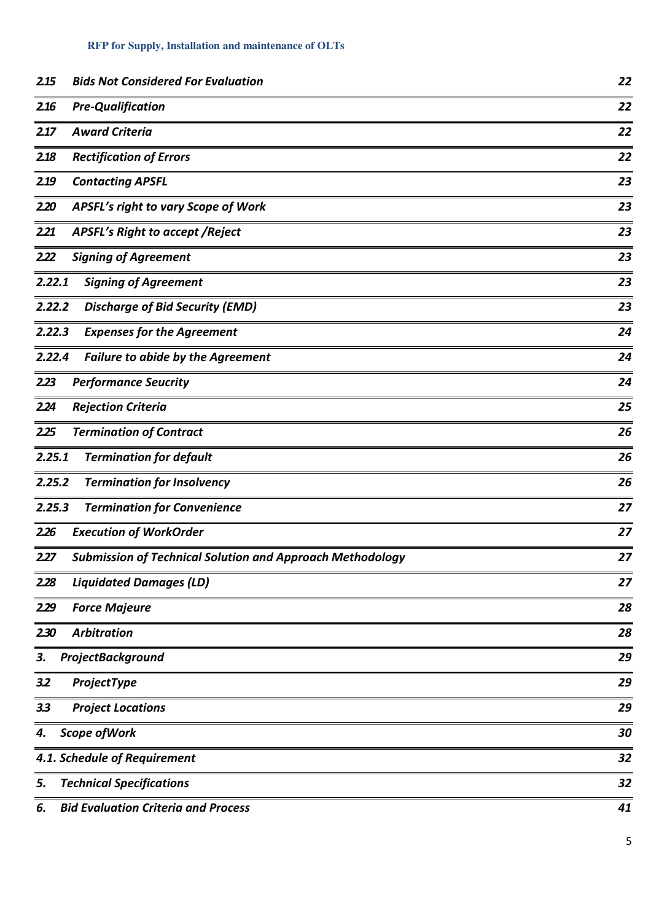| | | |
|---|---|---|
| *2.15* | ***Bids Not Considered For Evaluation*** | *22* |
| *2.16* | ***Pre-Qualification*** | *22* |
| *2.17* | ***Award Criteria*** | *22* |
| *2.18* | ***Rectification of Errors*** | *22* |
| *2.19* | ***Contacting APSFL*** | *23* |
| *2.20* | ***APSFL's right to vary Scope of Work*** | *23* |
| *2.21* | ***APSFL's Right to accept /Reject*** | *23* |
| *2.22* | ***Signing of Agreement*** | *23* |
| *2.22.1* | ***Signing of Agreement*** | *23* |
| *2.22.2* | ***Discharge of Bid Security (EMD)*** | *23* |
| *2.22.3* | ***Expenses for the Agreement*** | *24* |
| *2.22.4* | ***Failure to abide by the Agreement*** | *24* |
| *2.23* | ***Performance Seucrity*** | *24* |
| *2.24* | ***Rejection Criteria*** | *25* |
| *2.25* | ***Termination of Contract*** | *26* |
| *2.25.1* | ***Termination for default*** | *26* |
| *2.25.2* | ***Termination for Insolvency*** | *26* |
| *2.25.3* | ***Termination for Convenience*** | *27* |
| *2.26* | ***Execution of WorkOrder*** | *27* |
| *2.27* | ***Submission of Technical Solution and Approach Methodology*** | *27* |
| *2.28* | ***Liquidated Damages (LD)*** | *27* |
| *2.29* | ***Force Majeure*** | *28* |
| *2.30* | ***Arbitration*** | *28* |
| *3.* | ***ProjectBackground*** | *29* |
| *3.2* | ***ProjectType*** | *29* |
| *3.3* | ***Project Locations*** | *29* |
| *4.* | ***Scope ofWork*** | *30* |
| *4.1.* | ***Schedule of Requirement*** | *32* |
| *5.* | ***Technical Specifications*** | *32* |
| *6.* | ***Bid Evaluation Criteria and Process*** | *41* |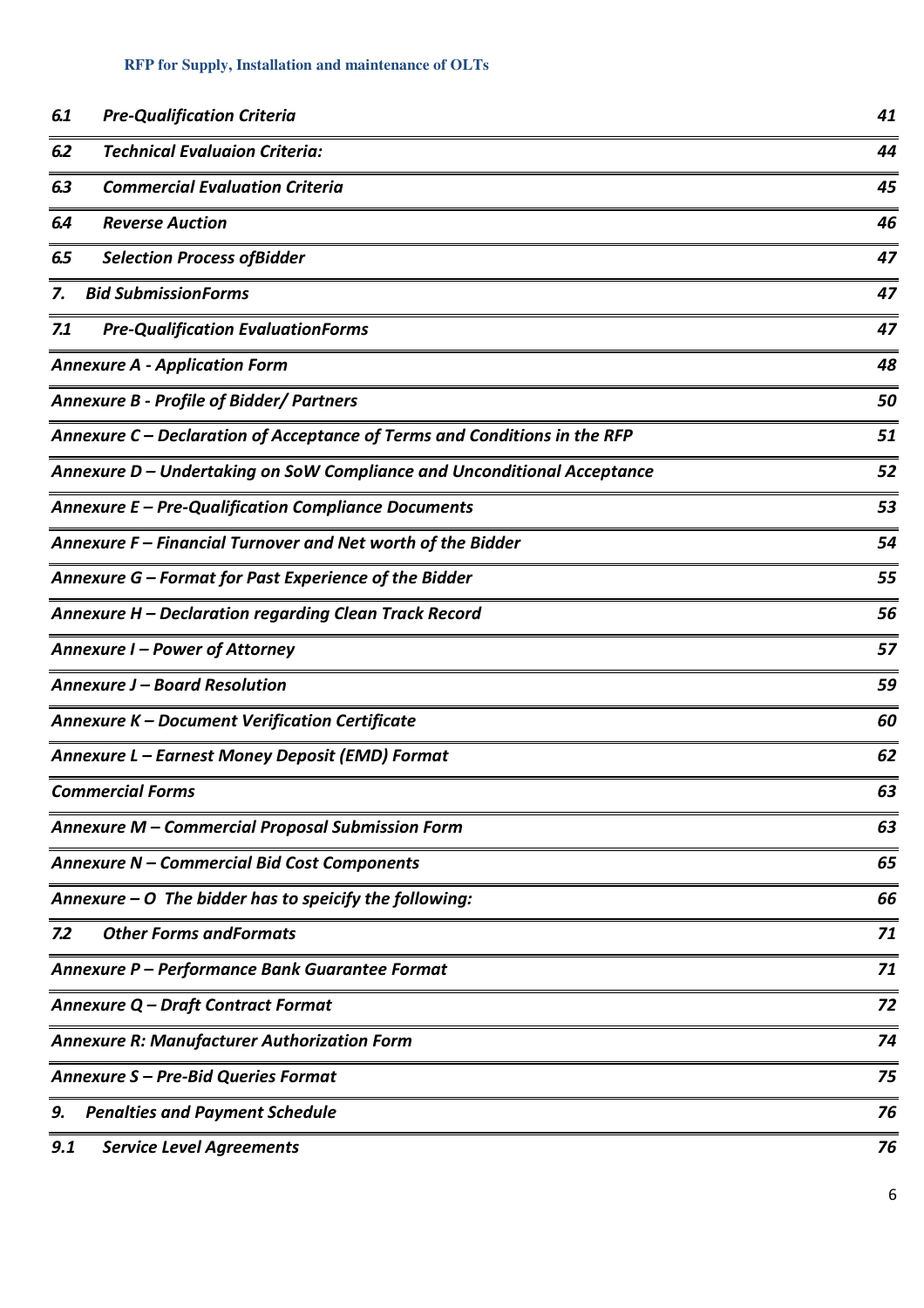| | | |
|---|---|---|
| *6.1* | ***Pre-Qualification Criteria*** | ***41*** |
| *6.2* | ***Technical Evaluaion Criteria:*** | ***44*** |
| *6.3* | ***Commercial Evaluation Criteria*** | ***45*** |
| *6.4* | ***Reverse Auction*** | ***46*** |
| *6.5* | ***Selection Process ofBidder*** | ***47*** |
| ***7.*** | ***Bid SubmissionForms*** | ***47*** |
| *7.1* | ***Pre-Qualification EvaluationForms*** | ***47*** |
| ***Annexure A - Application Form*** | | ***48*** |
| ***Annexure B - Profile of Bidder/ Partners*** | | ***50*** |
| ***Annexure C – Declaration of Acceptance of Terms and Conditions in the RFP*** | | ***51*** |
| ***Annexure D – Undertaking on SoW Compliance and Unconditional Acceptance*** | | ***52*** |
| ***Annexure E – Pre-Qualification Compliance Documents*** | | ***53*** |
| ***Annexure F – Financial Turnover and Net worth of the Bidder*** | | ***54*** |
| ***Annexure G – Format for Past Experience of the Bidder*** | | ***55*** |
| ***Annexure H – Declaration regarding Clean Track Record*** | | ***56*** |
| ***Annexure I – Power of Attorney*** | | ***57*** |
| ***Annexure J – Board Resolution*** | | ***59*** |
| ***Annexure K – Document Verification Certificate*** | | ***60*** |
| ***Annexure L – Earnest Money Deposit (EMD) Format*** | | ***62*** |
| ***Commercial Forms*** | | ***63*** |
| ***Annexure M – Commercial Proposal Submission Form*** | | ***63*** |
| ***Annexure N – Commercial Bid Cost Components*** | | ***65*** |
| ***Annexure – O The bidder has to speicify the following:*** | | ***66*** |
| *7.2* | ***Other Forms andFormats*** | ***71*** |
| ***Annexure P – Performance Bank Guarantee Format*** | | ***71*** |
| ***Annexure Q – Draft Contract Format*** | | ***72*** |
| ***Annexure R: Manufacturer Authorization Form*** | | ***74*** |
| ***Annexure S – Pre-Bid Queries Format*** | | ***75*** |
| ***9.*** | ***Penalties and Payment Schedule*** | ***76*** |
| ***9.1*** | ***Service Level Agreements*** | ***76*** |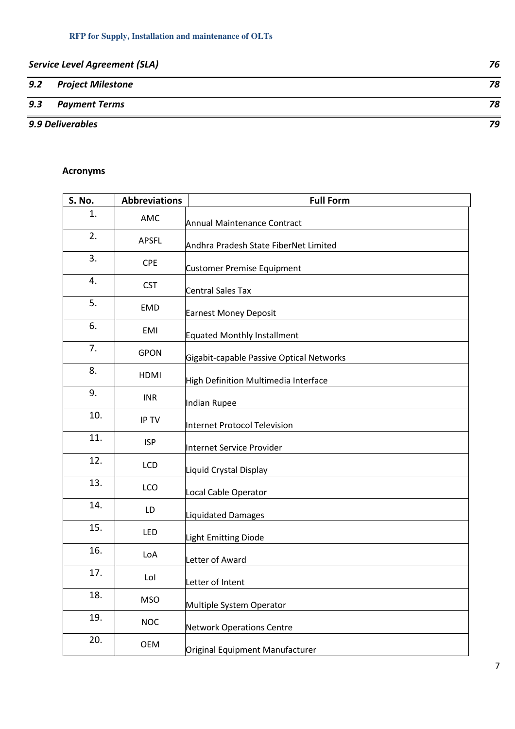| | |
|---|---|
| *Service Level Agreement (SLA)* | *76* |
| *9.2 Project Milestone* | *78* |
| *9.3 Payment Terms* | *78* |
| *9.9 Deliverables* | *79* |

**Acronyms**

| S. No. | Abbreviations | Full Form |
|---|---|---|
| 1. | AMC | Annual Maintenance Contract |
| 2. | APSFL | Andhra Pradesh State FiberNet Limited |
| 3. | CPE | Customer Premise Equipment |
| 4. | CST | Central Sales Tax |
| 5. | EMD | Earnest Money Deposit |
| 6. | EMI | Equated Monthly Installment |
| 7. | GPON | Gigabit-capable Passive Optical Networks |
| 8. | HDMI | High Definition Multimedia Interface |
| 9. | INR | Indian Rupee |
| 10. | IP TV | Internet Protocol Television |
| 11. | ISP | Internet Service Provider |
| 12. | LCD | Liquid Crystal Display |
| 13. | LCO | Local Cable Operator |
| 14. | LD | Liquidated Damages |
| 15. | LED | Light Emitting Diode |
| 16. | LoA | Letter of Award |
| 17. | LoI | Letter of Intent |
| 18. | MSO | Multiple System Operator |
| 19. | NOC | Network Operations Centre |
| 20. | OEM | Original Equipment Manufacturer |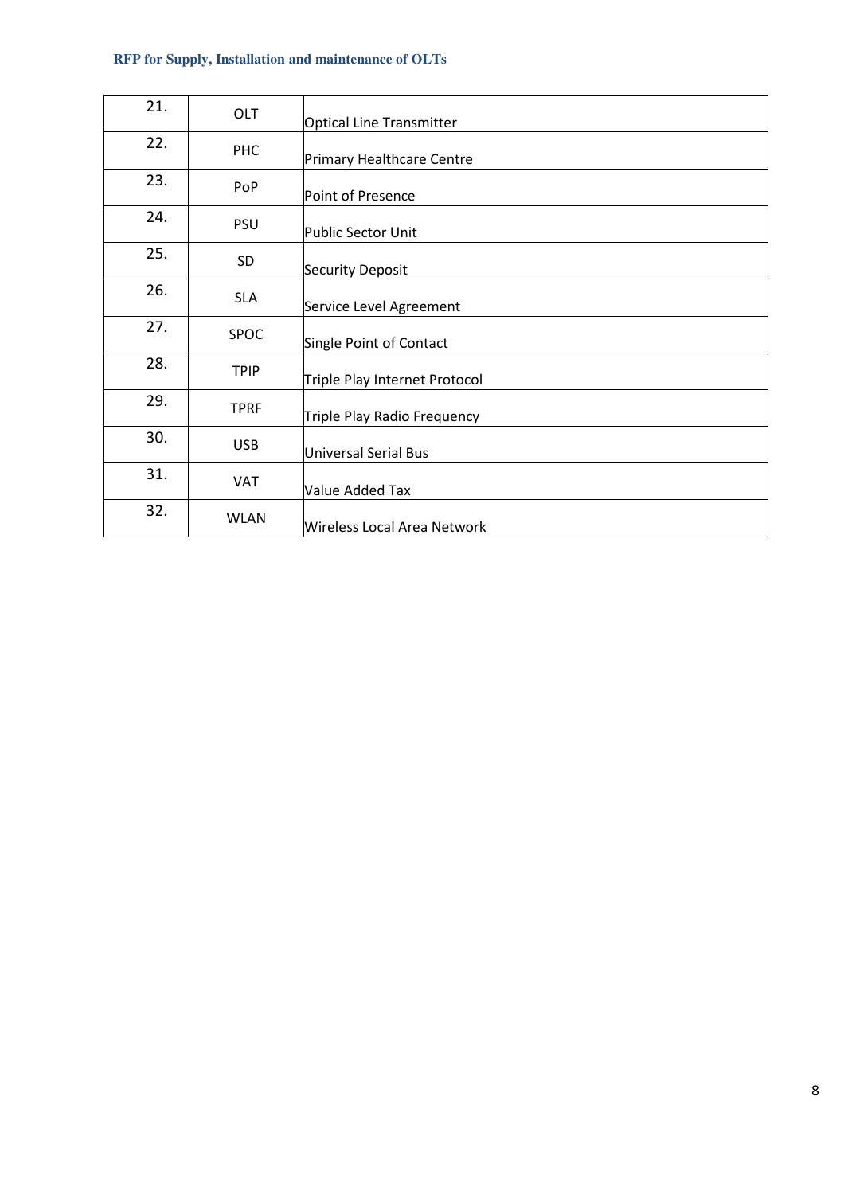| | | |
|---|---|---|
| 21. | OLT | Optical Line Transmitter |
| 22. | PHC | Primary Healthcare Centre |
| 23. | PoP | Point of Presence |
| 24. | PSU | Public Sector Unit |
| 25. | SD | Security Deposit |
| 26. | SLA | Service Level Agreement |
| 27. | SPOC | Single Point of Contact |
| 28. | TPIP | Triple Play Internet Protocol |
| 29. | TPRF | Triple Play Radio Frequency |
| 30. | USB | Universal Serial Bus |
| 31. | VAT | Value Added Tax |
| 32. | WLAN | Wireless Local Area Network |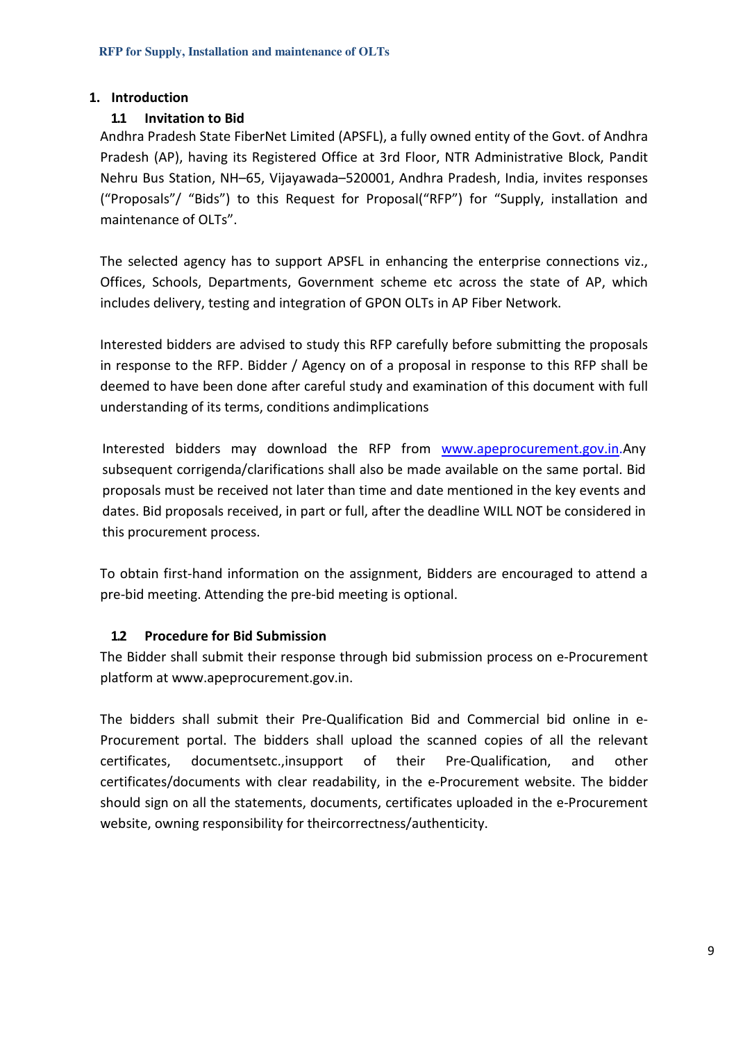# 1. Introduction

## 1.1 Invitation to Bid

Andhra Pradesh State FiberNet Limited (APSFL), a fully owned entity of the Govt. of Andhra Pradesh (AP), having its Registered Office at 3rd Floor, NTR Administrative Block, Pandit Nehru Bus Station, NH–65, Vijayawada–520001, Andhra Pradesh, India, invites responses ("Proposals"/ "Bids") to this Request for Proposal("RFP") for "Supply, installation and maintenance of OLTs".

The selected agency has to support APSFL in enhancing the enterprise connections viz., Offices, Schools, Departments, Government scheme etc across the state of AP, which includes delivery, testing and integration of GPON OLTs in AP Fiber Network.

Interested bidders are advised to study this RFP carefully before submitting the proposals in response to the RFP. Bidder / Agency on of a proposal in response to this RFP shall be deemed to have been done after careful study and examination of this document with full understanding of its terms, conditions andimplications

Interested bidders may download the RFP from www.apeprocurement.gov.in.Any subsequent corrigenda/clarifications shall also be made available on the same portal. Bid proposals must be received not later than time and date mentioned in the key events and dates. Bid proposals received, in part or full, after the deadline WILL NOT be considered in this procurement process.

To obtain first-hand information on the assignment, Bidders are encouraged to attend a pre-bid meeting. Attending the pre-bid meeting is optional.

## 1.2 Procedure for Bid Submission

The Bidder shall submit their response through bid submission process on e-Procurement platform at www.apeprocurement.gov.in.

The bidders shall submit their Pre-Qualification Bid and Commercial bid online in e-Procurement portal. The bidders shall upload the scanned copies of all the relevant certificates, documentsetc.,insupport of their Pre-Qualification, and other certificates/documents with clear readability, in the e-Procurement website. The bidder should sign on all the statements, documents, certificates uploaded in the e-Procurement website, owning responsibility for theircorrectness/authenticity.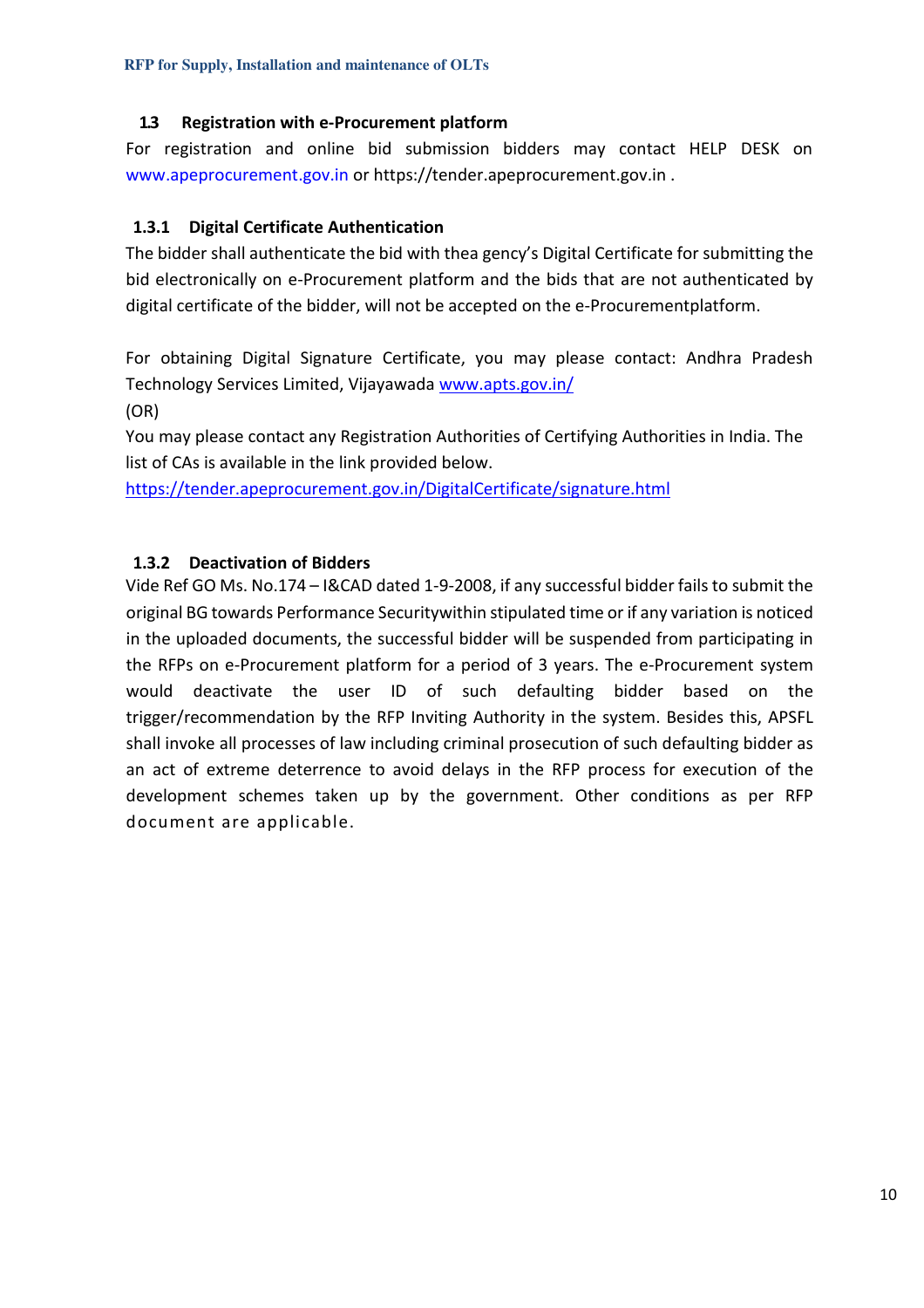### 1.3 Registration with e-Procurement platform

For registration and online bid submission bidders may contact HELP DESK on www.apeprocurement.gov.in or https://tender.apeprocurement.gov.in .

#### 1.3.1 Digital Certificate Authentication

The bidder shall authenticate the bid with thea gency's Digital Certificate for submitting the bid electronically on e-Procurement platform and the bids that are not authenticated by digital certificate of the bidder, will not be accepted on the e-Procurementplatform.

For obtaining Digital Signature Certificate, you may please contact: Andhra Pradesh Technology Services Limited, Vijayawada www.apts.gov.in/

(OR)

You may please contact any Registration Authorities of Certifying Authorities in India. The list of CAs is available in the link provided below.

https://tender.apeprocurement.gov.in/DigitalCertificate/signature.html

#### 1.3.2 Deactivation of Bidders

Vide Ref GO Ms. No.174 – I&CAD dated 1-9-2008, if any successful bidder fails to submit the original BG towards Performance Securitywithin stipulated time or if any variation is noticed in the uploaded documents, the successful bidder will be suspended from participating in the RFPs on e-Procurement platform for a period of 3 years. The e-Procurement system would deactivate the user ID of such defaulting bidder based on the trigger/recommendation by the RFP Inviting Authority in the system. Besides this, APSFL shall invoke all processes of law including criminal prosecution of such defaulting bidder as an act of extreme deterrence to avoid delays in the RFP process for execution of the development schemes taken up by the government. Other conditions as per RFP document are applicable.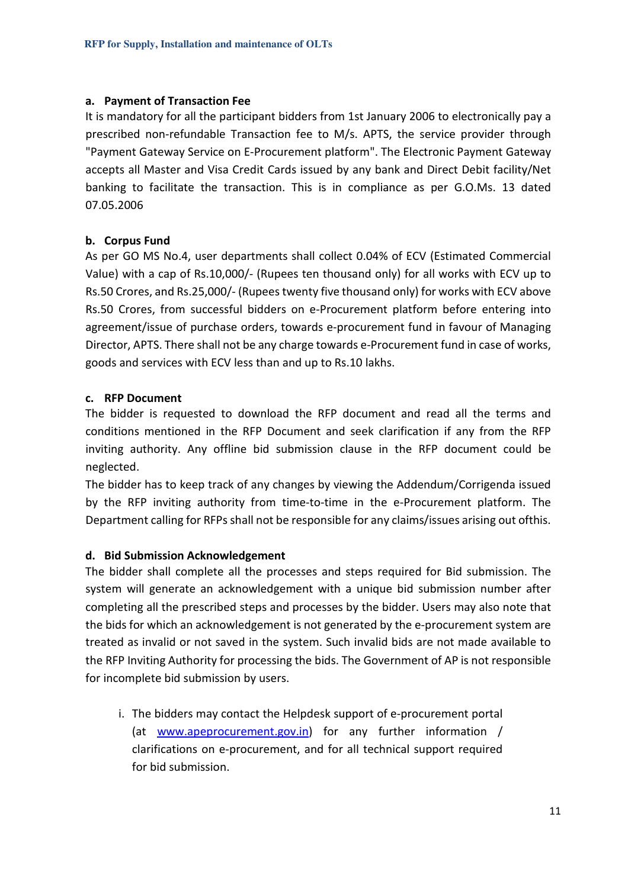**a. Payment of Transaction Fee**

It is mandatory for all the participant bidders from 1st January 2006 to electronically pay a prescribed non-refundable Transaction fee to M/s. APTS, the service provider through "Payment Gateway Service on E-Procurement platform". The Electronic Payment Gateway accepts all Master and Visa Credit Cards issued by any bank and Direct Debit facility/Net banking to facilitate the transaction. This is in compliance as per G.O.Ms. 13 dated 07.05.2006

**b. Corpus Fund**

As per GO MS No.4, user departments shall collect 0.04% of ECV (Estimated Commercial Value) with a cap of Rs.10,000/- (Rupees ten thousand only) for all works with ECV up to Rs.50 Crores, and Rs.25,000/- (Rupees twenty five thousand only) for works with ECV above Rs.50 Crores, from successful bidders on e-Procurement platform before entering into agreement/issue of purchase orders, towards e-procurement fund in favour of Managing Director, APTS. There shall not be any charge towards e-Procurement fund in case of works, goods and services with ECV less than and up to Rs.10 lakhs.

**c. RFP Document**

The bidder is requested to download the RFP document and read all the terms and conditions mentioned in the RFP Document and seek clarification if any from the RFP inviting authority. Any offline bid submission clause in the RFP document could be neglected.

The bidder has to keep track of any changes by viewing the Addendum/Corrigenda issued by the RFP inviting authority from time-to-time in the e-Procurement platform. The Department calling for RFPs shall not be responsible for any claims/issues arising out ofthis.

**d. Bid Submission Acknowledgement**

The bidder shall complete all the processes and steps required for Bid submission. The system will generate an acknowledgement with a unique bid submission number after completing all the prescribed steps and processes by the bidder. Users may also note that the bids for which an acknowledgement is not generated by the e-procurement system are treated as invalid or not saved in the system. Such invalid bids are not made available to the RFP Inviting Authority for processing the bids. The Government of AP is not responsible for incomplete bid submission by users.

i. The bidders may contact the Helpdesk support of e-procurement portal (at www.apeprocurement.gov.in) for any further information / clarifications on e-procurement, and for all technical support required for bid submission.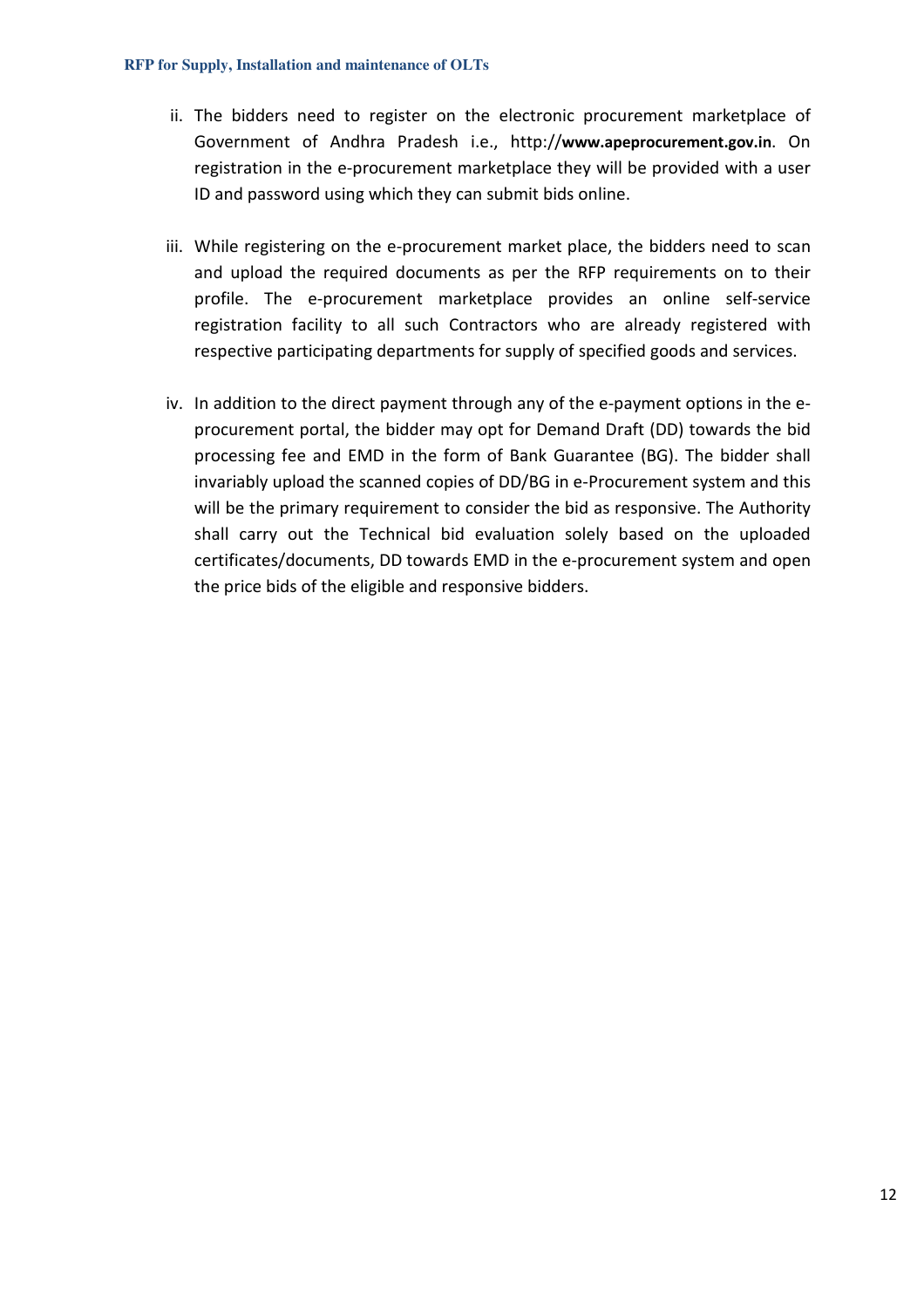ii. The bidders need to register on the electronic procurement marketplace of Government of Andhra Pradesh i.e., http://**www.apeprocurement.gov.in**. On registration in the e-procurement marketplace they will be provided with a user ID and password using which they can submit bids online.

iii. While registering on the e-procurement market place, the bidders need to scan and upload the required documents as per the RFP requirements on to their profile. The e-procurement marketplace provides an online self-service registration facility to all such Contractors who are already registered with respective participating departments for supply of specified goods and services.

iv. In addition to the direct payment through any of the e-payment options in the e-procurement portal, the bidder may opt for Demand Draft (DD) towards the bid processing fee and EMD in the form of Bank Guarantee (BG). The bidder shall invariably upload the scanned copies of DD/BG in e-Procurement system and this will be the primary requirement to consider the bid as responsive. The Authority shall carry out the Technical bid evaluation solely based on the uploaded certificates/documents, DD towards EMD in the e-procurement system and open the price bids of the eligible and responsive bidders.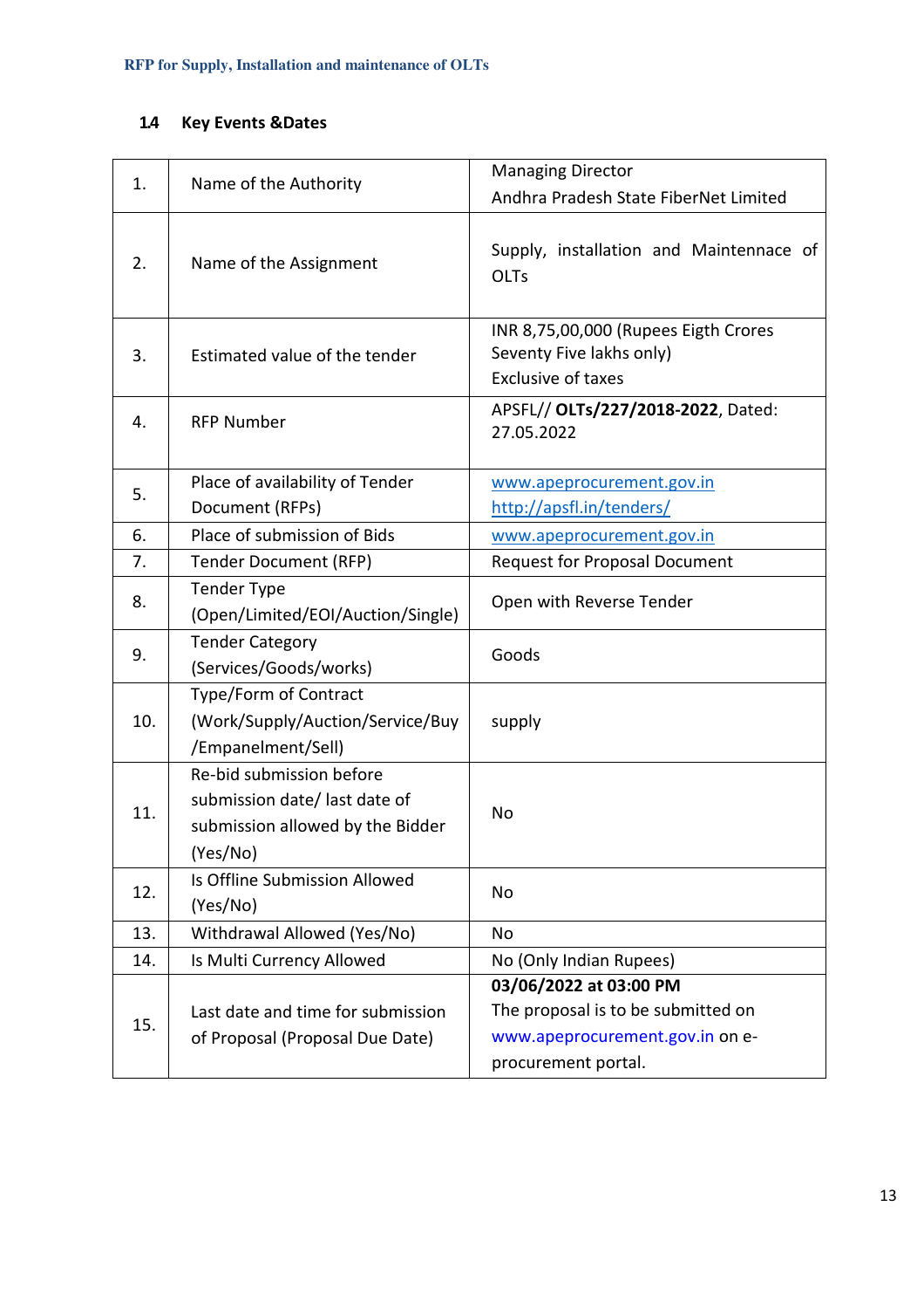### 1.4 Key Events &Dates

| | | |
|---|---|---|
| 1. | Name of the Authority | Managing Director<br>Andhra Pradesh State FiberNet Limited |
| 2. | Name of the Assignment | Supply, installation and Maintennace of OLTs |
| 3. | Estimated value of the tender | INR 8,75,00,000 (Rupees Eigth Crores Seventy Five lakhs only)<br>Exclusive of taxes |
| 4. | RFP Number | APSFL// **OLTs/227/2018-2022**, Dated: 27.05.2022 |
| 5. | Place of availability of Tender Document (RFPs) | www.apeprocurement.gov.in<br>http://apsfl.in/tenders/ |
| 6. | Place of submission of Bids | www.apeprocurement.gov.in |
| 7. | Tender Document (RFP) | Request for Proposal Document |
| 8. | Tender Type (Open/Limited/EOI/Auction/Single) | Open with Reverse Tender |
| 9. | Tender Category (Services/Goods/works) | Goods |
| 10. | Type/Form of Contract (Work/Supply/Auction/Service/Buy /Empanelment/Sell) | supply |
| 11. | Re-bid submission before submission date/ last date of submission allowed by the Bidder (Yes/No) | No |
| 12. | Is Offline Submission Allowed (Yes/No) | No |
| 13. | Withdrawal Allowed (Yes/No) | No |
| 14. | Is Multi Currency Allowed | No (Only Indian Rupees) |
| 15. | Last date and time for submission of Proposal (Proposal Due Date) | **03/06/2022 at 03:00 PM**<br>The proposal is to be submitted on www.apeprocurement.gov.in on e-procurement portal. |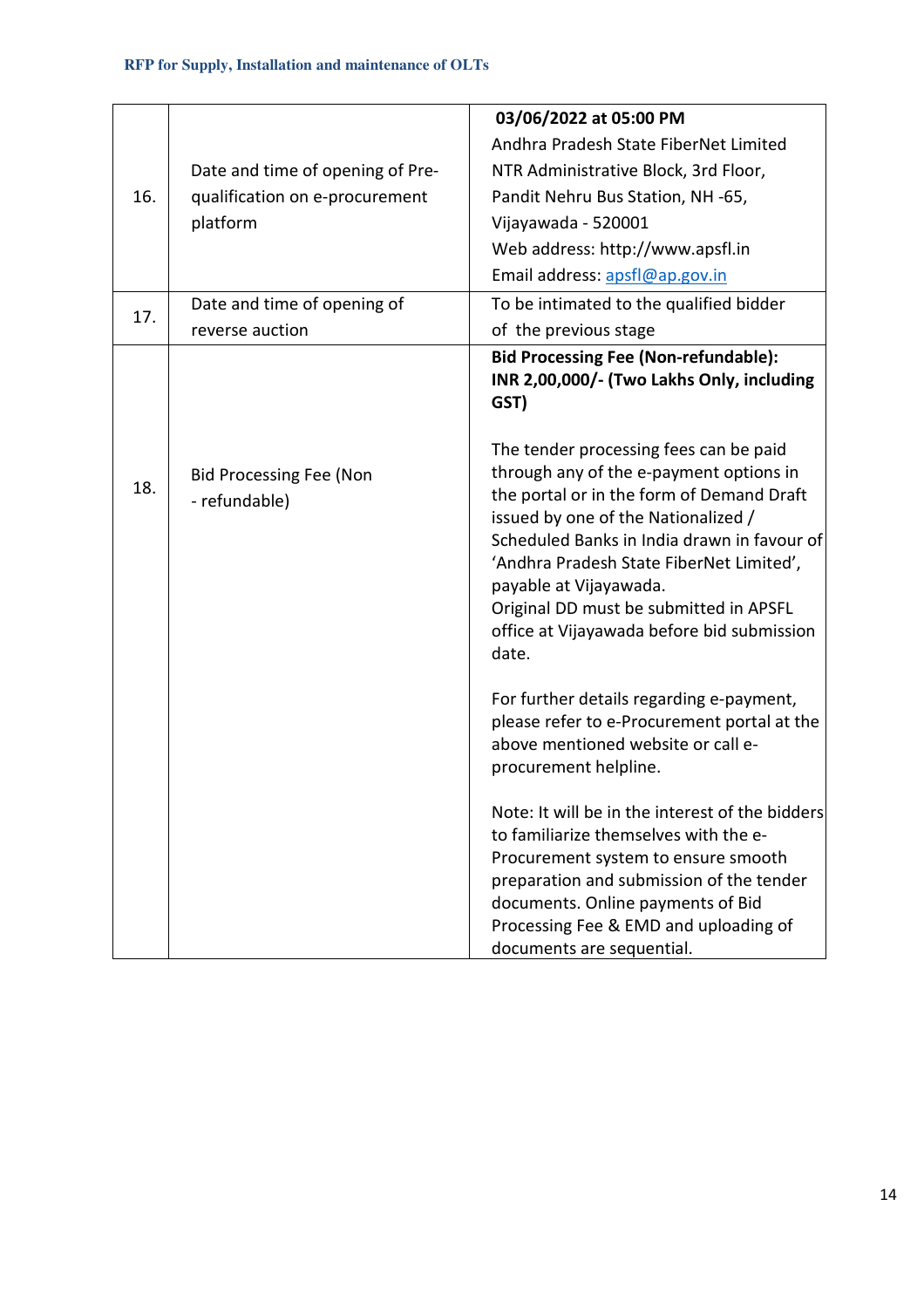| | | |
|---|---|---|
| 16. | Date and time of opening of Pre-qualification on e-procurement platform | **03/06/2022 at 05:00 PM**<br>Andhra Pradesh State FiberNet Limited<br>NTR Administrative Block, 3rd Floor,<br>Pandit Nehru Bus Station, NH -65,<br>Vijayawada - 520001<br>Web address: http://www.apsfl.in<br>Email address: apsfl@ap.gov.in |
| 17. | Date and time of opening of reverse auction | To be intimated to the qualified bidder of the previous stage |
| 18. | Bid Processing Fee (Non - refundable) | **Bid Processing Fee (Non-refundable): INR 2,00,000/- (Two Lakhs Only, including GST)**<br><br>The tender processing fees can be paid through any of the e-payment options in the portal or in the form of Demand Draft issued by one of the Nationalized / Scheduled Banks in India drawn in favour of 'Andhra Pradesh State FiberNet Limited', payable at Vijayawada.<br>Original DD must be submitted in APSFL office at Vijayawada before bid submission date.<br><br>For further details regarding e-payment, please refer to e-Procurement portal at the above mentioned website or call e-procurement helpline.<br><br>Note: It will be in the interest of the bidders to familiarize themselves with the e-Procurement system to ensure smooth preparation and submission of the tender documents. Online payments of Bid Processing Fee & EMD and uploading of documents are sequential. |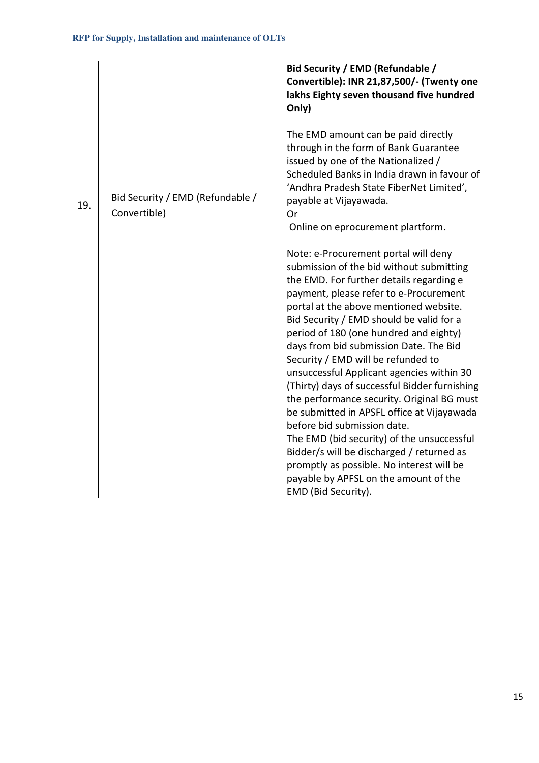| | | |
|---|---|---|
| 19. | Bid Security / EMD (Refundable / Convertible) | **Bid Security / EMD (Refundable / Convertible): INR 21,87,500/- (Twenty one lakhs Eighty seven thousand five hundred Only)**<br><br>The EMD amount can be paid directly through in the form of Bank Guarantee issued by one of the Nationalized / Scheduled Banks in India drawn in favour of 'Andhra Pradesh State FiberNet Limited', payable at Vijayawada.<br>Or<br>Online on eprocurement plartform.<br><br>Note: e-Procurement portal will deny submission of the bid without submitting the EMD. For further details regarding e payment, please refer to e-Procurement portal at the above mentioned website. Bid Security / EMD should be valid for a period of 180 (one hundred and eighty) days from bid submission Date. The Bid Security / EMD will be refunded to unsuccessful Applicant agencies within 30 (Thirty) days of successful Bidder furnishing the performance security. Original BG must be submitted in APSFL office at Vijayawada before bid submission date.<br>The EMD (bid security) of the unsuccessful Bidder/s will be discharged / returned as promptly as possible. No interest will be payable by APFSL on the amount of the EMD (Bid Security). |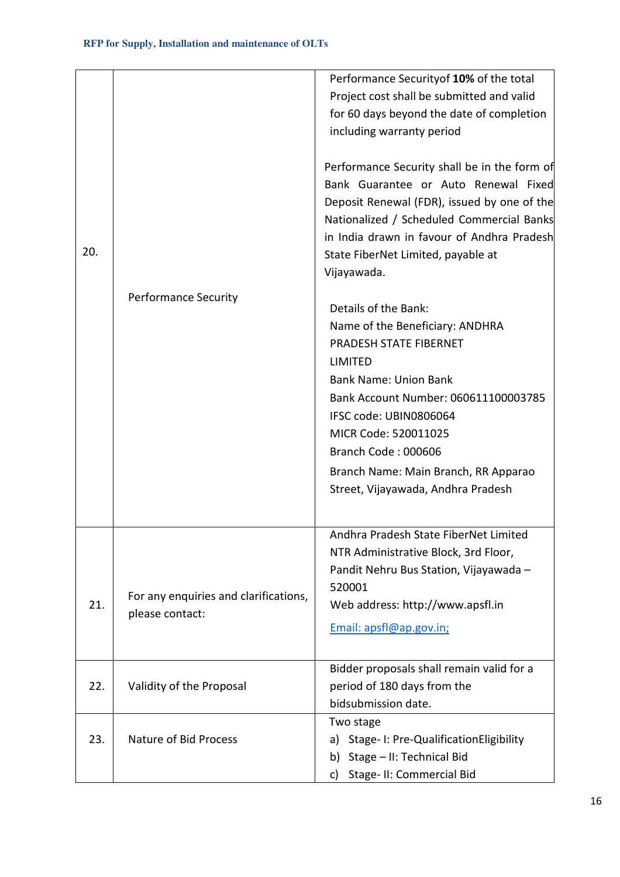| 20. | Performance Security | Performance Securityof **10%** of the total Project cost shall be submitted and valid for 60 days beyond the date of completion including warranty period<br><br>Performance Security shall be in the form of Bank Guarantee or Auto Renewal Fixed Deposit Renewal (FDR), issued by one of the Nationalized / Scheduled Commercial Banks in India drawn in favour of Andhra Pradesh State FiberNet Limited, payable at Vijayawada.<br><br>Details of the Bank:<br>Name of the Beneficiary: ANDHRA PRADESH STATE FIBERNET LIMITED<br>Bank Name: Union Bank<br>Bank Account Number: 060611100003785<br>IFSC code: UBIN0806064<br>MICR Code: 520011025<br>Branch Code : 000606<br>Branch Name: Main Branch, RR Apparao Street, Vijayawada, Andhra Pradesh |
|---|---|---|
| 21. | For any enquiries and clarifications, please contact: | Andhra Pradesh State FiberNet Limited<br>NTR Administrative Block, 3rd Floor,<br>Pandit Nehru Bus Station, Vijayawada – 520001<br>Web address: http://www.apsfl.in<br>Email: apsfl@ap.gov.in; |
| 22. | Validity of the Proposal | Bidder proposals shall remain valid for a period of 180 days from the bidsubmission date. |
| 23. | Nature of Bid Process | Two stage<br>a) Stage- I: Pre-QualificationEligibility<br>b) Stage – II: Technical Bid<br>c) Stage- II: Commercial Bid |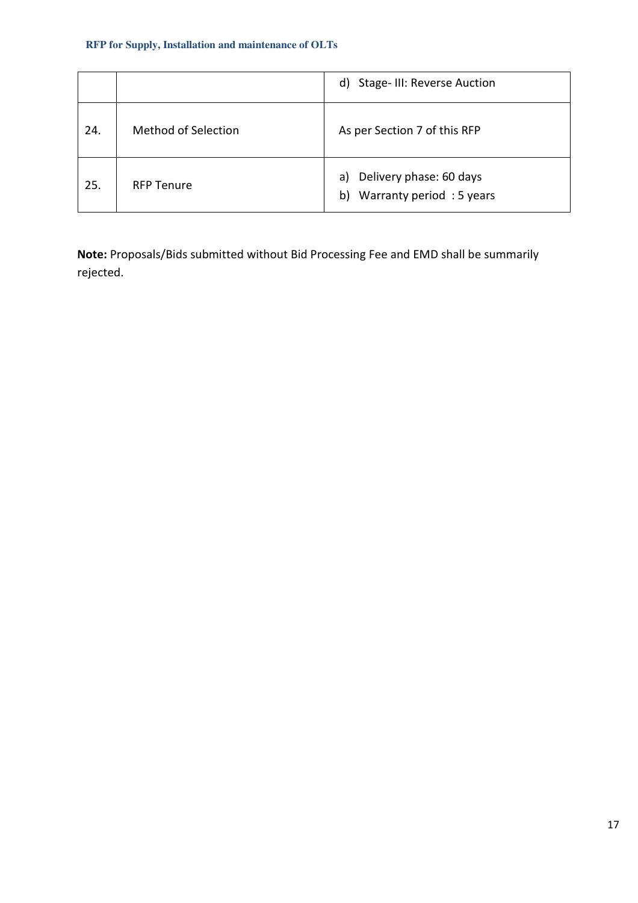| | | |
|---|---|---|
| | | d) Stage- III: Reverse Auction |
| 24. | Method of Selection | As per Section 7 of this RFP |
| 25. | RFP Tenure | a) Delivery phase: 60 days<br>b) Warranty period : 5 years |

**Note:** Proposals/Bids submitted without Bid Processing Fee and EMD shall be summarily rejected.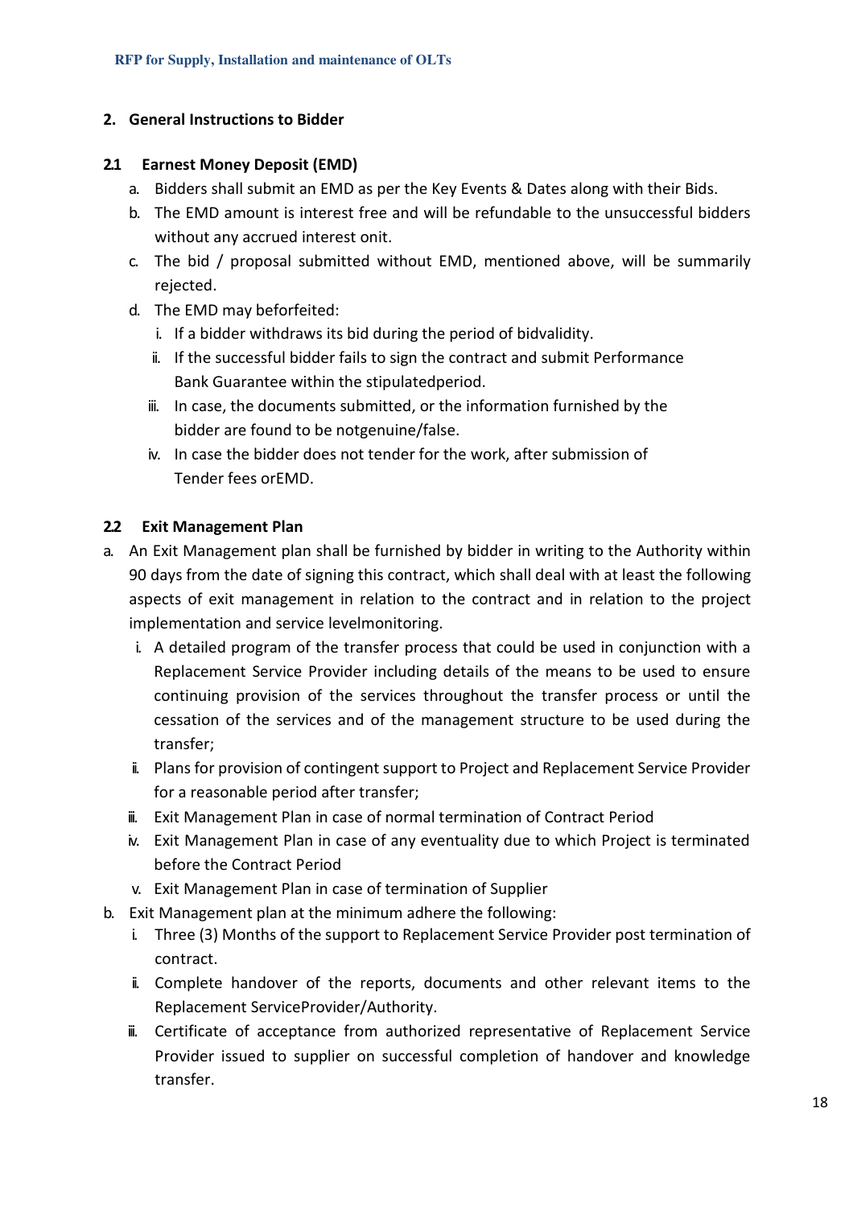## 2. General Instructions to Bidder

### 2.1 Earnest Money Deposit (EMD)

a. Bidders shall submit an EMD as per the Key Events & Dates along with their Bids.
b. The EMD amount is interest free and will be refundable to the unsuccessful bidders without any accrued interest onit.
c. The bid / proposal submitted without EMD, mentioned above, will be summarily rejected.
d. The EMD may beforfeited:
   i. If a bidder withdraws its bid during the period of bidvalidity.
   ii. If the successful bidder fails to sign the contract and submit Performance Bank Guarantee within the stipulatedperiod.
   iii. In case, the documents submitted, or the information furnished by the bidder are found to be notgenuine/false.
   iv. In case the bidder does not tender for the work, after submission of Tender fees orEMD.

### 2.2 Exit Management Plan

a. An Exit Management plan shall be furnished by bidder in writing to the Authority within 90 days from the date of signing this contract, which shall deal with at least the following aspects of exit management in relation to the contract and in relation to the project implementation and service levelmonitoring.
   i. A detailed program of the transfer process that could be used in conjunction with a Replacement Service Provider including details of the means to be used to ensure continuing provision of the services throughout the transfer process or until the cessation of the services and of the management structure to be used during the transfer;
   ii. Plans for provision of contingent support to Project and Replacement Service Provider for a reasonable period after transfer;
   iii. Exit Management Plan in case of normal termination of Contract Period
   iv. Exit Management Plan in case of any eventuality due to which Project is terminated before the Contract Period
   v. Exit Management Plan in case of termination of Supplier
b. Exit Management plan at the minimum adhere the following:
   i. Three (3) Months of the support to Replacement Service Provider post termination of contract.
   ii. Complete handover of the reports, documents and other relevant items to the Replacement ServiceProvider/Authority.
   iii. Certificate of acceptance from authorized representative of Replacement Service Provider issued to supplier on successful completion of handover and knowledge transfer.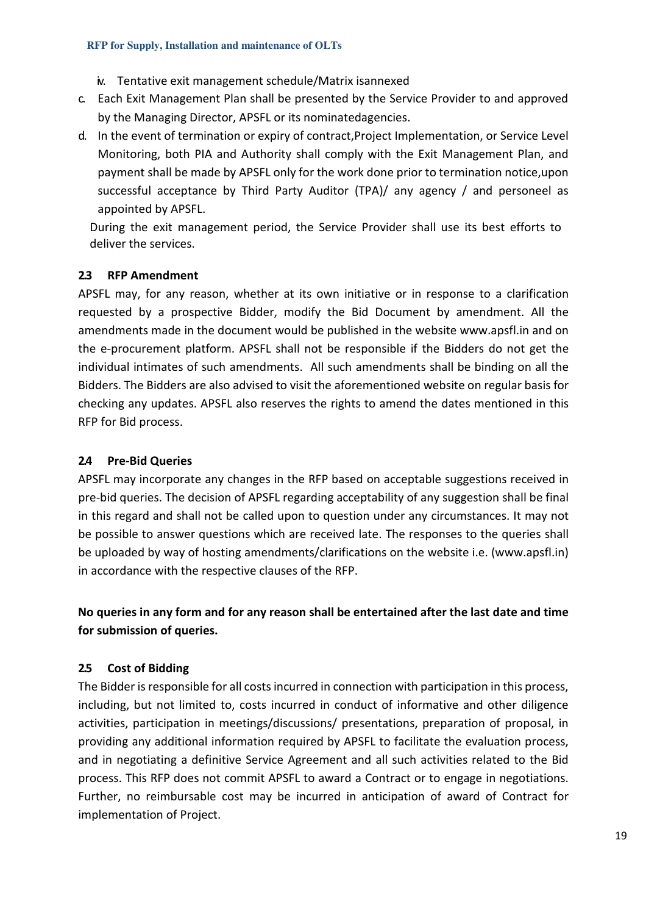iv. Tentative exit management schedule/Matrix isannexed

c. Each Exit Management Plan shall be presented by the Service Provider to and approved by the Managing Director, APSFL or its nominatedagencies.

d. In the event of termination or expiry of contract,Project Implementation, or Service Level Monitoring, both PIA and Authority shall comply with the Exit Management Plan, and payment shall be made by APSFL only for the work done prior to termination notice,upon successful acceptance by Third Party Auditor (TPA)/ any agency / and personeel as appointed by APSFL.

During the exit management period, the Service Provider shall use its best efforts to deliver the services.

### 2.3 RFP Amendment

APSFL may, for any reason, whether at its own initiative or in response to a clarification requested by a prospective Bidder, modify the Bid Document by amendment. All the amendments made in the document would be published in the website www.apsfl.in and on the e-procurement platform. APSFL shall not be responsible if the Bidders do not get the individual intimates of such amendments. All such amendments shall be binding on all the Bidders. The Bidders are also advised to visit the aforementioned website on regular basis for checking any updates. APSFL also reserves the rights to amend the dates mentioned in this RFP for Bid process.

### 2.4 Pre-Bid Queries

APSFL may incorporate any changes in the RFP based on acceptable suggestions received in pre-bid queries. The decision of APSFL regarding acceptability of any suggestion shall be final in this regard and shall not be called upon to question under any circumstances. It may not be possible to answer questions which are received late. The responses to the queries shall be uploaded by way of hosting amendments/clarifications on the website i.e. (www.apsfl.in) in accordance with the respective clauses of the RFP.

**No queries in any form and for any reason shall be entertained after the last date and time for submission of queries.**

### 2.5 Cost of Bidding

The Bidder is responsible for all costs incurred in connection with participation in this process, including, but not limited to, costs incurred in conduct of informative and other diligence activities, participation in meetings/discussions/ presentations, preparation of proposal, in providing any additional information required by APSFL to facilitate the evaluation process, and in negotiating a definitive Service Agreement and all such activities related to the Bid process. This RFP does not commit APSFL to award a Contract or to engage in negotiations. Further, no reimbursable cost may be incurred in anticipation of award of Contract for implementation of Project.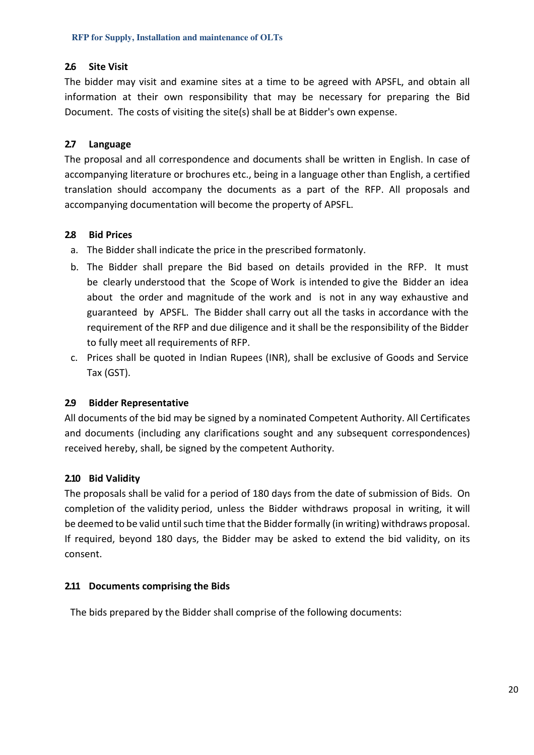### 2.6 Site Visit

The bidder may visit and examine sites at a time to be agreed with APSFL, and obtain all information at their own responsibility that may be necessary for preparing the Bid Document. The costs of visiting the site(s) shall be at Bidder's own expense.

### 2.7 Language

The proposal and all correspondence and documents shall be written in English. In case of accompanying literature or brochures etc., being in a language other than English, a certified translation should accompany the documents as a part of the RFP. All proposals and accompanying documentation will become the property of APSFL.

### 2.8 Bid Prices

a. The Bidder shall indicate the price in the prescribed formatonly.

b. The Bidder shall prepare the Bid based on details provided in the RFP. It must be clearly understood that the Scope of Work is intended to give the Bidder an idea about the order and magnitude of the work and is not in any way exhaustive and guaranteed by APSFL. The Bidder shall carry out all the tasks in accordance with the requirement of the RFP and due diligence and it shall be the responsibility of the Bidder to fully meet all requirements of RFP.

c. Prices shall be quoted in Indian Rupees (INR), shall be exclusive of Goods and Service Tax (GST).

### 2.9 Bidder Representative

All documents of the bid may be signed by a nominated Competent Authority. All Certificates and documents (including any clarifications sought and any subsequent correspondences) received hereby, shall, be signed by the competent Authority.

### 2.10 Bid Validity

The proposals shall be valid for a period of 180 days from the date of submission of Bids. On completion of the validity period, unless the Bidder withdraws proposal in writing, it will be deemed to be valid until such time that the Bidder formally (in writing) withdraws proposal. If required, beyond 180 days, the Bidder may be asked to extend the bid validity, on its consent.

### 2.11 Documents comprising the Bids

The bids prepared by the Bidder shall comprise of the following documents: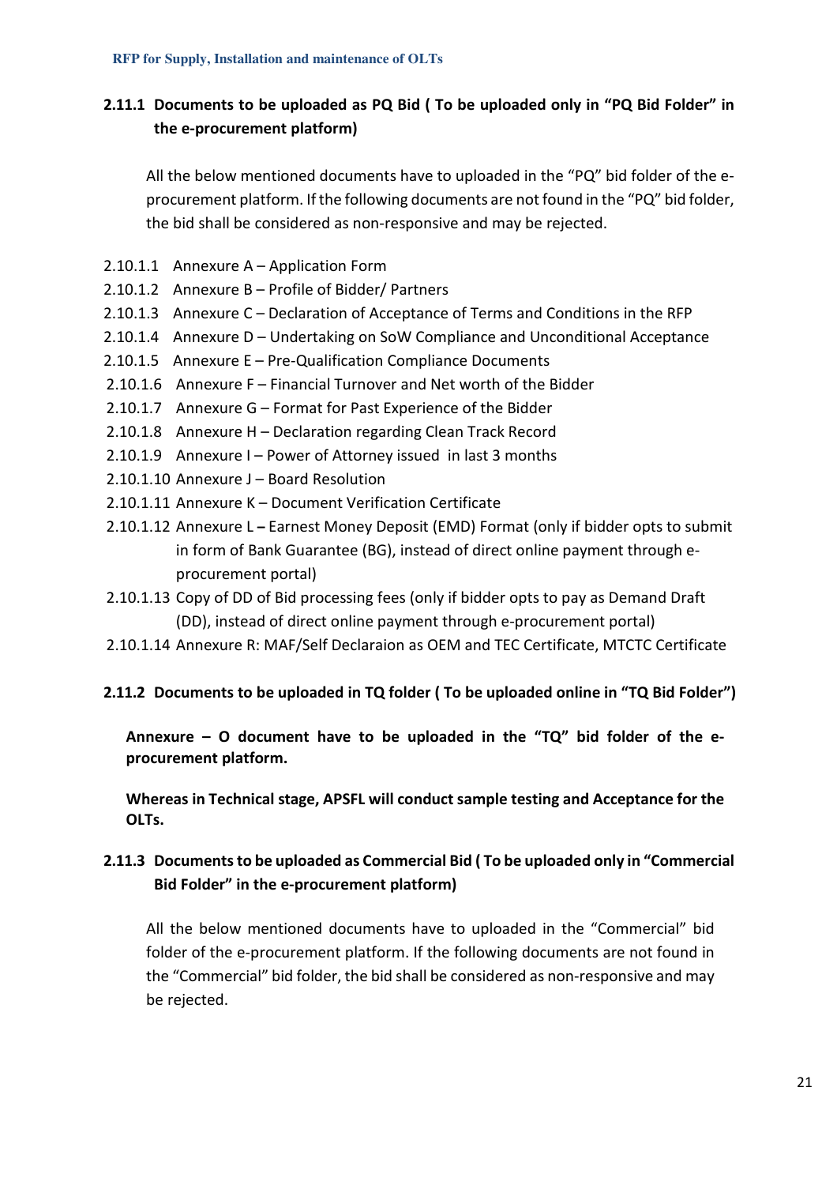### 2.11.1 Documents to be uploaded as PQ Bid ( To be uploaded only in "PQ Bid Folder" in the e-procurement platform)

All the below mentioned documents have to uploaded in the "PQ" bid folder of the e-procurement platform. If the following documents are not found in the "PQ" bid folder, the bid shall be considered as non-responsive and may be rejected.

2.10.1.1 Annexure A – Application Form

2.10.1.2 Annexure B – Profile of Bidder/ Partners

2.10.1.3 Annexure C – Declaration of Acceptance of Terms and Conditions in the RFP

2.10.1.4 Annexure D – Undertaking on SoW Compliance and Unconditional Acceptance

2.10.1.5 Annexure E – Pre-Qualification Compliance Documents

2.10.1.6 Annexure F – Financial Turnover and Net worth of the Bidder

2.10.1.7 Annexure G – Format for Past Experience of the Bidder

2.10.1.8 Annexure H – Declaration regarding Clean Track Record

2.10.1.9 Annexure I – Power of Attorney issued in last 3 months

2.10.1.10 Annexure J – Board Resolution

2.10.1.11 Annexure K – Document Verification Certificate

2.10.1.12 Annexure L **–** Earnest Money Deposit (EMD) Format (only if bidder opts to submit in form of Bank Guarantee (BG), instead of direct online payment through e-procurement portal)

2.10.1.13 Copy of DD of Bid processing fees (only if bidder opts to pay as Demand Draft (DD), instead of direct online payment through e-procurement portal)

2.10.1.14 Annexure R: MAF/Self Declaraion as OEM and TEC Certificate, MTCTC Certificate

### 2.11.2 Documents to be uploaded in TQ folder ( To be uploaded online in "TQ Bid Folder")

**Annexure – O document have to be uploaded in the "TQ" bid folder of the e-procurement platform.**

**Whereas in Technical stage, APSFL will conduct sample testing and Acceptance for the OLTs.**

### 2.11.3 Documents to be uploaded as Commercial Bid ( To be uploaded only in "Commercial Bid Folder" in the e-procurement platform)

All the below mentioned documents have to uploaded in the "Commercial" bid folder of the e-procurement platform. If the following documents are not found in the "Commercial" bid folder, the bid shall be considered as non-responsive and may be rejected.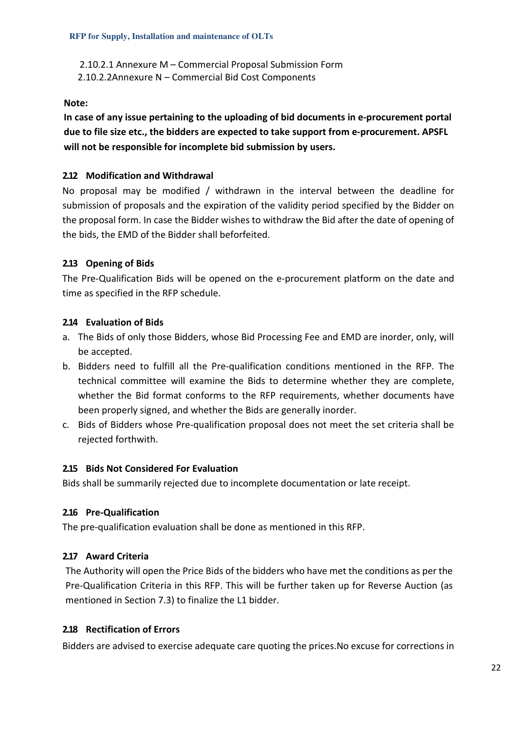2.10.2.1 Annexure M – Commercial Proposal Submission Form
2.10.2.2Annexure N – Commercial Bid Cost Components

**Note:**

**In case of any issue pertaining to the uploading of bid documents in e-procurement portal due to file size etc., the bidders are expected to take support from e-procurement. APSFL will not be responsible for incomplete bid submission by users.**

### 2.12 Modification and Withdrawal

No proposal may be modified / withdrawn in the interval between the deadline for submission of proposals and the expiration of the validity period specified by the Bidder on the proposal form. In case the Bidder wishes to withdraw the Bid after the date of opening of the bids, the EMD of the Bidder shall beforfeited.

### 2.13 Opening of Bids

The Pre-Qualification Bids will be opened on the e-procurement platform on the date and time as specified in the RFP schedule.

### 2.14 Evaluation of Bids

a. The Bids of only those Bidders, whose Bid Processing Fee and EMD are inorder, only, will be accepted.
b. Bidders need to fulfill all the Pre-qualification conditions mentioned in the RFP. The technical committee will examine the Bids to determine whether they are complete, whether the Bid format conforms to the RFP requirements, whether documents have been properly signed, and whether the Bids are generally inorder.
c. Bids of Bidders whose Pre-qualification proposal does not meet the set criteria shall be rejected forthwith.

### 2.15 Bids Not Considered For Evaluation

Bids shall be summarily rejected due to incomplete documentation or late receipt.

### 2.16 Pre-Qualification

The pre-qualification evaluation shall be done as mentioned in this RFP.

### 2.17 Award Criteria

The Authority will open the Price Bids of the bidders who have met the conditions as per the Pre-Qualification Criteria in this RFP. This will be further taken up for Reverse Auction (as mentioned in Section 7.3) to finalize the L1 bidder.

### 2.18 Rectification of Errors

Bidders are advised to exercise adequate care quoting the prices.No excuse for corrections in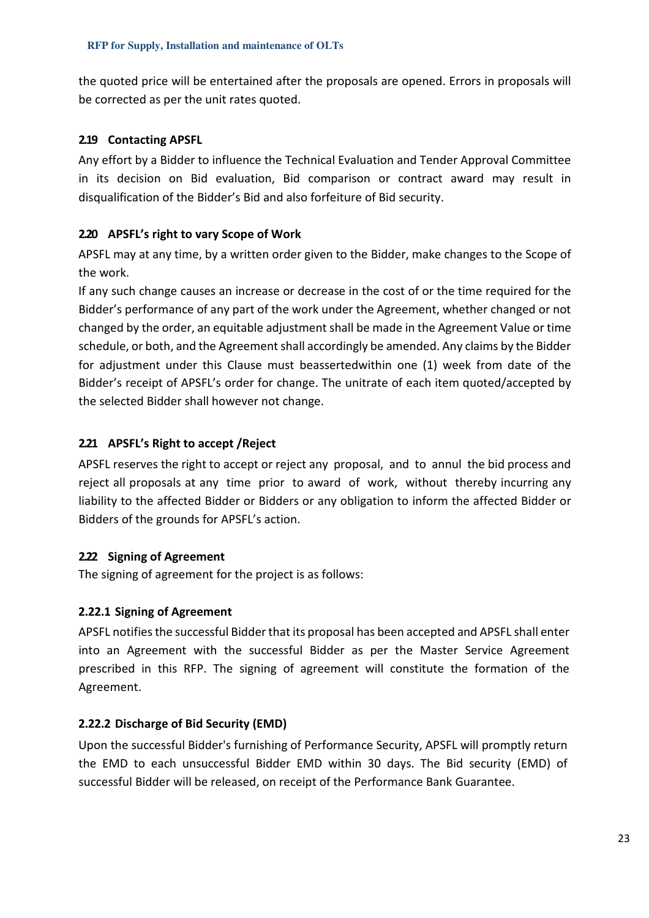the quoted price will be entertained after the proposals are opened. Errors in proposals will be corrected as per the unit rates quoted.

### 2.19 Contacting APSFL

Any effort by a Bidder to influence the Technical Evaluation and Tender Approval Committee in its decision on Bid evaluation, Bid comparison or contract award may result in disqualification of the Bidder's Bid and also forfeiture of Bid security.

### 2.20 APSFL's right to vary Scope of Work

APSFL may at any time, by a written order given to the Bidder, make changes to the Scope of the work.

If any such change causes an increase or decrease in the cost of or the time required for the Bidder's performance of any part of the work under the Agreement, whether changed or not changed by the order, an equitable adjustment shall be made in the Agreement Value or time schedule, or both, and the Agreement shall accordingly be amended. Any claims by the Bidder for adjustment under this Clause must beassertedwithin one (1) week from date of the Bidder's receipt of APSFL's order for change. The unitrate of each item quoted/accepted by the selected Bidder shall however not change.

### 2.21 APSFL's Right to accept /Reject

APSFL reserves the right to accept or reject any proposal, and to annul the bid process and reject all proposals at any time prior to award of work, without thereby incurring any liability to the affected Bidder or Bidders or any obligation to inform the affected Bidder or Bidders of the grounds for APSFL's action.

### 2.22 Signing of Agreement

The signing of agreement for the project is as follows:

#### 2.22.1 Signing of Agreement

APSFL notifies the successful Bidder that its proposal has been accepted and APSFL shall enter into an Agreement with the successful Bidder as per the Master Service Agreement prescribed in this RFP. The signing of agreement will constitute the formation of the Agreement.

#### 2.22.2 Discharge of Bid Security (EMD)

Upon the successful Bidder's furnishing of Performance Security, APSFL will promptly return the EMD to each unsuccessful Bidder EMD within 30 days. The Bid security (EMD) of successful Bidder will be released, on receipt of the Performance Bank Guarantee.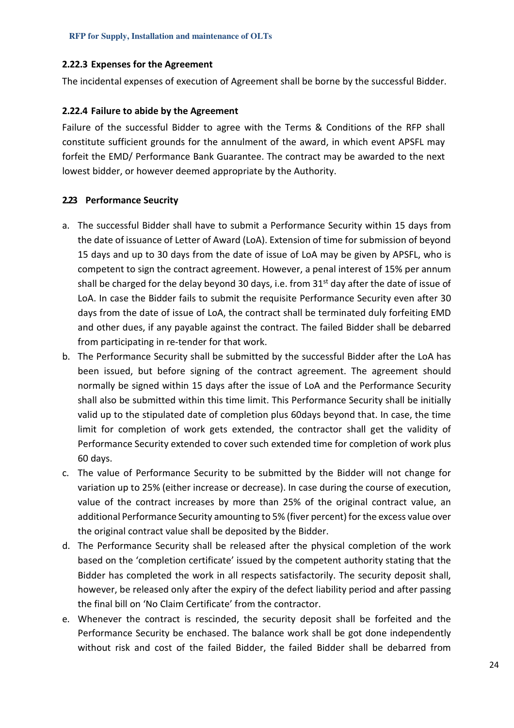### 2.22.3 Expenses for the Agreement

The incidental expenses of execution of Agreement shall be borne by the successful Bidder.

### 2.22.4 Failure to abide by the Agreement

Failure of the successful Bidder to agree with the Terms & Conditions of the RFP shall constitute sufficient grounds for the annulment of the award, in which event APSFL may forfeit the EMD/ Performance Bank Guarantee. The contract may be awarded to the next lowest bidder, or however deemed appropriate by the Authority.

## 2.23 Performance Seucrity

a. The successful Bidder shall have to submit a Performance Security within 15 days from the date of issuance of Letter of Award (LoA). Extension of time for submission of beyond 15 days and up to 30 days from the date of issue of LoA may be given by APSFL, who is competent to sign the contract agreement. However, a penal interest of 15% per annum shall be charged for the delay beyond 30 days, i.e. from 31st day after the date of issue of LoA. In case the Bidder fails to submit the requisite Performance Security even after 30 days from the date of issue of LoA, the contract shall be terminated duly forfeiting EMD and other dues, if any payable against the contract. The failed Bidder shall be debarred from participating in re-tender for that work.
b. The Performance Security shall be submitted by the successful Bidder after the LoA has been issued, but before signing of the contract agreement. The agreement should normally be signed within 15 days after the issue of LoA and the Performance Security shall also be submitted within this time limit. This Performance Security shall be initially valid up to the stipulated date of completion plus 60days beyond that. In case, the time limit for completion of work gets extended, the contractor shall get the validity of Performance Security extended to cover such extended time for completion of work plus 60 days.
c. The value of Performance Security to be submitted by the Bidder will not change for variation up to 25% (either increase or decrease). In case during the course of execution, value of the contract increases by more than 25% of the original contract value, an additional Performance Security amounting to 5% (fiver percent) for the excess value over the original contract value shall be deposited by the Bidder.
d. The Performance Security shall be released after the physical completion of the work based on the 'completion certificate' issued by the competent authority stating that the Bidder has completed the work in all respects satisfactorily. The security deposit shall, however, be released only after the expiry of the defect liability period and after passing the final bill on 'No Claim Certificate' from the contractor.
e. Whenever the contract is rescinded, the security deposit shall be forfeited and the Performance Security be enchased. The balance work shall be got done independently without risk and cost of the failed Bidder, the failed Bidder shall be debarred from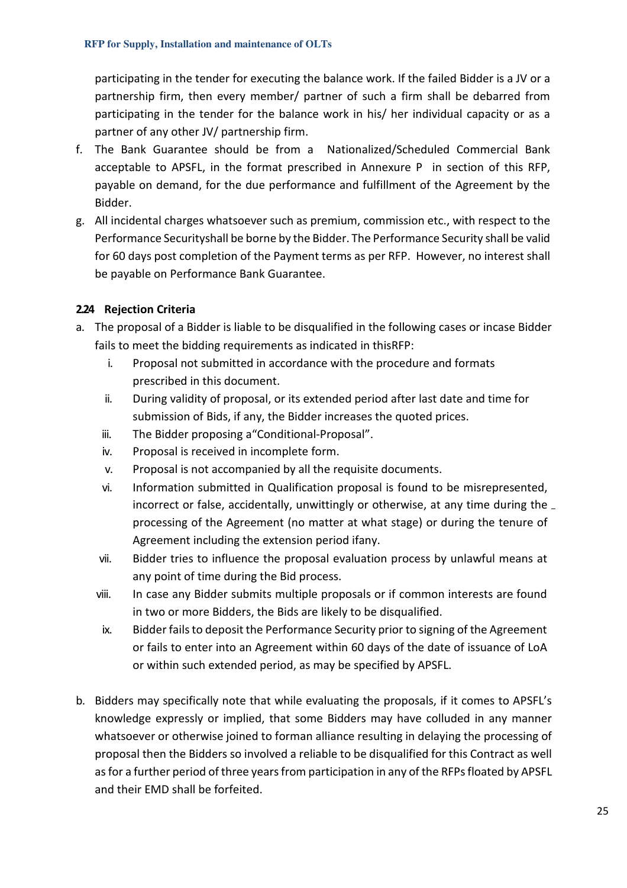participating in the tender for executing the balance work. If the failed Bidder is a JV or a partnership firm, then every member/ partner of such a firm shall be debarred from participating in the tender for the balance work in his/ her individual capacity or as a partner of any other JV/ partnership firm.

f. The Bank Guarantee should be from a Nationalized/Scheduled Commercial Bank acceptable to APSFL, in the format prescribed in Annexure P in section of this RFP, payable on demand, for the due performance and fulfillment of the Agreement by the Bidder.
g. All incidental charges whatsoever such as premium, commission etc., with respect to the Performance Securityshall be borne by the Bidder. The Performance Security shall be valid for 60 days post completion of the Payment terms as per RFP. However, no interest shall be payable on Performance Bank Guarantee.

### 2.24 Rejection Criteria

a. The proposal of a Bidder is liable to be disqualified in the following cases or incase Bidder fails to meet the bidding requirements as indicated in thisRFP:
   i. Proposal not submitted in accordance with the procedure and formats prescribed in this document.
   ii. During validity of proposal, or its extended period after last date and time for submission of Bids, if any, the Bidder increases the quoted prices.
   iii. The Bidder proposing a"Conditional-Proposal".
   iv. Proposal is received in incomplete form.
   v. Proposal is not accompanied by all the requisite documents.
   vi. Information submitted in Qualification proposal is found to be misrepresented, incorrect or false, accidentally, unwittingly or otherwise, at any time during the processing of the Agreement (no matter at what stage) or during the tenure of Agreement including the extension period ifany.
   vii. Bidder tries to influence the proposal evaluation process by unlawful means at any point of time during the Bid process.
   viii. In case any Bidder submits multiple proposals or if common interests are found in two or more Bidders, the Bids are likely to be disqualified.
   ix. Bidder fails to deposit the Performance Security prior to signing of the Agreement or fails to enter into an Agreement within 60 days of the date of issuance of LoA or within such extended period, as may be specified by APSFL.

b. Bidders may specifically note that while evaluating the proposals, if it comes to APSFL's knowledge expressly or implied, that some Bidders may have colluded in any manner whatsoever or otherwise joined to forman alliance resulting in delaying the processing of proposal then the Bidders so involved a reliable to be disqualified for this Contract as well as for a further period of three years from participation in any of the RFPs floated by APSFL and their EMD shall be forfeited.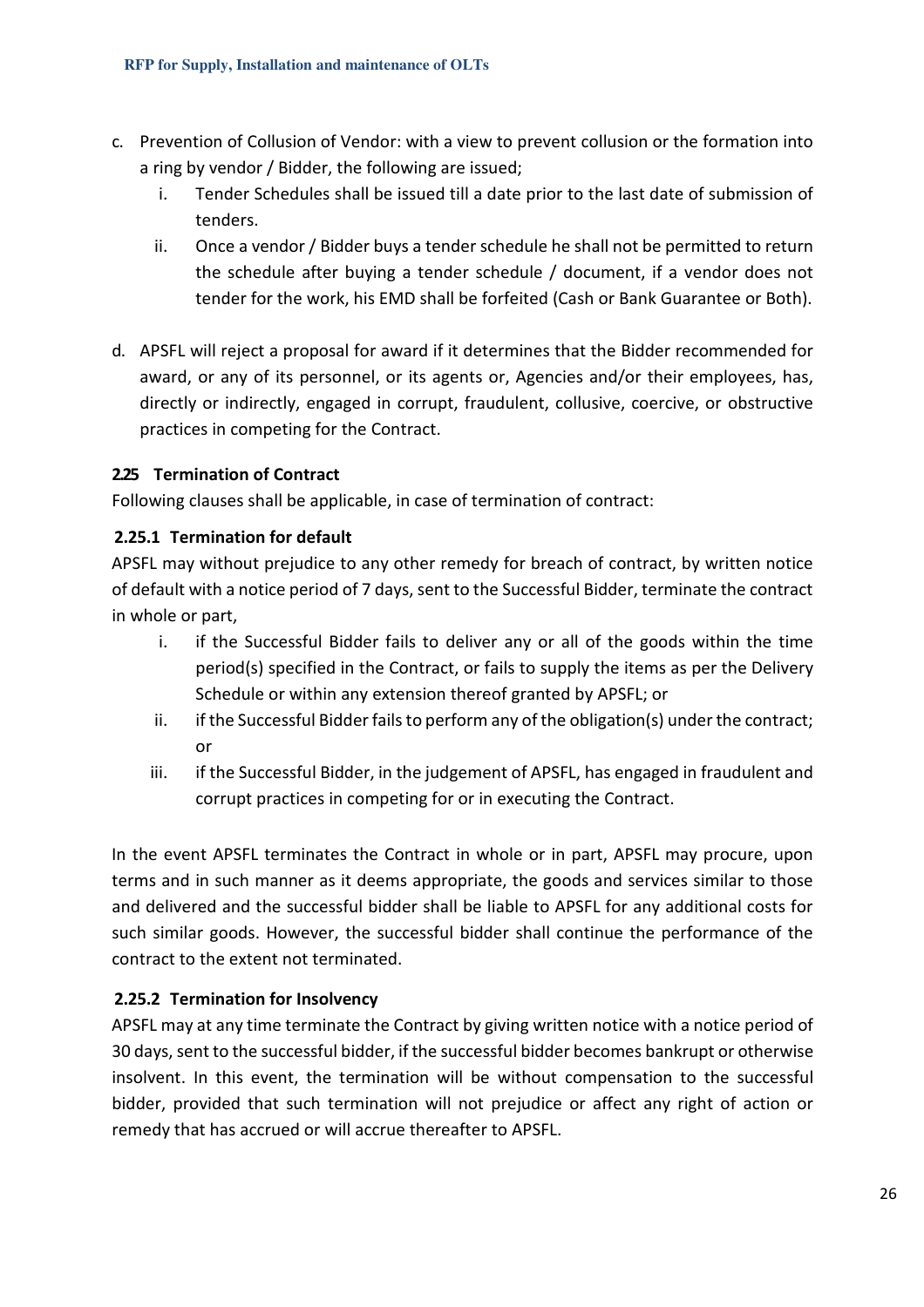c. Prevention of Collusion of Vendor: with a view to prevent collusion or the formation into a ring by vendor / Bidder, the following are issued;
   i. Tender Schedules shall be issued till a date prior to the last date of submission of tenders.
   ii. Once a vendor / Bidder buys a tender schedule he shall not be permitted to return the schedule after buying a tender schedule / document, if a vendor does not tender for the work, his EMD shall be forfeited (Cash or Bank Guarantee or Both).

d. APSFL will reject a proposal for award if it determines that the Bidder recommended for award, or any of its personnel, or its agents or, Agencies and/or their employees, has, directly or indirectly, engaged in corrupt, fraudulent, collusive, coercive, or obstructive practices in competing for the Contract.

### 2.25 Termination of Contract

Following clauses shall be applicable, in case of termination of contract:

#### 2.25.1 Termination for default

APSFL may without prejudice to any other remedy for breach of contract, by written notice of default with a notice period of 7 days, sent to the Successful Bidder, terminate the contract in whole or part,

i. if the Successful Bidder fails to deliver any or all of the goods within the time period(s) specified in the Contract, or fails to supply the items as per the Delivery Schedule or within any extension thereof granted by APSFL; or
ii. if the Successful Bidder fails to perform any of the obligation(s) under the contract; or
iii. if the Successful Bidder, in the judgement of APSFL, has engaged in fraudulent and corrupt practices in competing for or in executing the Contract.

In the event APSFL terminates the Contract in whole or in part, APSFL may procure, upon terms and in such manner as it deems appropriate, the goods and services similar to those and delivered and the successful bidder shall be liable to APSFL for any additional costs for such similar goods. However, the successful bidder shall continue the performance of the contract to the extent not terminated.

#### 2.25.2 Termination for Insolvency

APSFL may at any time terminate the Contract by giving written notice with a notice period of 30 days, sent to the successful bidder, if the successful bidder becomes bankrupt or otherwise insolvent. In this event, the termination will be without compensation to the successful bidder, provided that such termination will not prejudice or affect any right of action or remedy that has accrued or will accrue thereafter to APSFL.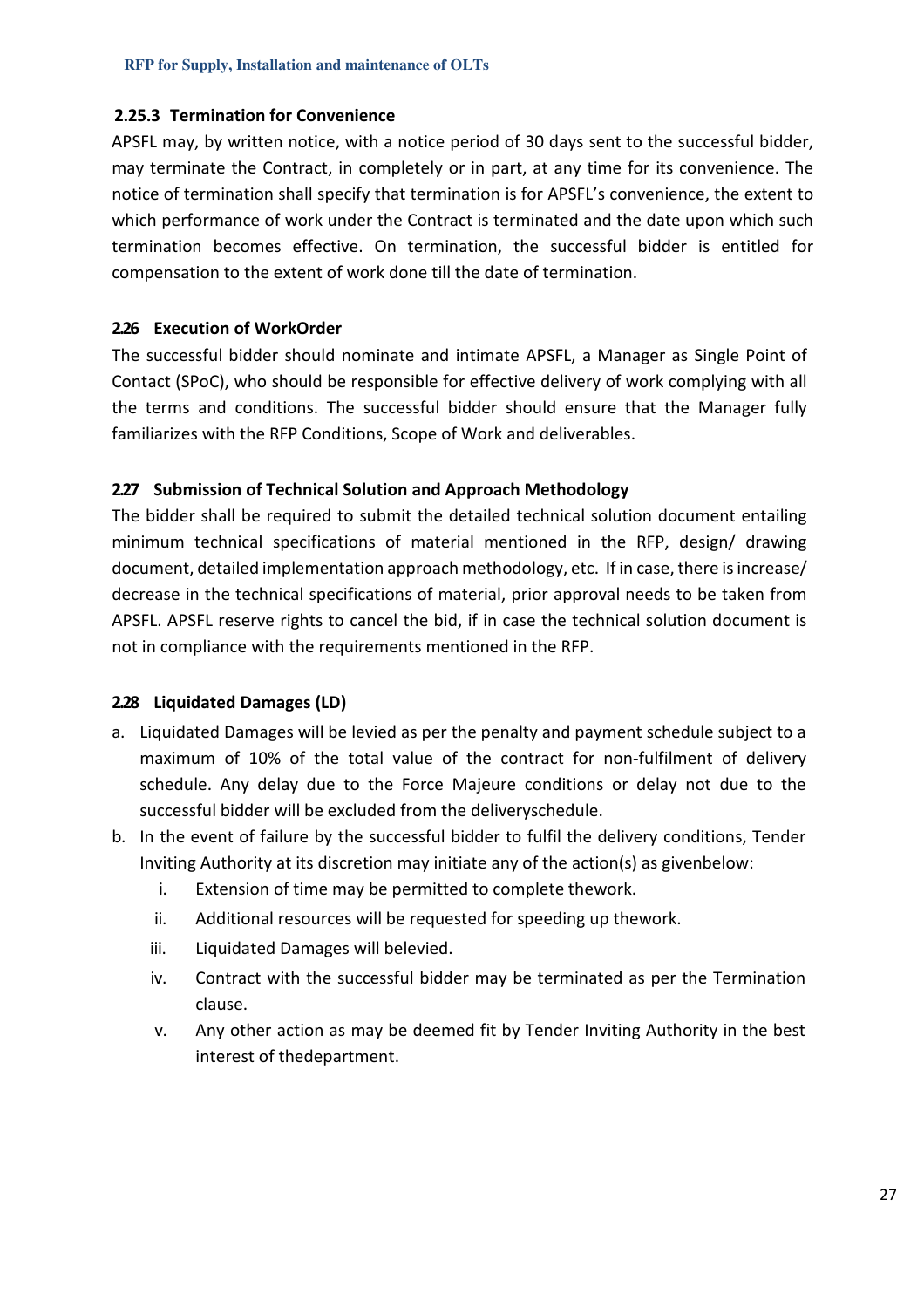### 2.25.3 Termination for Convenience

APSFL may, by written notice, with a notice period of 30 days sent to the successful bidder, may terminate the Contract, in completely or in part, at any time for its convenience. The notice of termination shall specify that termination is for APSFL's convenience, the extent to which performance of work under the Contract is terminated and the date upon which such termination becomes effective. On termination, the successful bidder is entitled for compensation to the extent of work done till the date of termination.

## 2.26 Execution of WorkOrder

The successful bidder should nominate and intimate APSFL, a Manager as Single Point of Contact (SPoC), who should be responsible for effective delivery of work complying with all the terms and conditions. The successful bidder should ensure that the Manager fully familiarizes with the RFP Conditions, Scope of Work and deliverables.

## 2.27 Submission of Technical Solution and Approach Methodology

The bidder shall be required to submit the detailed technical solution document entailing minimum technical specifications of material mentioned in the RFP, design/ drawing document, detailed implementation approach methodology, etc. If in case, there is increase/ decrease in the technical specifications of material, prior approval needs to be taken from APSFL. APSFL reserve rights to cancel the bid, if in case the technical solution document is not in compliance with the requirements mentioned in the RFP.

## 2.28 Liquidated Damages (LD)

a. Liquidated Damages will be levied as per the penalty and payment schedule subject to a maximum of 10% of the total value of the contract for non-fulfilment of delivery schedule. Any delay due to the Force Majeure conditions or delay not due to the successful bidder will be excluded from the deliveryschedule.

b. In the event of failure by the successful bidder to fulfil the delivery conditions, Tender Inviting Authority at its discretion may initiate any of the action(s) as givenbelow:

   i. Extension of time may be permitted to complete thework.
   ii. Additional resources will be requested for speeding up thework.
   iii. Liquidated Damages will belevied.
   iv. Contract with the successful bidder may be terminated as per the Termination clause.
   v. Any other action as may be deemed fit by Tender Inviting Authority in the best interest of thedepartment.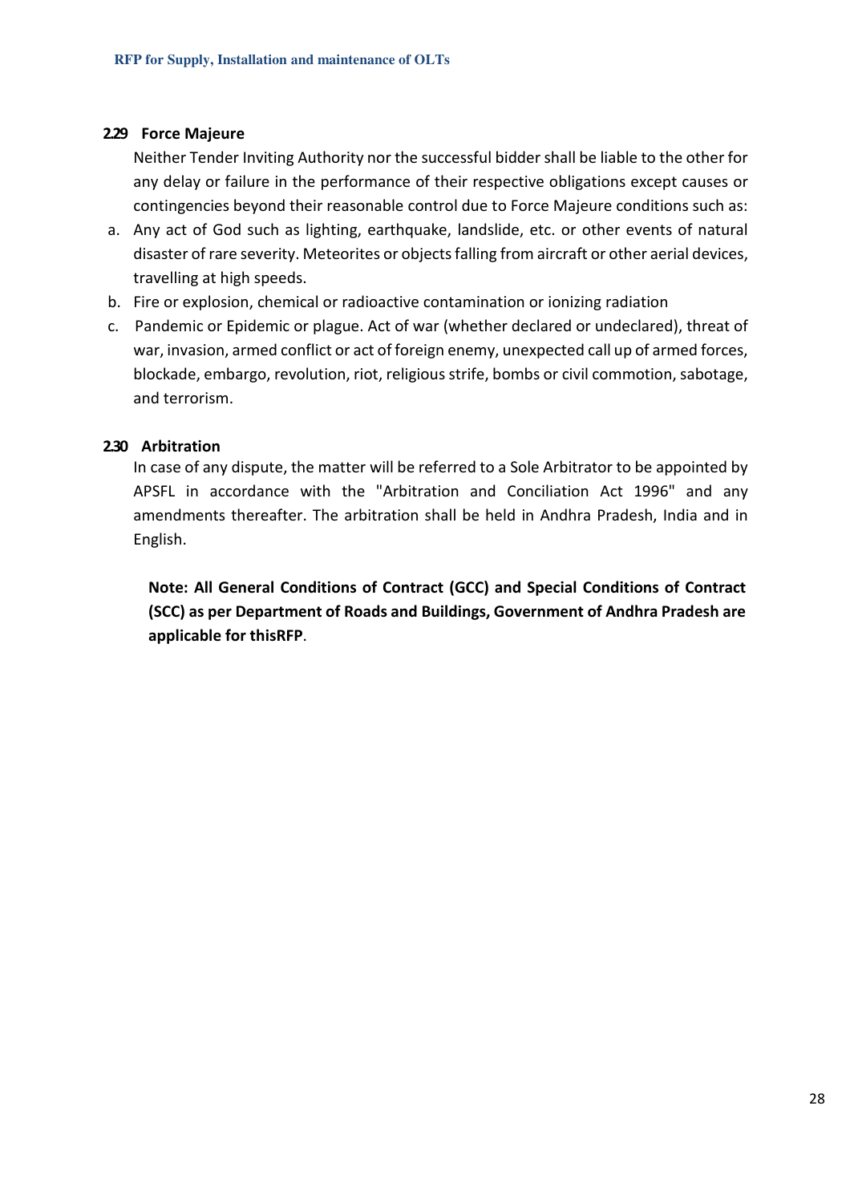### 2.29 Force Majeure

Neither Tender Inviting Authority nor the successful bidder shall be liable to the other for any delay or failure in the performance of their respective obligations except causes or contingencies beyond their reasonable control due to Force Majeure conditions such as:

a. Any act of God such as lighting, earthquake, landslide, etc. or other events of natural disaster of rare severity. Meteorites or objects falling from aircraft or other aerial devices, travelling at high speeds.
b. Fire or explosion, chemical or radioactive contamination or ionizing radiation
c. Pandemic or Epidemic or plague. Act of war (whether declared or undeclared), threat of war, invasion, armed conflict or act of foreign enemy, unexpected call up of armed forces, blockade, embargo, revolution, riot, religious strife, bombs or civil commotion, sabotage, and terrorism.

### 2.30 Arbitration

In case of any dispute, the matter will be referred to a Sole Arbitrator to be appointed by APSFL in accordance with the "Arbitration and Conciliation Act 1996" and any amendments thereafter. The arbitration shall be held in Andhra Pradesh, India and in English.

**Note: All General Conditions of Contract (GCC) and Special Conditions of Contract (SCC) as per Department of Roads and Buildings, Government of Andhra Pradesh are applicable for thisRFP**.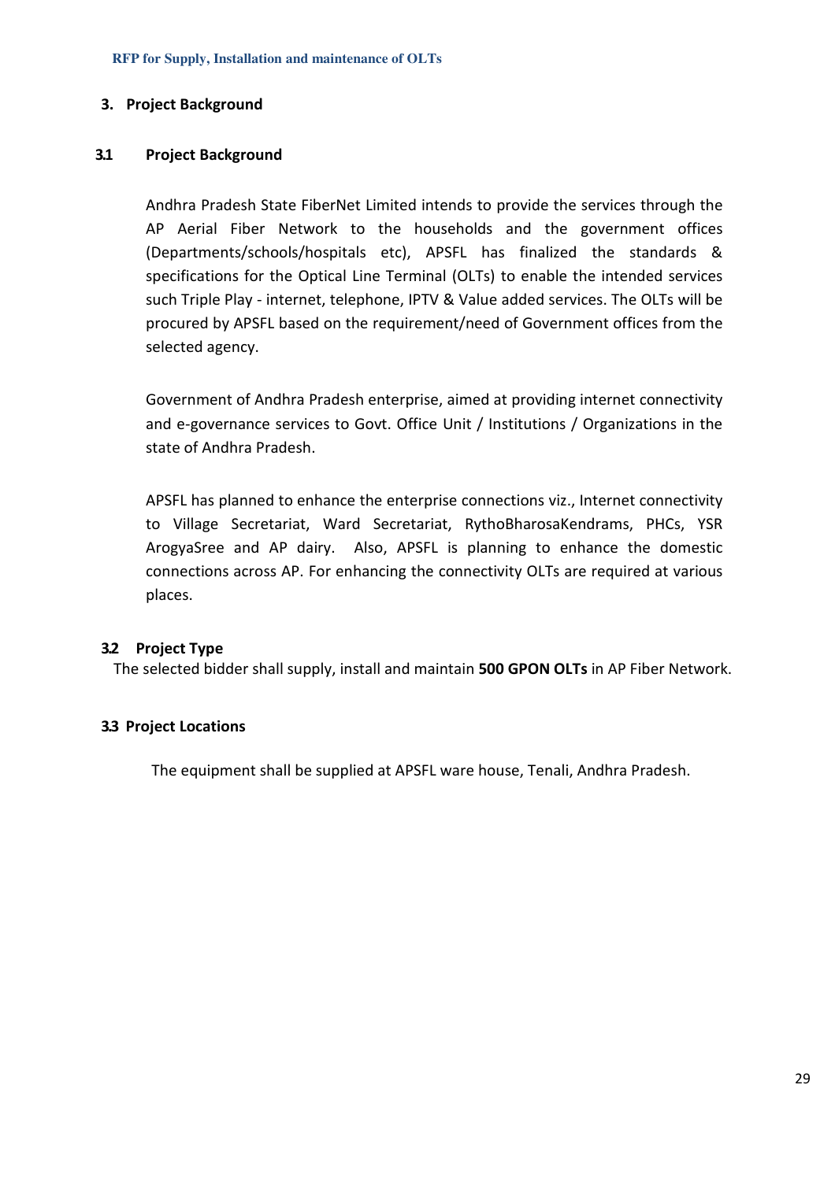## 3. Project Background

### 3.1 Project Background

Andhra Pradesh State FiberNet Limited intends to provide the services through the AP Aerial Fiber Network to the households and the government offices (Departments/schools/hospitals etc), APSFL has finalized the standards & specifications for the Optical Line Terminal (OLTs) to enable the intended services such Triple Play - internet, telephone, IPTV & Value added services. The OLTs will be procured by APSFL based on the requirement/need of Government offices from the selected agency.

Government of Andhra Pradesh enterprise, aimed at providing internet connectivity and e-governance services to Govt. Office Unit / Institutions / Organizations in the state of Andhra Pradesh.

APSFL has planned to enhance the enterprise connections viz., Internet connectivity to Village Secretariat, Ward Secretariat, RythoBharosaKendrams, PHCs, YSR ArogyaSree and AP dairy. Also, APSFL is planning to enhance the domestic connections across AP. For enhancing the connectivity OLTs are required at various places.

### 3.2 Project Type

The selected bidder shall supply, install and maintain **500 GPON OLTs** in AP Fiber Network.

### 3.3 Project Locations

The equipment shall be supplied at APSFL ware house, Tenali, Andhra Pradesh.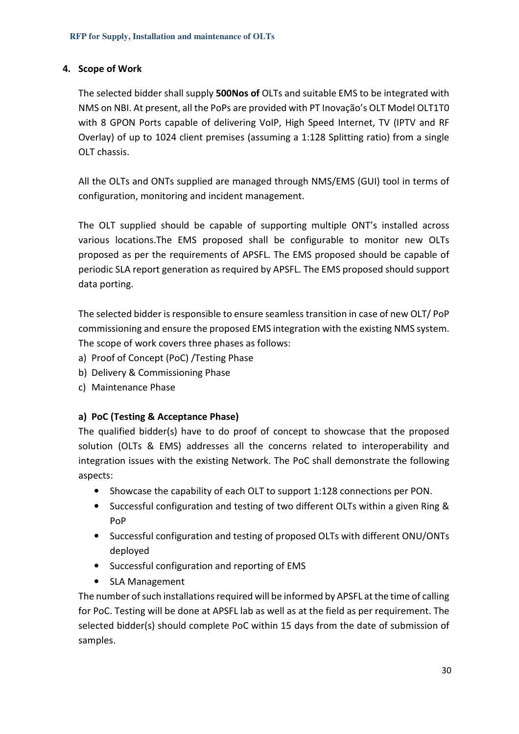## 4. Scope of Work

The selected bidder shall supply **500Nos of** OLTs and suitable EMS to be integrated with NMS on NBI. At present, all the PoPs are provided with PT Inovação's OLT Model OLT1T0 with 8 GPON Ports capable of delivering VoIP, High Speed Internet, TV (IPTV and RF Overlay) of up to 1024 client premises (assuming a 1:128 Splitting ratio) from a single OLT chassis.

All the OLTs and ONTs supplied are managed through NMS/EMS (GUI) tool in terms of configuration, monitoring and incident management.

The OLT supplied should be capable of supporting multiple ONT's installed across various locations.The EMS proposed shall be configurable to monitor new OLTs proposed as per the requirements of APSFL. The EMS proposed should be capable of periodic SLA report generation as required by APSFL. The EMS proposed should support data porting.

The selected bidder is responsible to ensure seamless transition in case of new OLT/ PoP commissioning and ensure the proposed EMS integration with the existing NMS system. The scope of work covers three phases as follows:

a) Proof of Concept (PoC) /Testing Phase
b) Delivery & Commissioning Phase
c) Maintenance Phase

### a) PoC (Testing & Acceptance Phase)

The qualified bidder(s) have to do proof of concept to showcase that the proposed solution (OLTs & EMS) addresses all the concerns related to interoperability and integration issues with the existing Network. The PoC shall demonstrate the following aspects:

- Showcase the capability of each OLT to support 1:128 connections per PON.
- Successful configuration and testing of two different OLTs within a given Ring & PoP
- Successful configuration and testing of proposed OLTs with different ONU/ONTs deployed
- Successful configuration and reporting of EMS
- SLA Management

The number of such installations required will be informed by APSFL at the time of calling for PoC. Testing will be done at APSFL lab as well as at the field as per requirement. The selected bidder(s) should complete PoC within 15 days from the date of submission of samples.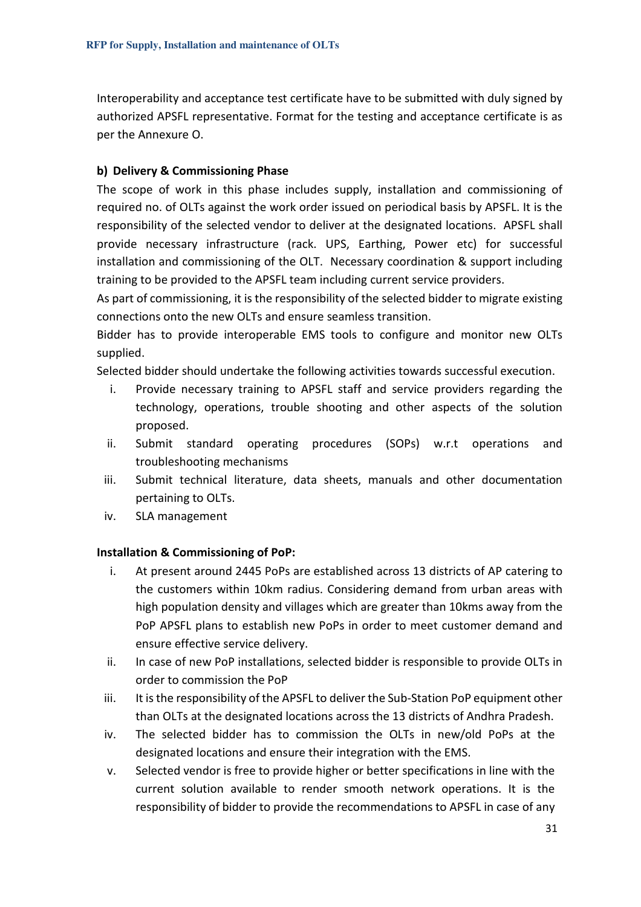Interoperability and acceptance test certificate have to be submitted with duly signed by authorized APSFL representative. Format for the testing and acceptance certificate is as per the Annexure O.

**b) Delivery & Commissioning Phase**

The scope of work in this phase includes supply, installation and commissioning of required no. of OLTs against the work order issued on periodical basis by APSFL. It is the responsibility of the selected vendor to deliver at the designated locations. APSFL shall provide necessary infrastructure (rack. UPS, Earthing, Power etc) for successful installation and commissioning of the OLT. Necessary coordination & support including training to be provided to the APSFL team including current service providers.

As part of commissioning, it is the responsibility of the selected bidder to migrate existing connections onto the new OLTs and ensure seamless transition.

Bidder has to provide interoperable EMS tools to configure and monitor new OLTs supplied.

Selected bidder should undertake the following activities towards successful execution.

i. Provide necessary training to APSFL staff and service providers regarding the technology, operations, trouble shooting and other aspects of the solution proposed.
ii. Submit standard operating procedures (SOPs) w.r.t operations and troubleshooting mechanisms
iii. Submit technical literature, data sheets, manuals and other documentation pertaining to OLTs.
iv. SLA management

**Installation & Commissioning of PoP:**

i. At present around 2445 PoPs are established across 13 districts of AP catering to the customers within 10km radius. Considering demand from urban areas with high population density and villages which are greater than 10kms away from the PoP APSFL plans to establish new PoPs in order to meet customer demand and ensure effective service delivery.
ii. In case of new PoP installations, selected bidder is responsible to provide OLTs in order to commission the PoP
iii. It is the responsibility of the APSFL to deliver the Sub-Station PoP equipment other than OLTs at the designated locations across the 13 districts of Andhra Pradesh.
iv. The selected bidder has to commission the OLTs in new/old PoPs at the designated locations and ensure their integration with the EMS.
v. Selected vendor is free to provide higher or better specifications in line with the current solution available to render smooth network operations. It is the responsibility of bidder to provide the recommendations to APSFL in case of any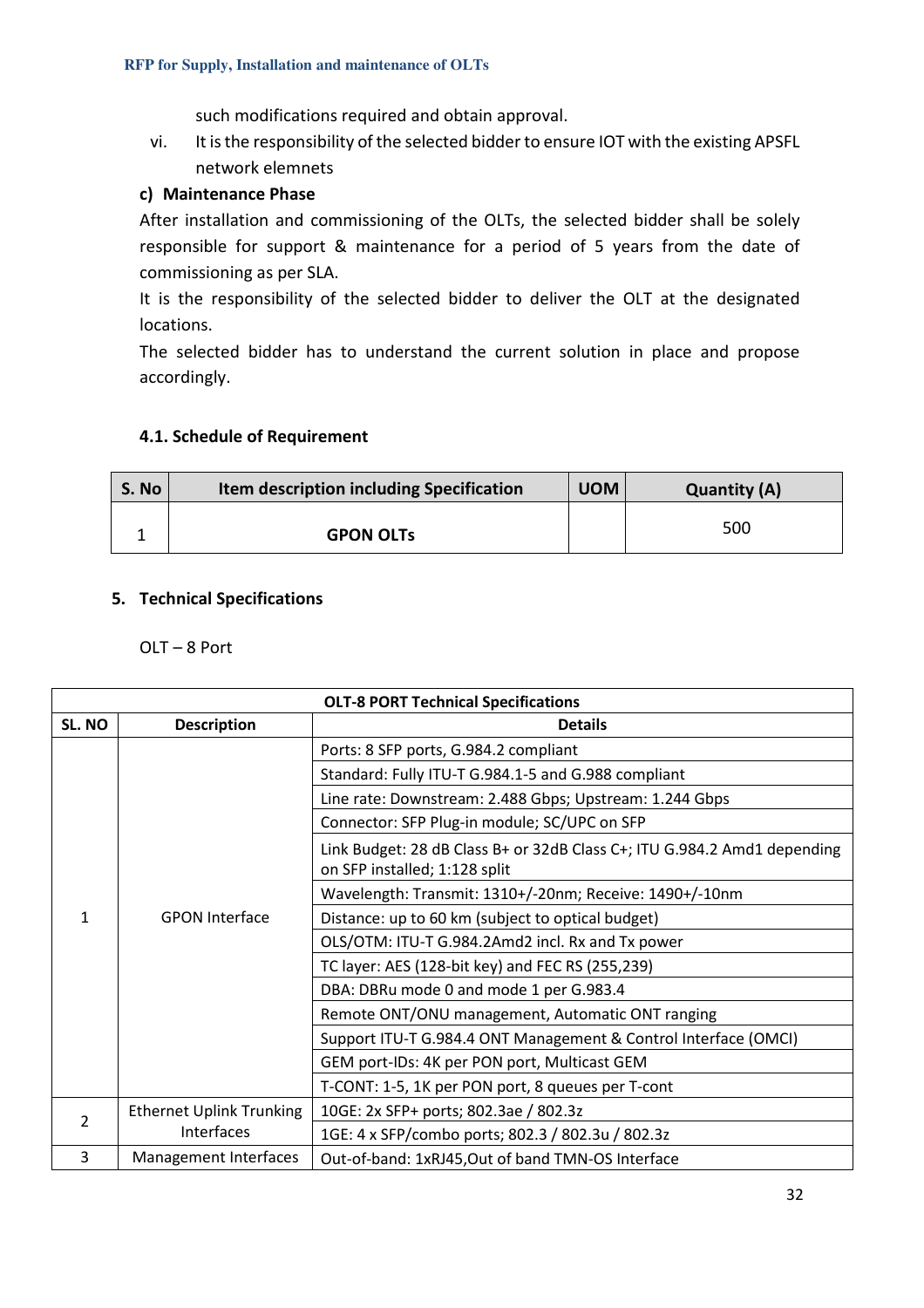such modifications required and obtain approval.

vi. It is the responsibility of the selected bidder to ensure IOT with the existing APSFL network elemnets

**c) Maintenance Phase**

After installation and commissioning of the OLTs, the selected bidder shall be solely responsible for support & maintenance for a period of 5 years from the date of commissioning as per SLA.

It is the responsibility of the selected bidder to deliver the OLT at the designated locations.

The selected bidder has to understand the current solution in place and propose accordingly.

### 4.1. Schedule of Requirement

| S. No | Item description including Specification | UOM | Quantity (A) |
|---|---|---|---|
| 1 | **GPON OLTs** | | 500 |

## 5. Technical Specifications

OLT – 8 Port

| OLT-8 PORT Technical Specifications | | |
|---|---|---|
| **SL. NO** | **Description** | **Details** |
| 1 | GPON Interface | Ports: 8 SFP ports, G.984.2 compliant |
| | | Standard: Fully ITU-T G.984.1-5 and G.988 compliant |
| | | Line rate: Downstream: 2.488 Gbps; Upstream: 1.244 Gbps |
| | | Connector: SFP Plug-in module; SC/UPC on SFP |
| | | Link Budget: 28 dB Class B+ or 32dB Class C+; ITU G.984.2 Amd1 depending on SFP installed; 1:128 split |
| | | Wavelength: Transmit: 1310+/-20nm; Receive: 1490+/-10nm |
| | | Distance: up to 60 km (subject to optical budget) |
| | | OLS/OTM: ITU-T G.984.2Amd2 incl. Rx and Tx power |
| | | TC layer: AES (128-bit key) and FEC RS (255,239) |
| | | DBA: DBRu mode 0 and mode 1 per G.983.4 |
| | | Remote ONT/ONU management, Automatic ONT ranging |
| | | Support ITU-T G.984.4 ONT Management & Control Interface (OMCI) |
| | | GEM port-IDs: 4K per PON port, Multicast GEM |
| | | T-CONT: 1-5, 1K per PON port, 8 queues per T-cont |
| 2 | Ethernet Uplink Trunking Interfaces | 10GE: 2x SFP+ ports; 802.3ae / 802.3z |
| | | 1GE: 4 x SFP/combo ports; 802.3 / 802.3u / 802.3z |
| 3 | Management Interfaces | Out-of-band: 1xRJ45,Out of band TMN-OS Interface |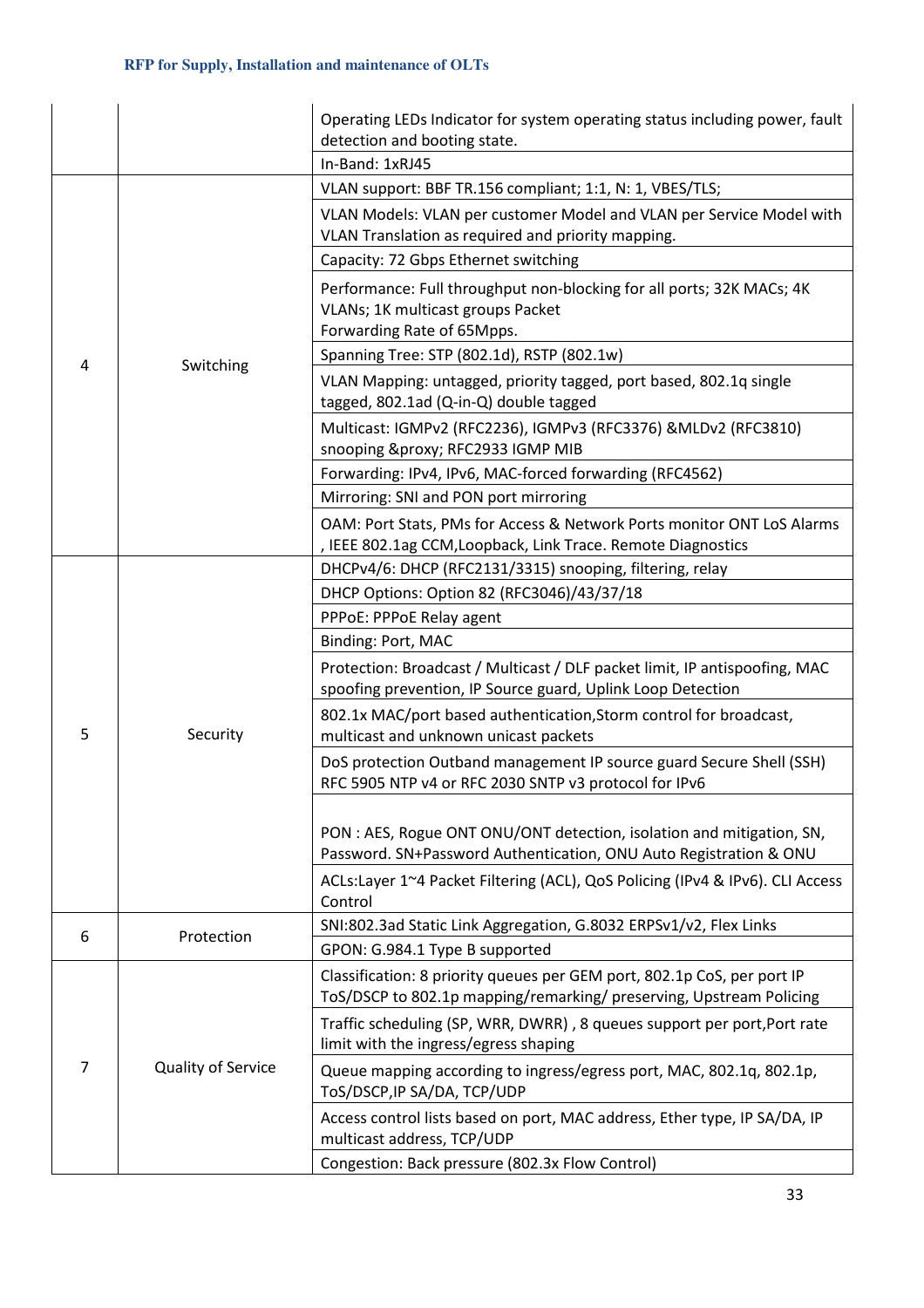| | | |
|---|---|---|
| | | Operating LEDs Indicator for system operating status including power, fault detection and booting state. |
| | | In-Band: 1xRJ45 |
| 4 | Switching | VLAN support: BBF TR.156 compliant; 1:1, N: 1, VBES/TLS; |
| | | VLAN Models: VLAN per customer Model and VLAN per Service Model with VLAN Translation as required and priority mapping. |
| | | Capacity: 72 Gbps Ethernet switching |
| | | Performance: Full throughput non-blocking for all ports; 32K MACs; 4K VLANs; 1K multicast groups Packet Forwarding Rate of 65Mpps. |
| | | Spanning Tree: STP (802.1d), RSTP (802.1w) |
| | | VLAN Mapping: untagged, priority tagged, port based, 802.1q single tagged, 802.1ad (Q-in-Q) double tagged |
| | | Multicast: IGMPv2 (RFC2236), IGMPv3 (RFC3376) &MLDv2 (RFC3810) snooping &proxy; RFC2933 IGMP MIB |
| | | Forwarding: IPv4, IPv6, MAC-forced forwarding (RFC4562) |
| | | Mirroring: SNI and PON port mirroring |
| | | OAM: Port Stats, PMs for Access & Network Ports monitor ONT LoS Alarms , IEEE 802.1ag CCM,Loopback, Link Trace. Remote Diagnostics |
| 5 | Security | DHCPv4/6: DHCP (RFC2131/3315) snooping, filtering, relay |
| | | DHCP Options: Option 82 (RFC3046)/43/37/18 |
| | | PPPoE: PPPoE Relay agent |
| | | Binding: Port, MAC |
| | | Protection: Broadcast / Multicast / DLF packet limit, IP antispoofing, MAC spoofing prevention, IP Source guard, Uplink Loop Detection |
| | | 802.1x MAC/port based authentication,Storm control for broadcast, multicast and unknown unicast packets |
| | | DoS protection Outband management IP source guard Secure Shell (SSH) RFC 5905 NTP v4 or RFC 2030 SNTP v3 protocol for IPv6 |
| | | PON : AES, Rogue ONT ONU/ONT detection, isolation and mitigation, SN, Password. SN+Password Authentication, ONU Auto Registration & ONU |
| | | ACLs:Layer 1~4 Packet Filtering (ACL), QoS Policing (IPv4 & IPv6). CLI Access Control |
| 6 | Protection | SNI:802.3ad Static Link Aggregation, G.8032 ERPSv1/v2, Flex Links |
| | | GPON: G.984.1 Type B supported |
| 7 | Quality of Service | Classification: 8 priority queues per GEM port, 802.1p CoS, per port IP ToS/DSCP to 802.1p mapping/remarking/ preserving, Upstream Policing |
| | | Traffic scheduling (SP, WRR, DWRR) , 8 queues support per port,Port rate limit with the ingress/egress shaping |
| | | Queue mapping according to ingress/egress port, MAC, 802.1q, 802.1p, ToS/DSCP,IP SA/DA, TCP/UDP |
| | | Access control lists based on port, MAC address, Ether type, IP SA/DA, IP multicast address, TCP/UDP |
| | | Congestion: Back pressure (802.3x Flow Control) |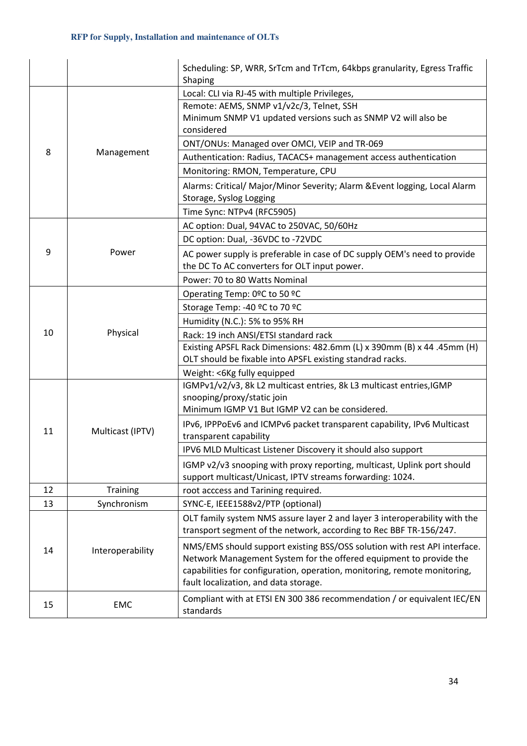| | | |
|---|---|---|
| | | Scheduling: SP, WRR, SrTcm and TrTcm, 64kbps granularity, Egress Traffic Shaping |
| 8 | Management | Local: CLI via RJ-45 with multiple Privileges, |
| | | Remote: AEMS, SNMP v1/v2c/3, Telnet, SSH<br>Minimum SNMP V1 updated versions such as SNMP V2 will also be considered |
| | | ONT/ONUs: Managed over OMCI, VEIP and TR-069 |
| | | Authentication: Radius, TACACS+ management access authentication |
| | | Monitoring: RMON, Temperature, CPU |
| | | Alarms: Critical/ Major/Minor Severity; Alarm &Event logging, Local Alarm Storage, Syslog Logging |
| | | Time Sync: NTPv4 (RFC5905) |
| 9 | Power | AC option: Dual, 94VAC to 250VAC, 50/60Hz |
| | | DC option: Dual, -36VDC to -72VDC |
| | | AC power supply is preferable in case of DC supply OEM's need to provide the DC To AC converters for OLT input power. |
| | | Power: 70 to 80 Watts Nominal |
| 10 | Physical | Operating Temp: 0ºC to 50 ºC |
| | | Storage Temp: -40 ºC to 70 ºC |
| | | Humidity (N.C.): 5% to 95% RH |
| | | Rack: 19 inch ANSI/ETSI standard rack |
| | | Existing APSFL Rack Dimensions: 482.6mm (L) x 390mm (B) x 44 .45mm (H)<br>OLT should be fixable into APSFL existing standrad racks. |
| | | Weight: <6Kg fully equipped |
| 11 | Multicast (IPTV) | IGMPv1/v2/v3, 8k L2 multicast entries, 8k L3 multicast entries,IGMP snooping/proxy/static join<br>Minimum IGMP V1 But IGMP V2 can be considered. |
| | | IPv6, IPPPoEv6 and ICMPv6 packet transparent capability, IPv6 Multicast transparent capability |
| | | IPV6 MLD Multicast Listener Discovery it should also support |
| | | IGMP v2/v3 snooping with proxy reporting, multicast, Uplink port should support multicast/Unicast, IPTV streams forwarding: 1024. |
| 12 | Training | root acccess and Tarining required. |
| 13 | Synchronism | SYNC-E, IEEE1588v2/PTP (optional) |
| 14 | Interoperability | OLT family system NMS assure layer 2 and layer 3 interoperability with the transport segment of the network, according to Rec BBF TR-156/247. |
| | | NMS/EMS should support existing BSS/OSS solution with rest API interface. Network Management System for the offered equipment to provide the capabilities for configuration, operation, monitoring, remote monitoring, fault localization, and data storage. |
| 15 | EMC | Compliant with at ETSI EN 300 386 recommendation / or equivalent IEC/EN standards |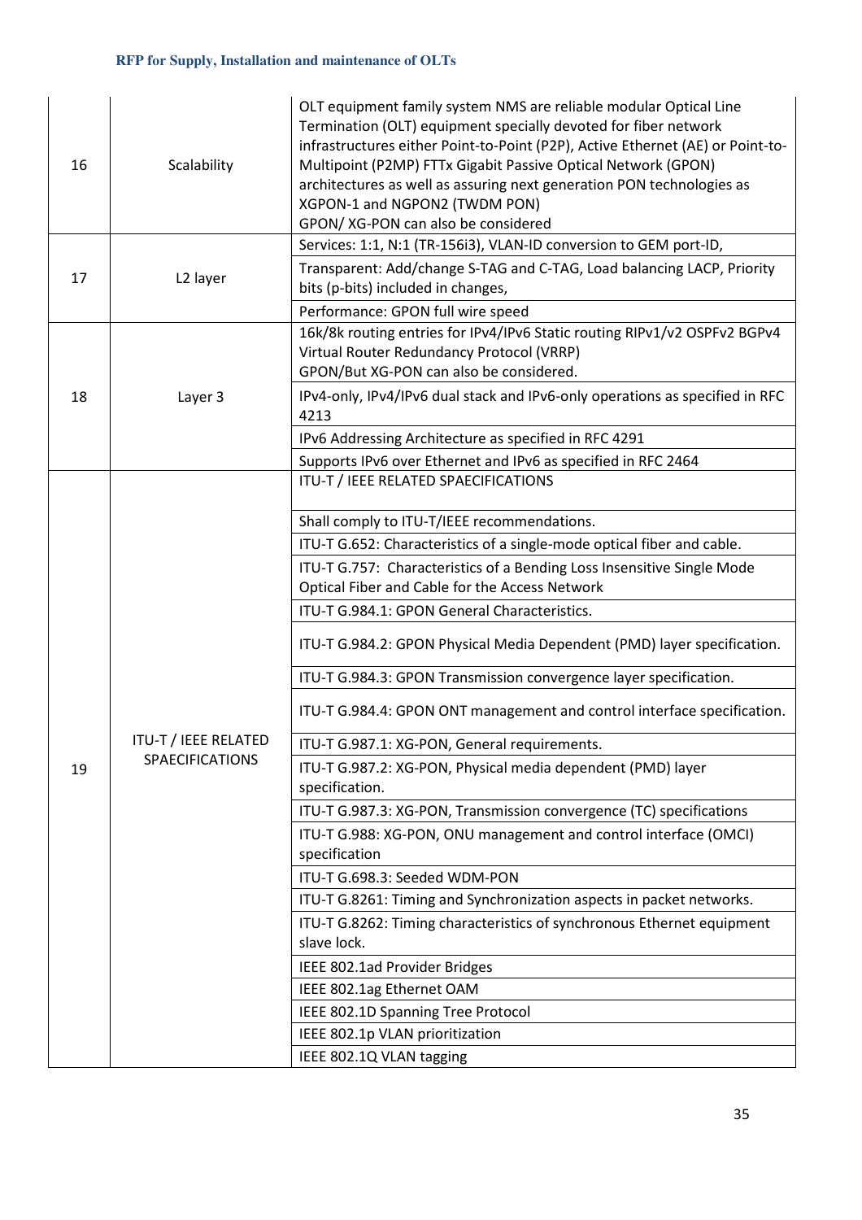| | | |
|---|---|---|
| 16 | Scalability | OLT equipment family system NMS are reliable modular Optical Line Termination (OLT) equipment specially devoted for fiber network infrastructures either Point-to-Point (P2P), Active Ethernet (AE) or Point-to-Multipoint (P2MP) FTTx Gigabit Passive Optical Network (GPON) architectures as well as assuring next generation PON technologies as XGPON-1 and NGPON2 (TWDM PON)<br>GPON/ XG-PON can also be considered |
| 17 | L2 layer | Services: 1:1, N:1 (TR-156i3), VLAN-ID conversion to GEM port-ID, |
| | | Transparent: Add/change S-TAG and C-TAG, Load balancing LACP, Priority bits (p-bits) included in changes, |
| | | Performance: GPON full wire speed |
| 18 | Layer 3 | 16k/8k routing entries for IPv4/IPv6 Static routing RIPv1/v2 OSPFv2 BGPv4 Virtual Router Redundancy Protocol (VRRP)<br>GPON/But XG-PON can also be considered. |
| | | IPv4-only, IPv4/IPv6 dual stack and IPv6-only operations as specified in RFC 4213 |
| | | IPv6 Addressing Architecture as specified in RFC 4291 |
| | | Supports IPv6 over Ethernet and IPv6 as specified in RFC 2464 |
| 19 | ITU-T / IEEE RELATED SPAECIFICATIONS | ITU-T / IEEE RELATED SPAECIFICATIONS |
| | | Shall comply to ITU-T/IEEE recommendations. |
| | | ITU-T G.652: Characteristics of a single-mode optical fiber and cable. |
| | | ITU-T G.757: Characteristics of a Bending Loss Insensitive Single Mode Optical Fiber and Cable for the Access Network |
| | | ITU-T G.984.1: GPON General Characteristics. |
| | | ITU-T G.984.2: GPON Physical Media Dependent (PMD) layer specification. |
| | | ITU-T G.984.3: GPON Transmission convergence layer specification. |
| | | ITU-T G.984.4: GPON ONT management and control interface specification. |
| | | ITU-T G.987.1: XG-PON, General requirements. |
| | | ITU-T G.987.2: XG-PON, Physical media dependent (PMD) layer specification. |
| | | ITU-T G.987.3: XG-PON, Transmission convergence (TC) specifications |
| | | ITU-T G.988: XG-PON, ONU management and control interface (OMCI) specification |
| | | ITU-T G.698.3: Seeded WDM-PON |
| | | ITU-T G.8261: Timing and Synchronization aspects in packet networks. |
| | | ITU-T G.8262: Timing characteristics of synchronous Ethernet equipment slave lock. |
| | | IEEE 802.1ad Provider Bridges |
| | | IEEE 802.1ag Ethernet OAM |
| | | IEEE 802.1D Spanning Tree Protocol |
| | | IEEE 802.1p VLAN prioritization |
| | | IEEE 802.1Q VLAN tagging |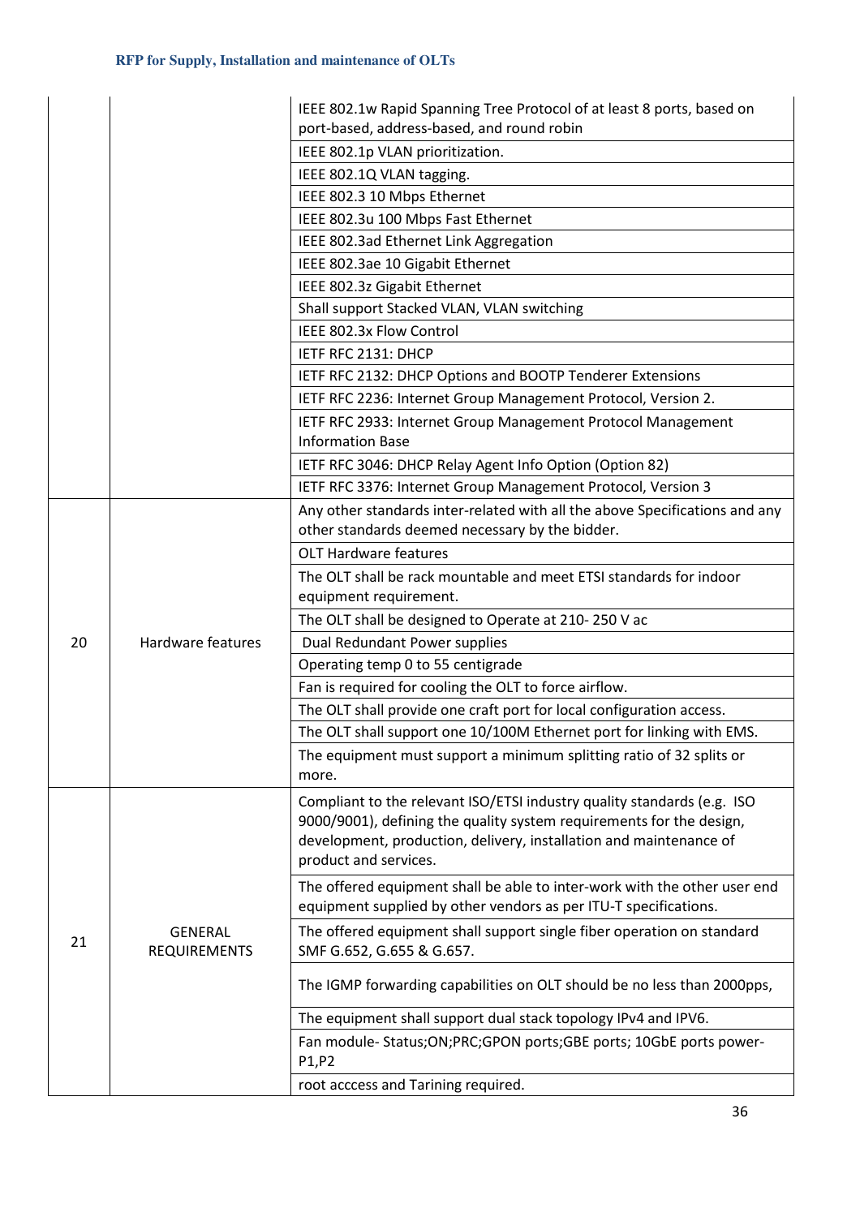| | | |
|---|---|---|
| | | IEEE 802.1w Rapid Spanning Tree Protocol of at least 8 ports, based on port-based, address-based, and round robin |
| | | IEEE 802.1p VLAN prioritization. |
| | | IEEE 802.1Q VLAN tagging. |
| | | IEEE 802.3 10 Mbps Ethernet |
| | | IEEE 802.3u 100 Mbps Fast Ethernet |
| | | IEEE 802.3ad Ethernet Link Aggregation |
| | | IEEE 802.3ae 10 Gigabit Ethernet |
| | | IEEE 802.3z Gigabit Ethernet |
| | | Shall support Stacked VLAN, VLAN switching |
| | | IEEE 802.3x Flow Control |
| | | IETF RFC 2131: DHCP |
| | | IETF RFC 2132: DHCP Options and BOOTP Tenderer Extensions |
| | | IETF RFC 2236: Internet Group Management Protocol, Version 2. |
| | | IETF RFC 2933: Internet Group Management Protocol Management Information Base |
| | | IETF RFC 3046: DHCP Relay Agent Info Option (Option 82) |
| | | IETF RFC 3376: Internet Group Management Protocol, Version 3 |
| 20 | Hardware features | Any other standards inter-related with all the above Specifications and any other standards deemed necessary by the bidder. |
| | | OLT Hardware features |
| | | The OLT shall be rack mountable and meet ETSI standards for indoor equipment requirement. |
| | | The OLT shall be designed to Operate at 210- 250 V ac |
| | | Dual Redundant Power supplies |
| | | Operating temp 0 to 55 centigrade |
| | | Fan is required for cooling the OLT to force airflow. |
| | | The OLT shall provide one craft port for local configuration access. |
| | | The OLT shall support one 10/100M Ethernet port for linking with EMS. |
| | | The equipment must support a minimum splitting ratio of 32 splits or more. |
| 21 | GENERAL REQUIREMENTS | Compliant to the relevant ISO/ETSI industry quality standards (e.g. ISO 9000/9001), defining the quality system requirements for the design, development, production, delivery, installation and maintenance of product and services. |
| | | The offered equipment shall be able to inter-work with the other user end equipment supplied by other vendors as per ITU-T specifications. |
| | | The offered equipment shall support single fiber operation on standard SMF G.652, G.655 & G.657. |
| | | The IGMP forwarding capabilities on OLT should be no less than 2000pps, |
| | | The equipment shall support dual stack topology IPv4 and IPV6. |
| | | Fan module- Status;ON;PRC;GPON ports;GBE ports; 10GbE ports power-P1,P2 |
| | | root acccess and Tarining required. |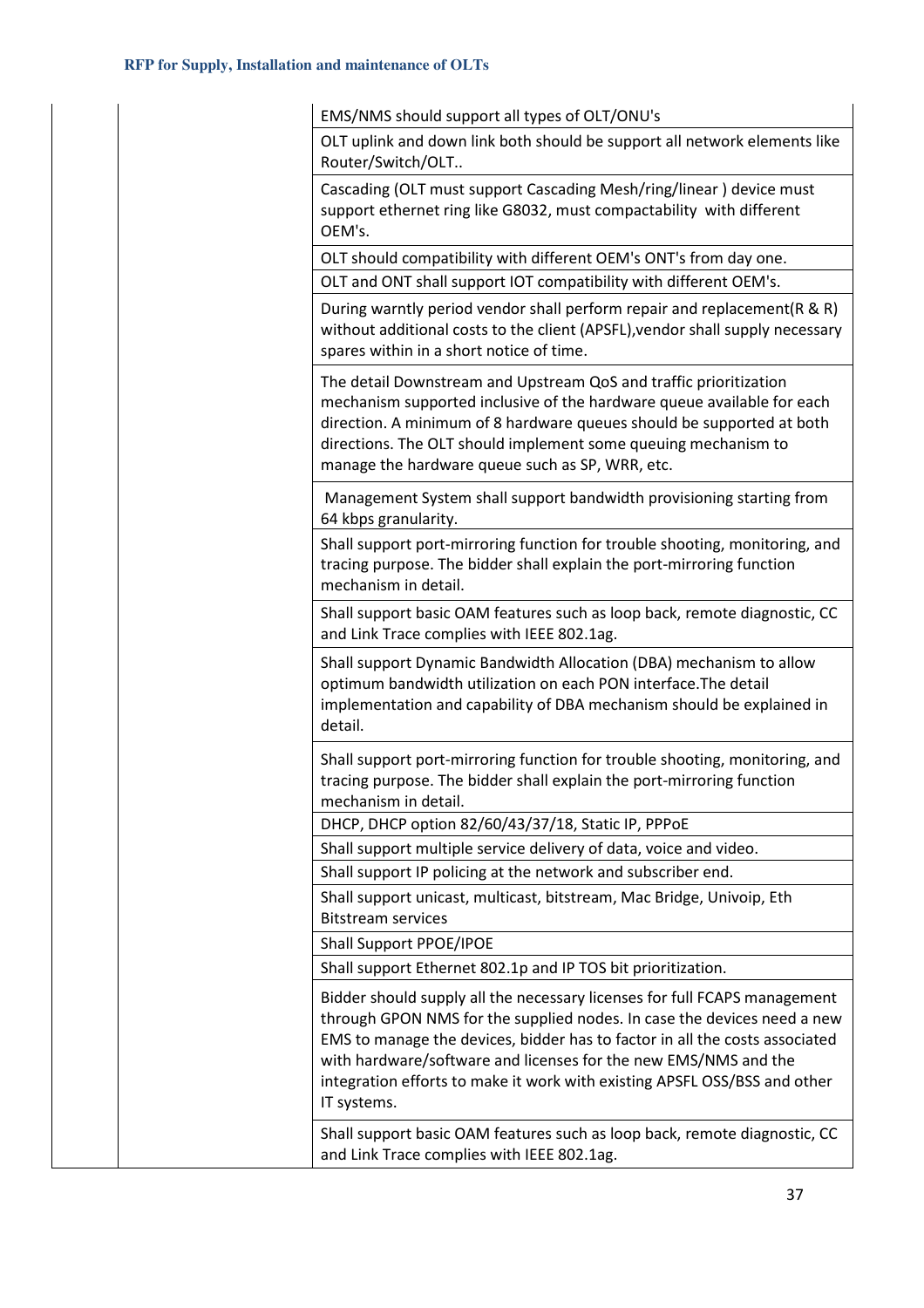| | | |
|---|---|---|
| | | EMS/NMS should support all types of OLT/ONU's |
| | | OLT uplink and down link both should be support all network elements like Router/Switch/OLT.. |
| | | Cascading (OLT must support Cascading Mesh/ring/linear ) device must support ethernet ring like G8032, must compactability with different OEM's. |
| | | OLT should compatibility with different OEM's ONT's from day one. |
| | | OLT and ONT shall support IOT compatibility with different OEM's. |
| | | During warntly period vendor shall perform repair and replacement(R & R) without additional costs to the client (APSFL),vendor shall supply necessary spares within in a short notice of time. |
| | | The detail Downstream and Upstream QoS and traffic prioritization mechanism supported inclusive of the hardware queue available for each direction. A minimum of 8 hardware queues should be supported at both directions. The OLT should implement some queuing mechanism to manage the hardware queue such as SP, WRR, etc. |
| | | Management System shall support bandwidth provisioning starting from 64 kbps granularity. |
| | | Shall support port-mirroring function for trouble shooting, monitoring, and tracing purpose. The bidder shall explain the port-mirroring function mechanism in detail. |
| | | Shall support basic OAM features such as loop back, remote diagnostic, CC and Link Trace complies with IEEE 802.1ag. |
| | | Shall support Dynamic Bandwidth Allocation (DBA) mechanism to allow optimum bandwidth utilization on each PON interface.The detail implementation and capability of DBA mechanism should be explained in detail. |
| | | Shall support port-mirroring function for trouble shooting, monitoring, and tracing purpose. The bidder shall explain the port-mirroring function mechanism in detail. |
| | | DHCP, DHCP option 82/60/43/37/18, Static IP, PPPoE |
| | | Shall support multiple service delivery of data, voice and video. |
| | | Shall support IP policing at the network and subscriber end. |
| | | Shall support unicast, multicast, bitstream, Mac Bridge, Univoip, Eth Bitstream services |
| | | Shall Support PPOE/IPOE |
| | | Shall support Ethernet 802.1p and IP TOS bit prioritization. |
| | | Bidder should supply all the necessary licenses for full FCAPS management through GPON NMS for the supplied nodes. In case the devices need a new EMS to manage the devices, bidder has to factor in all the costs associated with hardware/software and licenses for the new EMS/NMS and the integration efforts to make it work with existing APSFL OSS/BSS and other IT systems. |
| | | Shall support basic OAM features such as loop back, remote diagnostic, CC and Link Trace complies with IEEE 802.1ag. |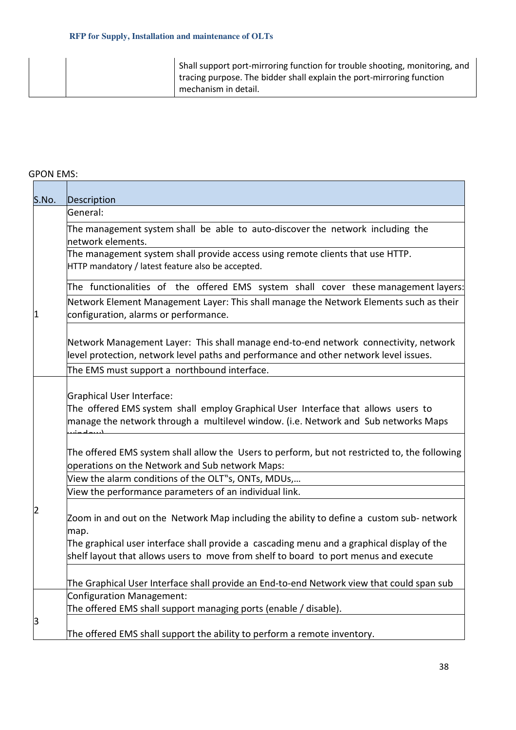| | | Shall support port-mirroring function for trouble shooting, monitoring, and tracing purpose. The bidder shall explain the port-mirroring function mechanism in detail. |
|---|---|---|

GPON EMS:

| S.No. | Description |
|---|---|
| 1 | General: |
| | The management system shall be able to auto-discover the network including the network elements. |
| | The management system shall provide access using remote clients that use HTTP. HTTP mandatory / latest feature also be accepted. |
| | The functionalities of the offered EMS system shall cover these management layers: |
| | Network Element Management Layer: This shall manage the Network Elements such as their configuration, alarms or performance. |
| | Network Management Layer: This shall manage end-to-end network connectivity, network level protection, network level paths and performance and other network level issues. |
| | The EMS must support a northbound interface. |
| 2 | Graphical User Interface:<br>The offered EMS system shall employ Graphical User Interface that allows users to manage the network through a multilevel window. (i.e. Network and Sub networks Maps window) |
| | The offered EMS system shall allow the Users to perform, but not restricted to, the following operations on the Network and Sub network Maps: |
| | View the alarm conditions of the OLT"s, ONTs, MDUs,… |
| | View the performance parameters of an individual link. |
| | Zoom in and out on the Network Map including the ability to define a custom sub- network map.<br>The graphical user interface shall provide a cascading menu and a graphical display of the shelf layout that allows users to move from shelf to board to port menus and execute |
| | The Graphical User Interface shall provide an End-to-end Network view that could span sub |
| 3 | Configuration Management:<br>The offered EMS shall support managing ports (enable / disable). |
| | The offered EMS shall support the ability to perform a remote inventory. |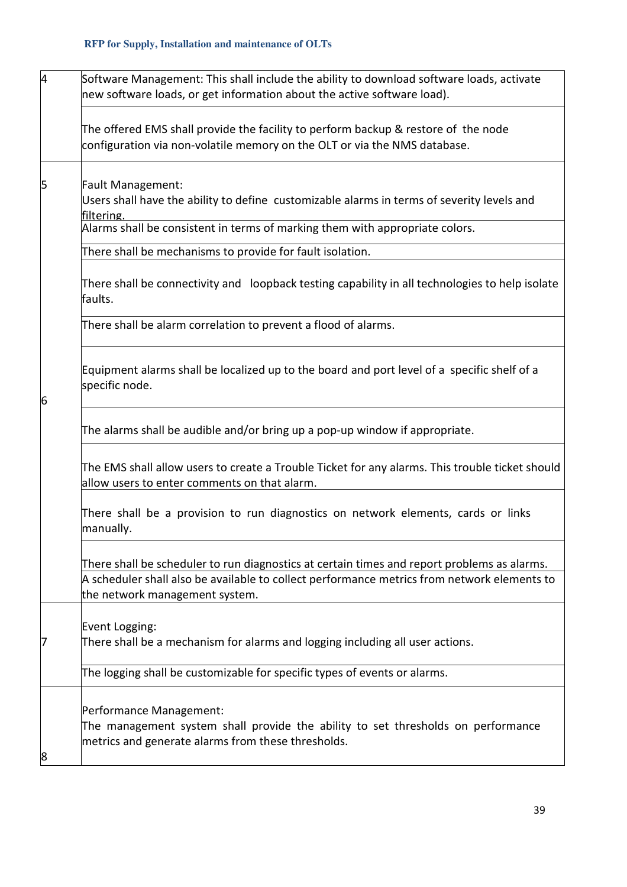| | |
|---|---|
| 4 | Software Management: This shall include the ability to download software loads, activate new software loads, or get information about the active software load). |
| | The offered EMS shall provide the facility to perform backup & restore of the node configuration via non-volatile memory on the OLT or via the NMS database. |
| 5 | Fault Management:<br>Users shall have the ability to define customizable alarms in terms of severity levels and filtering. |
| | Alarms shall be consistent in terms of marking them with appropriate colors. |
| | There shall be mechanisms to provide for fault isolation. |
| | There shall be connectivity and loopback testing capability in all technologies to help isolate faults. |
| | There shall be alarm correlation to prevent a flood of alarms. |
| 6 | Equipment alarms shall be localized up to the board and port level of a specific shelf of a specific node. |
| | The alarms shall be audible and/or bring up a pop-up window if appropriate. |
| | The EMS shall allow users to create a Trouble Ticket for any alarms. This trouble ticket should allow users to enter comments on that alarm. |
| | There shall be a provision to run diagnostics on network elements, cards or links manually. |
| | There shall be scheduler to run diagnostics at certain times and report problems as alarms. |
| | A scheduler shall also be available to collect performance metrics from network elements to the network management system. |
| 7 | Event Logging:<br>There shall be a mechanism for alarms and logging including all user actions. |
| | The logging shall be customizable for specific types of events or alarms. |
| 8 | Performance Management:<br>The management system shall provide the ability to set thresholds on performance metrics and generate alarms from these thresholds. |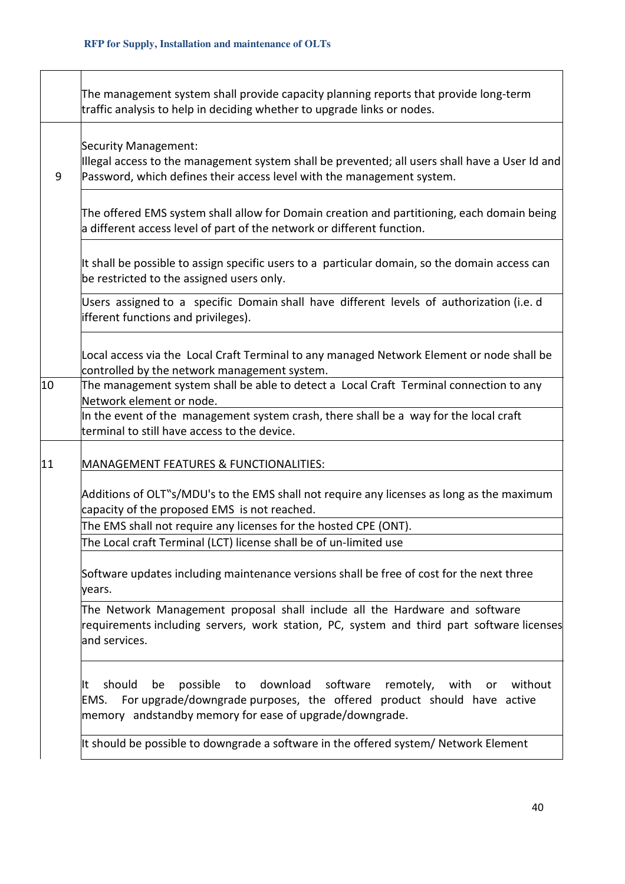**RFP for Supply, Installation and maintenance of OLTs**

| | |
|---|---|
| | The management system shall provide capacity planning reports that provide long-term traffic analysis to help in deciding whether to upgrade links or nodes. |
| 9 | Security Management:<br>Illegal access to the management system shall be prevented; all users shall have a User Id and Password, which defines their access level with the management system. |
| | The offered EMS system shall allow for Domain creation and partitioning, each domain being a different access level of part of the network or different function. |
| | It shall be possible to assign specific users to a particular domain, so the domain access can be restricted to the assigned users only. |
| | Users assigned to a specific Domain shall have different levels of authorization (i.e. d ifferent functions and privileges). |
| | Local access via the Local Craft Terminal to any managed Network Element or node shall be controlled by the network management system. |
| 10 | The management system shall be able to detect a Local Craft Terminal connection to any Network element or node. |
| | In the event of the management system crash, there shall be a way for the local craft terminal to still have access to the device. |
| 11 | MANAGEMENT FEATURES & FUNCTIONALITIES: |
| | Additions of OLT"s/MDU's to the EMS shall not require any licenses as long as the maximum capacity of the proposed EMS is not reached. |
| | The EMS shall not require any licenses for the hosted CPE (ONT). |
| | The Local craft Terminal (LCT) license shall be of un-limited use |
| | Software updates including maintenance versions shall be free of cost for the next three years. |
| | The Network Management proposal shall include all the Hardware and software requirements including servers, work station, PC, system and third part software licenses and services. |
| | It should be possible to download software remotely, with or without EMS. For upgrade/downgrade purposes, the offered product should have active memory andstandby memory for ease of upgrade/downgrade. |
| | It should be possible to downgrade a software in the offered system/ Network Element |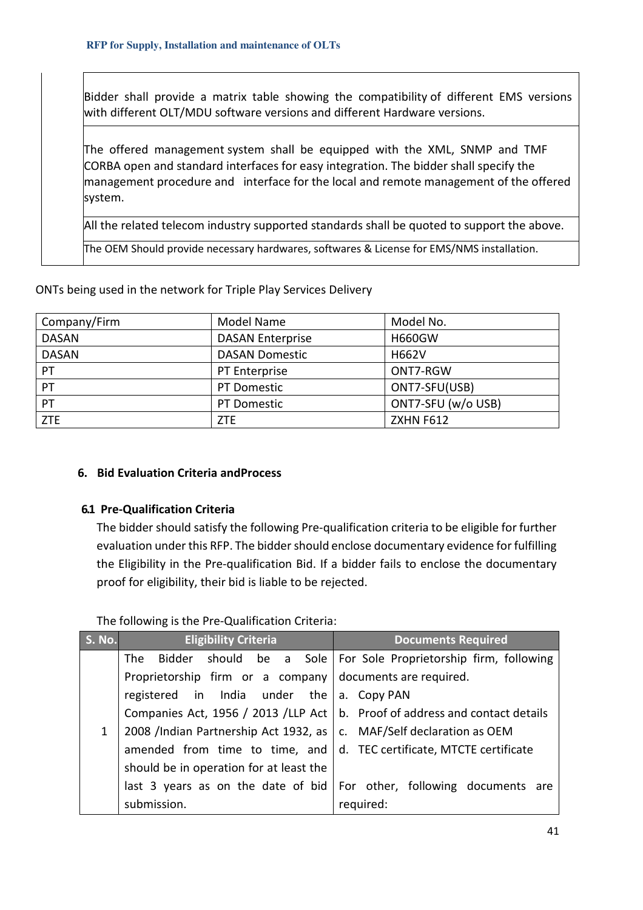| | |
|---|---|
| | Bidder shall provide a matrix table showing the compatibility of different EMS versions with different OLT/MDU software versions and different Hardware versions. |
| | The offered management system shall be equipped with the XML, SNMP and TMF CORBA open and standard interfaces for easy integration. The bidder shall specify the management procedure and interface for the local and remote management of the offered system. |
| | All the related telecom industry supported standards shall be quoted to support the above. |
| | The OEM Should provide necessary hardwares, softwares & License for EMS/NMS installation. |

ONTs being used in the network for Triple Play Services Delivery

| Company/Firm | Model Name | Model No. |
|---|---|---|
| DASAN | DASAN Enterprise | H660GW |
| DASAN | DASAN Domestic | H662V |
| PT | PT Enterprise | ONT7-RGW |
| PT | PT Domestic | ONT7-SFU(USB) |
| PT | PT Domestic | ONT7-SFU (w/o USB) |
| ZTE | ZTE | ZXHN F612 |

## 6. Bid Evaluation Criteria andProcess

### 6.1 Pre-Qualification Criteria

The bidder should satisfy the following Pre-qualification criteria to be eligible for further evaluation under this RFP. The bidder should enclose documentary evidence for fulfilling the Eligibility in the Pre-qualification Bid. If a bidder fails to enclose the documentary proof for eligibility, their bid is liable to be rejected.

The following is the Pre-Qualification Criteria:

| S. No. | Eligibility Criteria | Documents Required |
|---|---|---|
| 1 | The Bidder should be a Sole Proprietorship firm or a company registered in India under the Companies Act, 1956 / 2013 /LLP Act 2008 /Indian Partnership Act 1932, as amended from time to time, and should be in operation for at least the last 3 years as on the date of bid submission. | For Sole Proprietorship firm, following documents are required.<br>a. Copy PAN<br>b. Proof of address and contact details<br>c. MAF/Self declaration as OEM<br>d. TEC certificate, MTCTE certificate<br><br>For other, following documents are required: |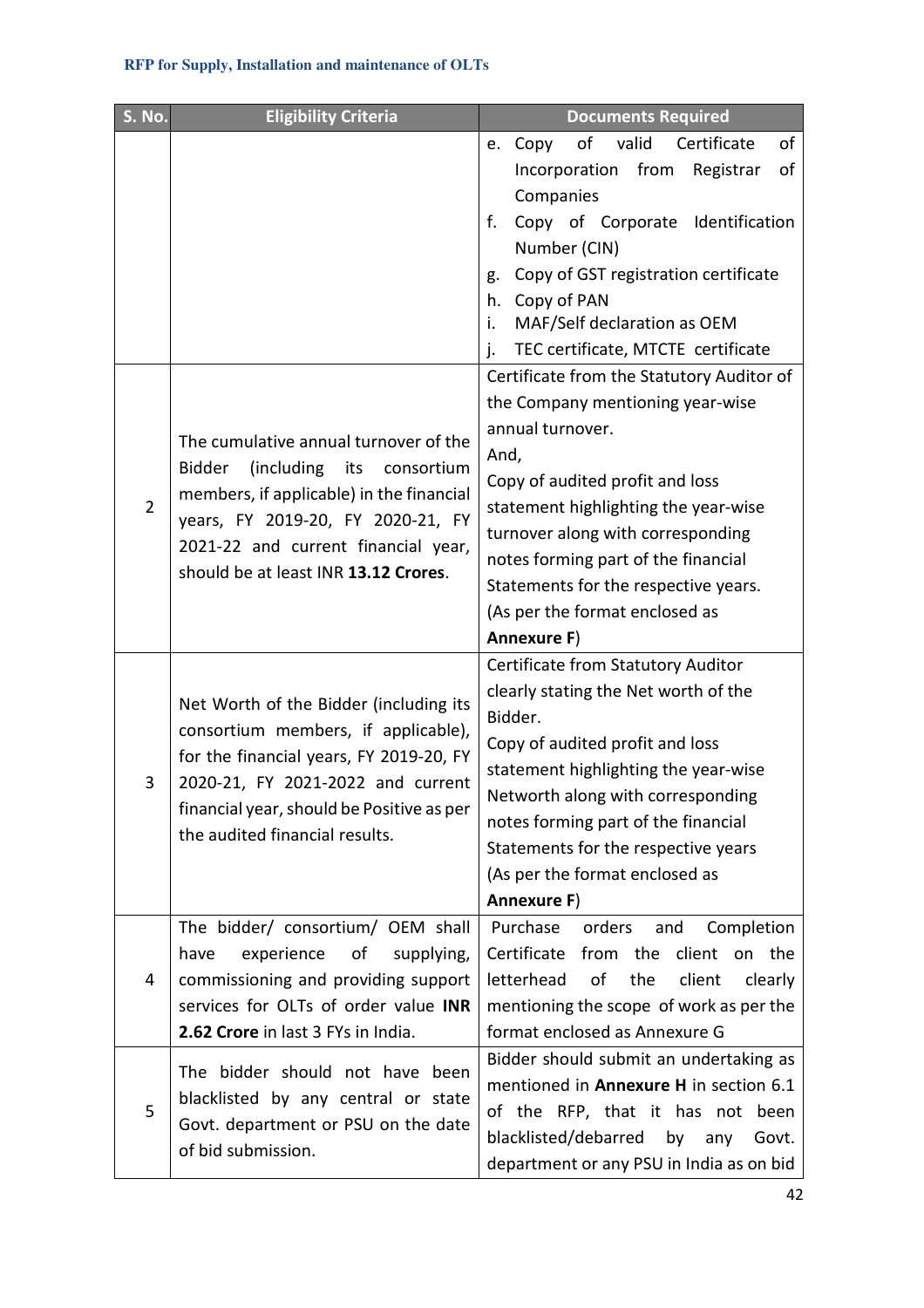| S. No. | Eligibility Criteria | Documents Required |
|---|---|---|
| | | e. Copy of valid Certificate of Incorporation from Registrar of Companies<br>f. Copy of Corporate Identification Number (CIN)<br>g. Copy of GST registration certificate<br>h. Copy of PAN<br>i. MAF/Self declaration as OEM<br>j. TEC certificate, MTCTE certificate |
| 2 | The cumulative annual turnover of the Bidder (including its consortium members, if applicable) in the financial years, FY 2019-20, FY 2020-21, FY 2021-22 and current financial year, should be at least INR **13.12 Crores**. | Certificate from the Statutory Auditor of the Company mentioning year-wise annual turnover.<br>And,<br>Copy of audited profit and loss statement highlighting the year-wise turnover along with corresponding notes forming part of the financial Statements for the respective years.<br>(As per the format enclosed as **Annexure F**) |
| 3 | Net Worth of the Bidder (including its consortium members, if applicable), for the financial years, FY 2019-20, FY 2020-21, FY 2021-2022 and current financial year, should be Positive as per the audited financial results. | Certificate from Statutory Auditor clearly stating the Net worth of the Bidder.<br>Copy of audited profit and loss statement highlighting the year-wise Networth along with corresponding notes forming part of the financial Statements for the respective years<br>(As per the format enclosed as **Annexure F**) |
| 4 | The bidder/ consortium/ OEM shall have experience of supplying, commissioning and providing support services for OLTs of order value **INR 2.62 Crore** in last 3 FYs in India. | Purchase orders and Completion Certificate from the client on the letterhead of the client clearly mentioning the scope of work as per the format enclosed as Annexure G |
| 5 | The bidder should not have been blacklisted by any central or state Govt. department or PSU on the date of bid submission. | Bidder should submit an undertaking as mentioned in **Annexure H** in section 6.1 of the RFP, that it has not been blacklisted/debarred by any Govt. department or any PSU in India as on bid |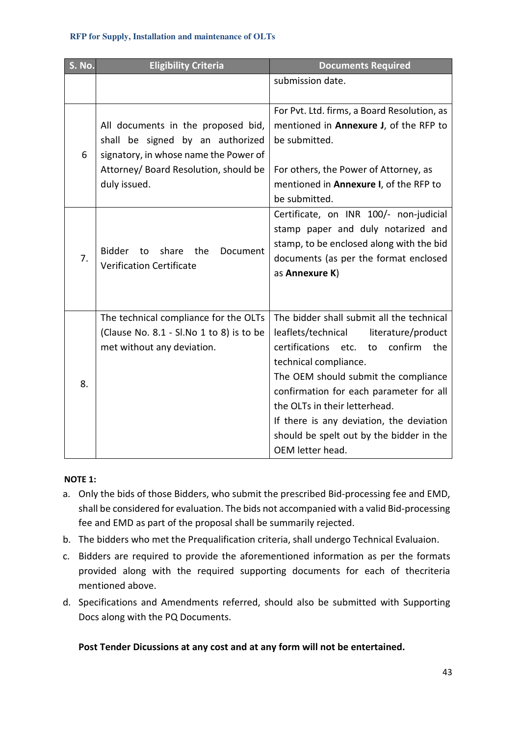| S. No. | Eligibility Criteria | Documents Required |
|---|---|---|
| | | submission date. |
| 6 | All documents in the proposed bid, shall be signed by an authorized signatory, in whose name the Power of Attorney/ Board Resolution, should be duly issued. | For Pvt. Ltd. firms, a Board Resolution, as mentioned in **Annexure J**, of the RFP to be submitted.<br><br>For others, the Power of Attorney, as mentioned in **Annexure I**, of the RFP to be submitted. |
| 7. | Bidder to share the Document Verification Certificate | Certificate, on INR 100/- non-judicial stamp paper and duly notarized and stamp, to be enclosed along with the bid documents (as per the format enclosed as **Annexure K**) |
| 8. | The technical compliance for the OLTs (Clause No. 8.1 - Sl.No 1 to 8) is to be met without any deviation. | The bidder shall submit all the technical leaflets/technical literature/product certifications etc. to confirm the technical compliance.<br>The OEM should submit the compliance confirmation for each parameter for all the OLTs in their letterhead.<br>If there is any deviation, the deviation should be spelt out by the bidder in the OEM letter head. |

**NOTE 1:**

a. Only the bids of those Bidders, who submit the prescribed Bid-processing fee and EMD, shall be considered for evaluation. The bids not accompanied with a valid Bid-processing fee and EMD as part of the proposal shall be summarily rejected.
b. The bidders who met the Prequalification criteria, shall undergo Technical Evaluaion.
c. Bidders are required to provide the aforementioned information as per the formats provided along with the required supporting documents for each of thecriteria mentioned above.
d. Specifications and Amendments referred, should also be submitted with Supporting Docs along with the PQ Documents.

**Post Tender Dicussions at any cost and at any form will not be entertained.**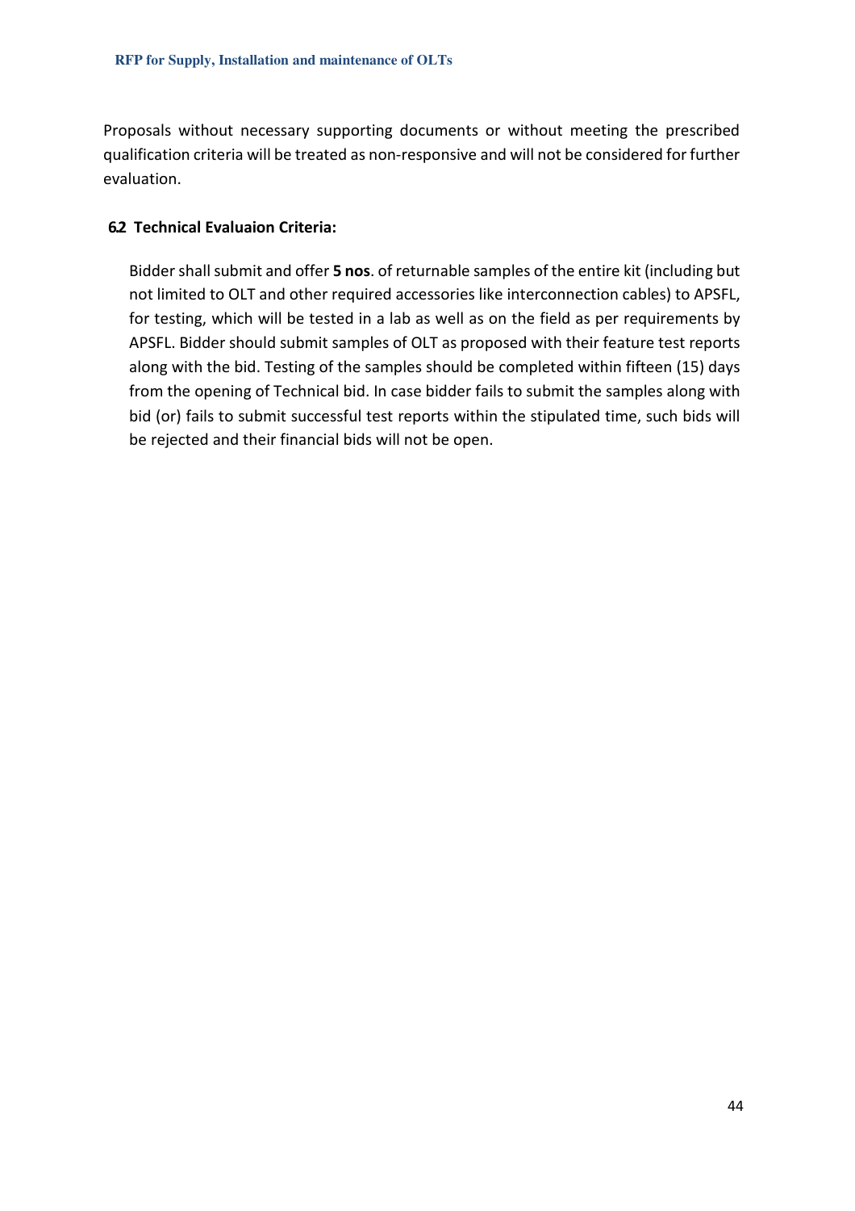Proposals without necessary supporting documents or without meeting the prescribed qualification criteria will be treated as non-responsive and will not be considered for further evaluation.

### 6.2 Technical Evaluaion Criteria:

Bidder shall submit and offer **5 nos**. of returnable samples of the entire kit (including but not limited to OLT and other required accessories like interconnection cables) to APSFL, for testing, which will be tested in a lab as well as on the field as per requirements by APSFL. Bidder should submit samples of OLT as proposed with their feature test reports along with the bid. Testing of the samples should be completed within fifteen (15) days from the opening of Technical bid. In case bidder fails to submit the samples along with bid (or) fails to submit successful test reports within the stipulated time, such bids will be rejected and their financial bids will not be open.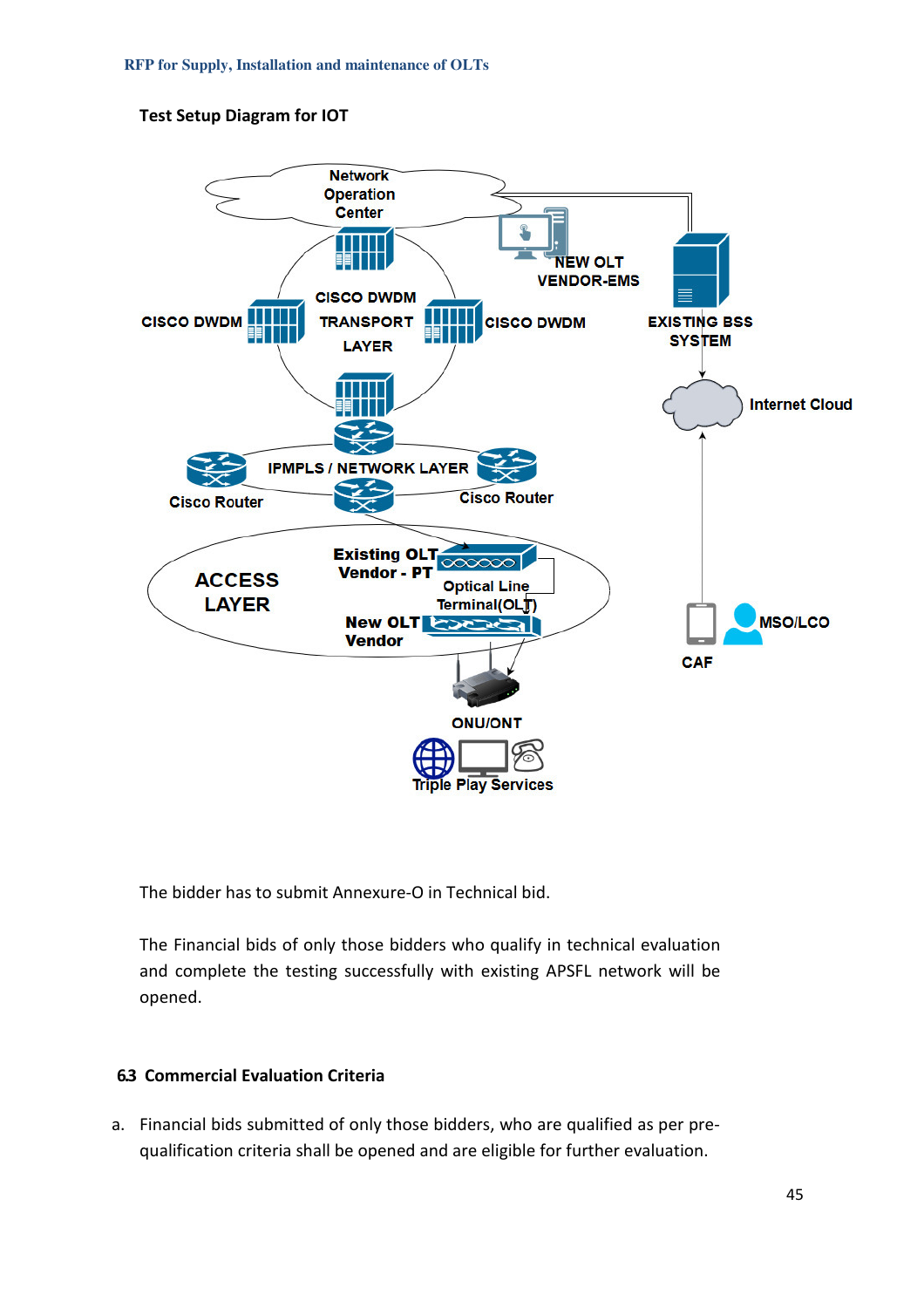**Test Setup Diagram for IOT**

The bidder has to submit Annexure-O in Technical bid.

The Financial bids of only those bidders who qualify in technical evaluation and complete the testing successfully with existing APSFL network will be opened.

## 6.3 Commercial Evaluation Criteria

a. Financial bids submitted of only those bidders, who are qualified as per pre-qualification criteria shall be opened and are eligible for further evaluation.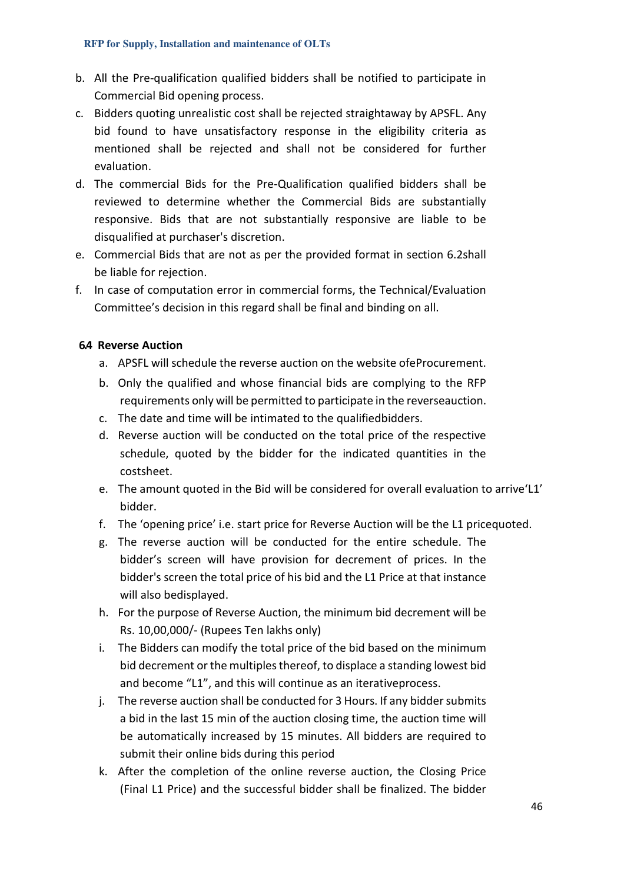b. All the Pre-qualification qualified bidders shall be notified to participate in Commercial Bid opening process.
c. Bidders quoting unrealistic cost shall be rejected straightaway by APSFL. Any bid found to have unsatisfactory response in the eligibility criteria as mentioned shall be rejected and shall not be considered for further evaluation.
d. The commercial Bids for the Pre-Qualification qualified bidders shall be reviewed to determine whether the Commercial Bids are substantially responsive. Bids that are not substantially responsive are liable to be disqualified at purchaser's discretion.
e. Commercial Bids that are not as per the provided format in section 6.2shall be liable for rejection.
f. In case of computation error in commercial forms, the Technical/Evaluation Committee's decision in this regard shall be final and binding on all.

### 6.4 Reverse Auction

a. APSFL will schedule the reverse auction on the website ofeProcurement.
b. Only the qualified and whose financial bids are complying to the RFP requirements only will be permitted to participate in the reverseauction.
c. The date and time will be intimated to the qualifiedbidders.
d. Reverse auction will be conducted on the total price of the respective schedule, quoted by the bidder for the indicated quantities in the costsheet.
e. The amount quoted in the Bid will be considered for overall evaluation to arrive'L1' bidder.
f. The 'opening price' i.e. start price for Reverse Auction will be the L1 pricequoted.
g. The reverse auction will be conducted for the entire schedule. The bidder's screen will have provision for decrement of prices. In the bidder's screen the total price of his bid and the L1 Price at that instance will also bedisplayed.
h. For the purpose of Reverse Auction, the minimum bid decrement will be Rs. 10,00,000/- (Rupees Ten lakhs only)
i. The Bidders can modify the total price of the bid based on the minimum bid decrement or the multiples thereof, to displace a standing lowest bid and become "L1", and this will continue as an iterativeprocess.
j. The reverse auction shall be conducted for 3 Hours. If any bidder submits a bid in the last 15 min of the auction closing time, the auction time will be automatically increased by 15 minutes. All bidders are required to submit their online bids during this period
k. After the completion of the online reverse auction, the Closing Price (Final L1 Price) and the successful bidder shall be finalized. The bidder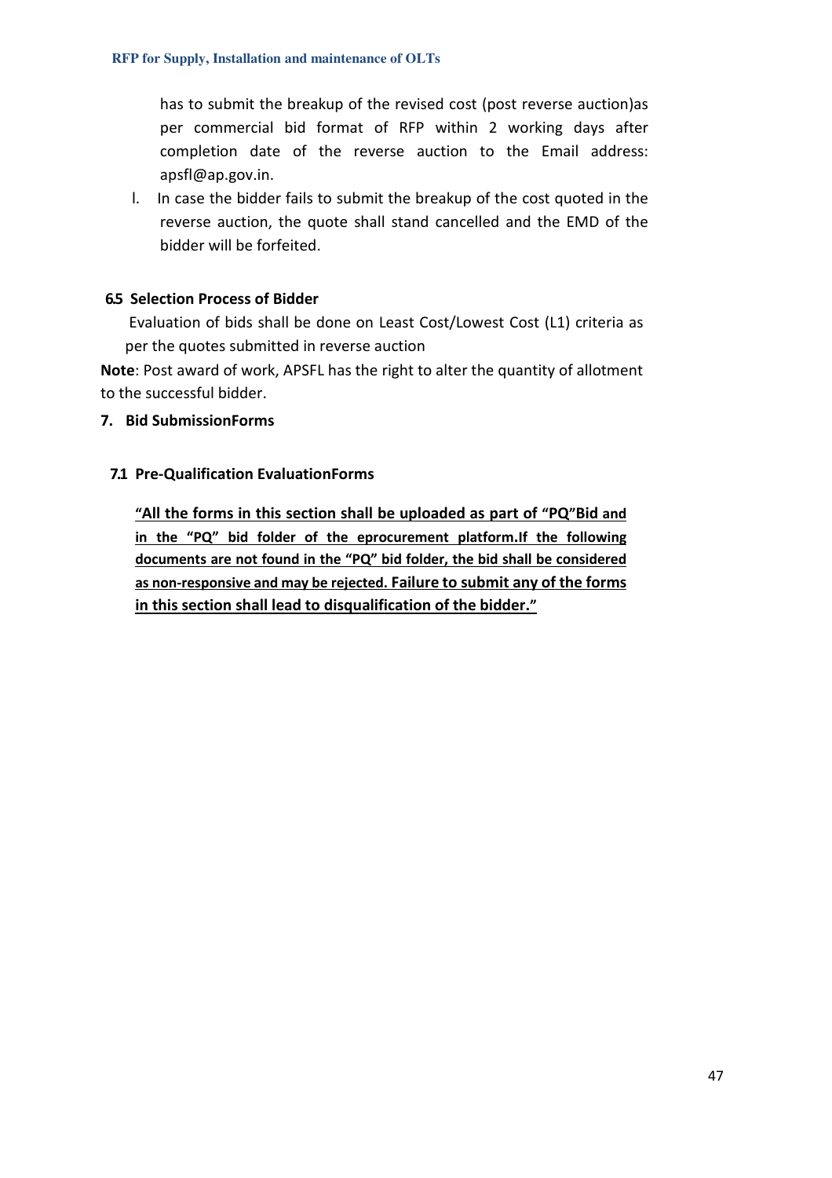has to submit the breakup of the revised cost (post reverse auction)as per commercial bid format of RFP within 2 working days after completion date of the reverse auction to the Email address: apsfl@ap.gov.in.

l. In case the bidder fails to submit the breakup of the cost quoted in the reverse auction, the quote shall stand cancelled and the EMD of the bidder will be forfeited.

### 6.5 Selection Process of Bidder

Evaluation of bids shall be done on Least Cost/Lowest Cost (L1) criteria as per the quotes submitted in reverse auction

**Note**: Post award of work, APSFL has the right to alter the quantity of allotment to the successful bidder.

## 7. Bid SubmissionForms

### 7.1 Pre-Qualification EvaluationForms

**"All the forms in this section shall be uploaded as part of "PQ"Bid and in the "PQ" bid folder of the eprocurement platform.If the following documents are not found in the "PQ" bid folder, the bid shall be considered as non-responsive and may be rejected. Failure to submit any of the forms in this section shall lead to disqualification of the bidder."**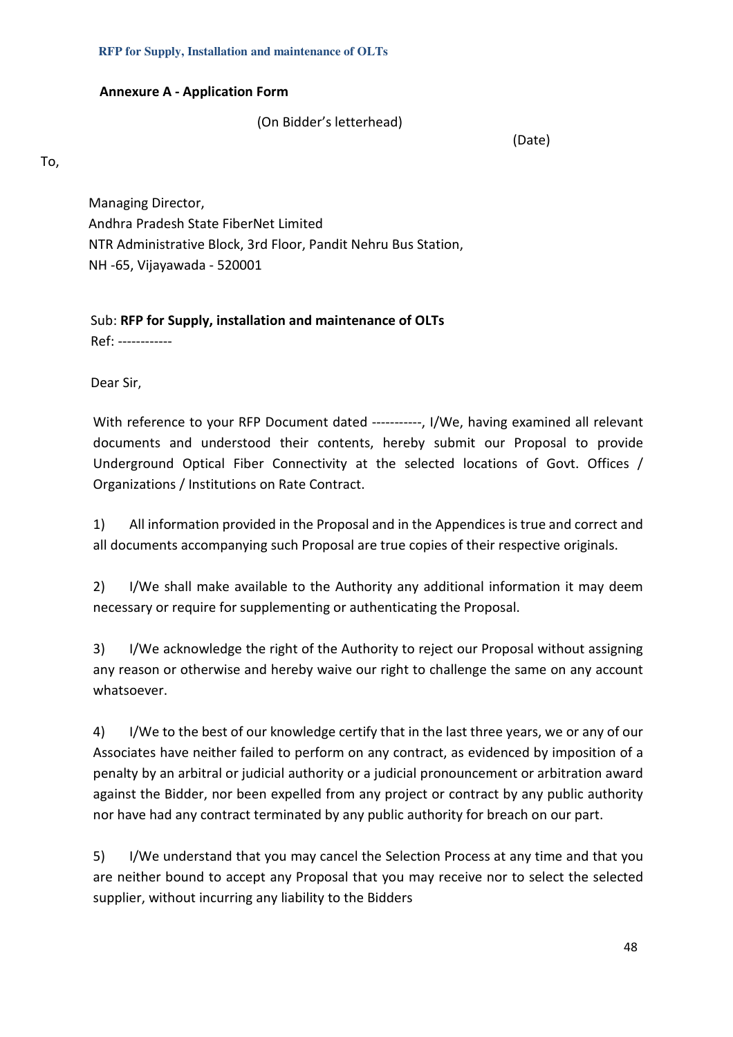**Annexure A - Application Form**

(On Bidder's letterhead)

(Date)

To,

Managing Director,
Andhra Pradesh State FiberNet Limited
NTR Administrative Block, 3rd Floor, Pandit Nehru Bus Station,
NH -65, Vijayawada - 520001

Sub: **RFP for Supply, installation and maintenance of OLTs**
Ref: ------------

Dear Sir,

With reference to your RFP Document dated -----------, I/We, having examined all relevant documents and understood their contents, hereby submit our Proposal to provide Underground Optical Fiber Connectivity at the selected locations of Govt. Offices / Organizations / Institutions on Rate Contract.

1) All information provided in the Proposal and in the Appendices is true and correct and all documents accompanying such Proposal are true copies of their respective originals.

2) I/We shall make available to the Authority any additional information it may deem necessary or require for supplementing or authenticating the Proposal.

3) I/We acknowledge the right of the Authority to reject our Proposal without assigning any reason or otherwise and hereby waive our right to challenge the same on any account whatsoever.

4) I/We to the best of our knowledge certify that in the last three years, we or any of our Associates have neither failed to perform on any contract, as evidenced by imposition of a penalty by an arbitral or judicial authority or a judicial pronouncement or arbitration award against the Bidder, nor been expelled from any project or contract by any public authority nor have had any contract terminated by any public authority for breach on our part.

5) I/We understand that you may cancel the Selection Process at any time and that you are neither bound to accept any Proposal that you may receive nor to select the selected supplier, without incurring any liability to the Bidders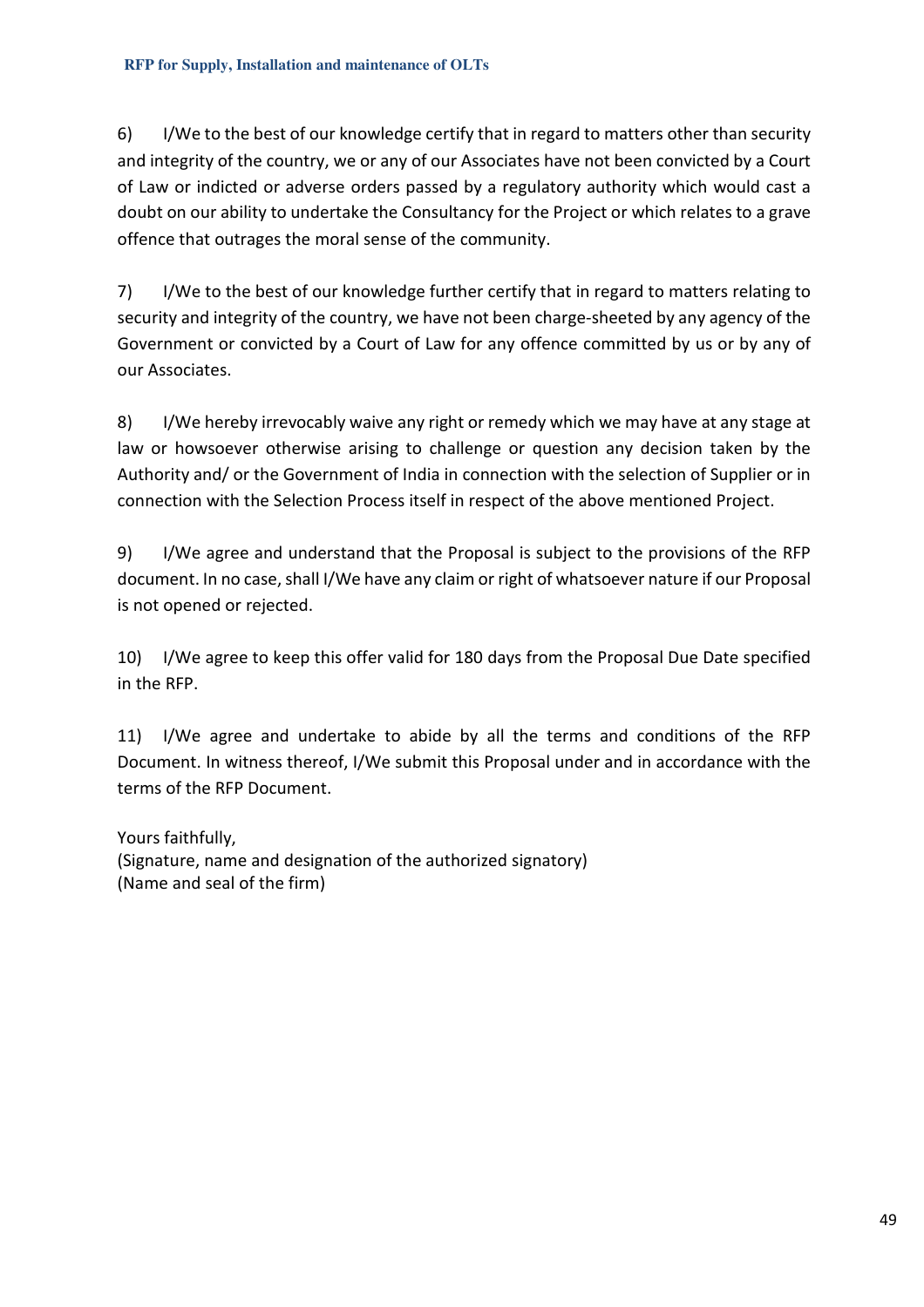6) I/We to the best of our knowledge certify that in regard to matters other than security and integrity of the country, we or any of our Associates have not been convicted by a Court of Law or indicted or adverse orders passed by a regulatory authority which would cast a doubt on our ability to undertake the Consultancy for the Project or which relates to a grave offence that outrages the moral sense of the community.

7) I/We to the best of our knowledge further certify that in regard to matters relating to security and integrity of the country, we have not been charge-sheeted by any agency of the Government or convicted by a Court of Law for any offence committed by us or by any of our Associates.

8) I/We hereby irrevocably waive any right or remedy which we may have at any stage at law or howsoever otherwise arising to challenge or question any decision taken by the Authority and/ or the Government of India in connection with the selection of Supplier or in connection with the Selection Process itself in respect of the above mentioned Project.

9) I/We agree and understand that the Proposal is subject to the provisions of the RFP document. In no case, shall I/We have any claim or right of whatsoever nature if our Proposal is not opened or rejected.

10) I/We agree to keep this offer valid for 180 days from the Proposal Due Date specified in the RFP.

11) I/We agree and undertake to abide by all the terms and conditions of the RFP Document. In witness thereof, I/We submit this Proposal under and in accordance with the terms of the RFP Document.

Yours faithfully,
(Signature, name and designation of the authorized signatory)
(Name and seal of the firm)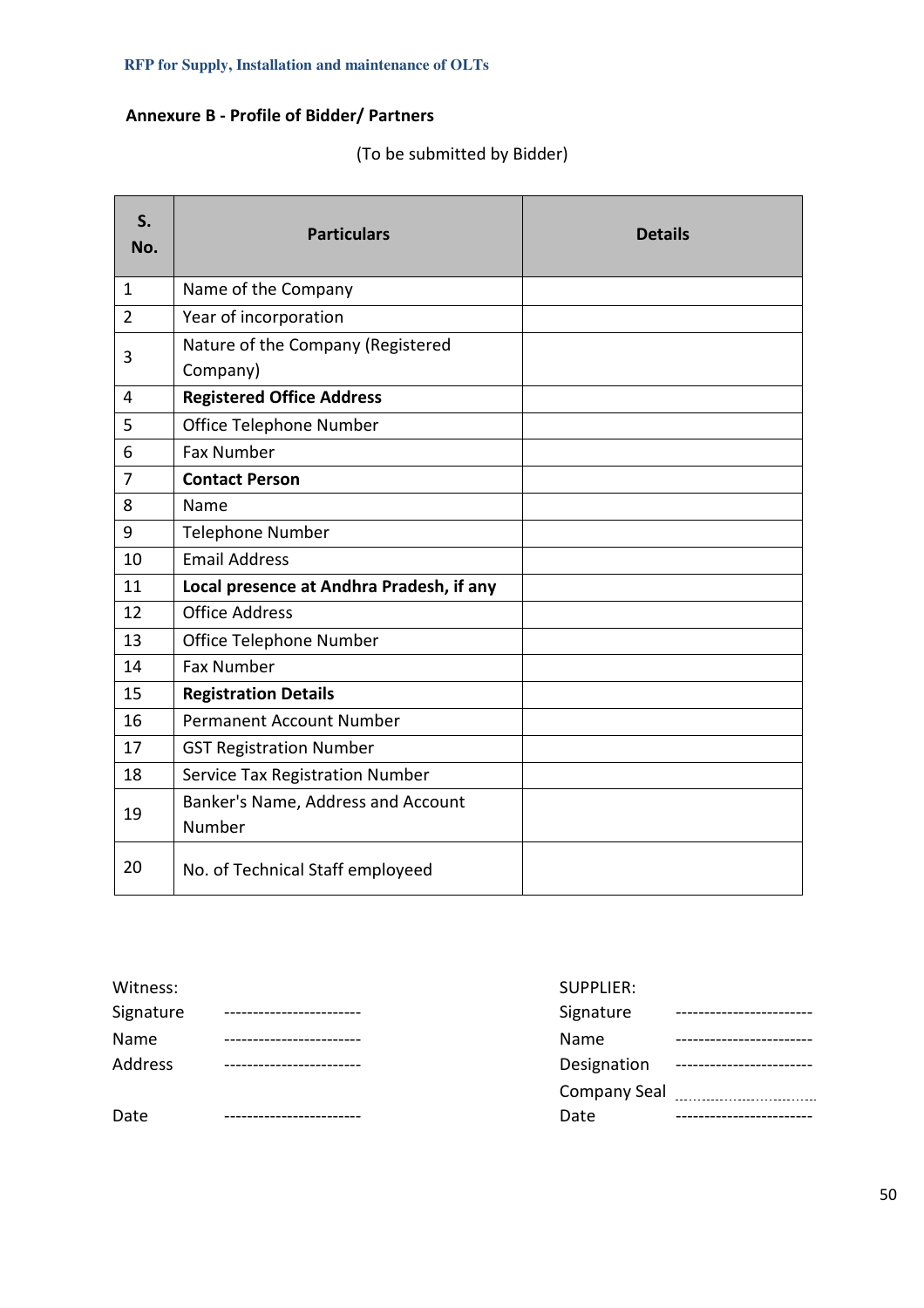## Annexure B - Profile of Bidder/ Partners

(To be submitted by Bidder)

| S. No. | Particulars | Details |
|---|---|---|
| 1 | Name of the Company | |
| 2 | Year of incorporation | |
| 3 | Nature of the Company (Registered Company) | |
| 4 | **Registered Office Address** | |
| 5 | Office Telephone Number | |
| 6 | Fax Number | |
| 7 | **Contact Person** | |
| 8 | Name | |
| 9 | Telephone Number | |
| 10 | Email Address | |
| 11 | **Local presence at Andhra Pradesh, if any** | |
| 12 | Office Address | |
| 13 | Office Telephone Number | |
| 14 | Fax Number | |
| 15 | **Registration Details** | |
| 16 | Permanent Account Number | |
| 17 | GST Registration Number | |
| 18 | Service Tax Registration Number | |
| 19 | Banker's Name, Address and Account Number | |
| 20 | No. of Technical Staff employeed | |

Witness:

Signature ------------------------

Name ------------------------

Address ------------------------

Date ------------------------

SUPPLIER:

Signature ------------------------

Name ------------------------

Designation ------------------------

Company Seal ........................

Date ------------------------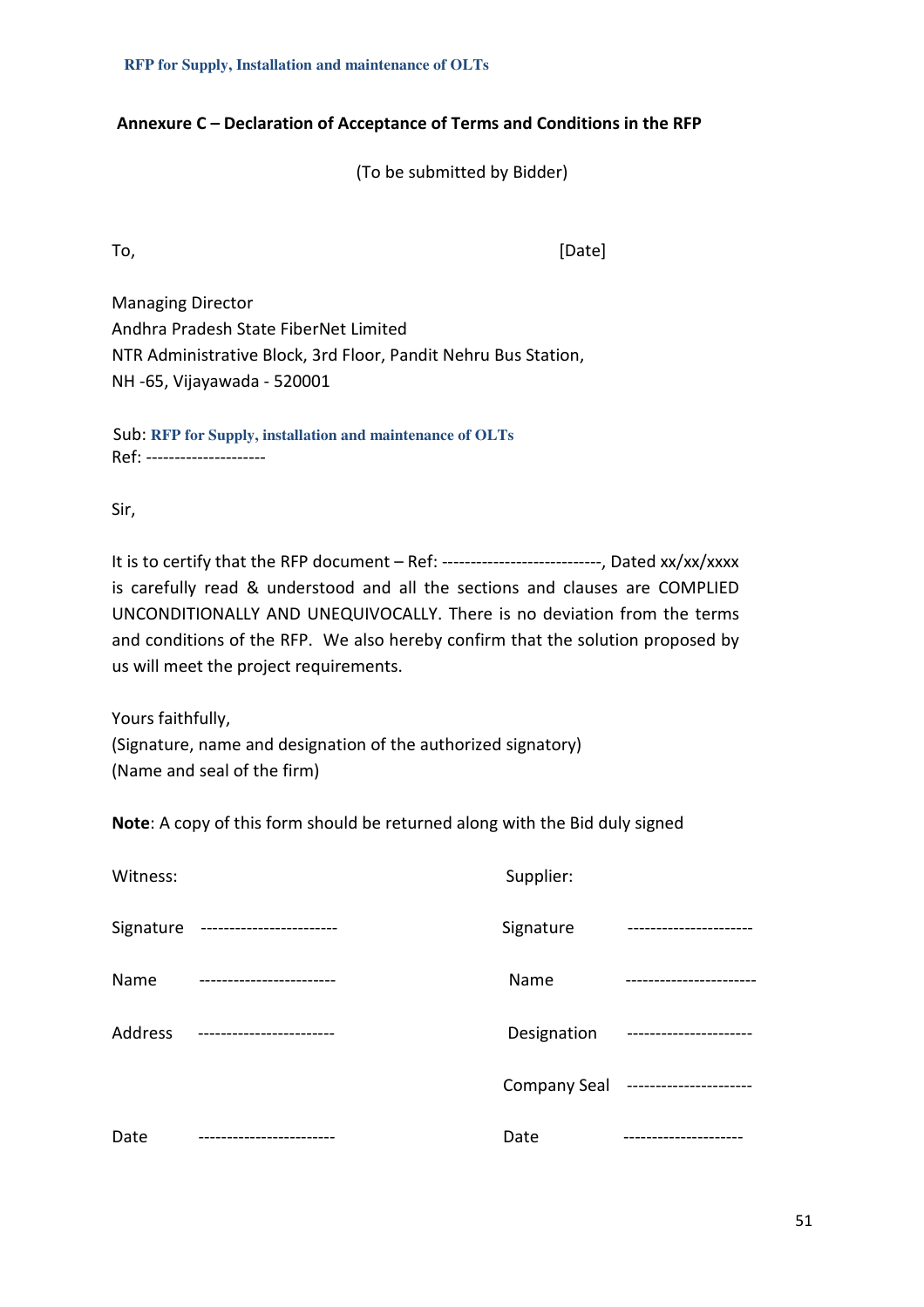## Annexure C – Declaration of Acceptance of Terms and Conditions in the RFP

(To be submitted by Bidder)

To, [Date]

Managing Director
Andhra Pradesh State FiberNet Limited
NTR Administrative Block, 3rd Floor, Pandit Nehru Bus Station,
NH -65, Vijayawada - 520001

Sub: **RFP for Supply, installation and maintenance of OLTs**
Ref: ---------------------

Sir,

It is to certify that the RFP document – Ref: ----------------------------, Dated xx/xx/xxxx is carefully read & understood and all the sections and clauses are COMPLIED UNCONDITIONALLY AND UNEQUIVOCALLY. There is no deviation from the terms and conditions of the RFP. We also hereby confirm that the solution proposed by us will meet the project requirements.

Yours faithfully,
(Signature, name and designation of the authorized signatory)
(Name and seal of the firm)

**Note**: A copy of this form should be returned along with the Bid duly signed

| Witness: | | Supplier: | |
|---|---|---|---|
| Signature | ------------------------ | Signature | ---------------------- |
| Name | ------------------------ | Name | ----------------------- |
| Address | ------------------------ | Designation | ---------------------- |
| | | Company Seal | ---------------------- |
| Date | ------------------------ | Date | --------------------- |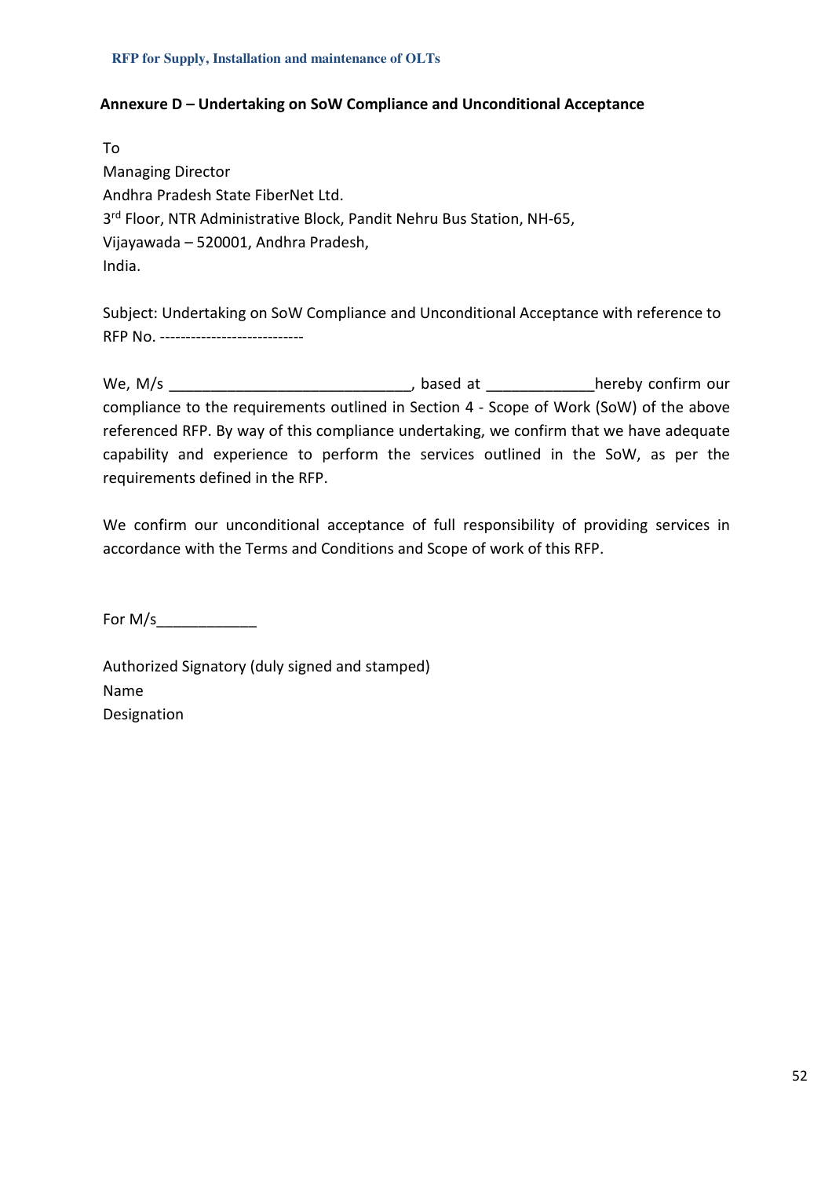## Annexure D – Undertaking on SoW Compliance and Unconditional Acceptance

To
Managing Director
Andhra Pradesh State FiberNet Ltd.
3rd Floor, NTR Administrative Block, Pandit Nehru Bus Station, NH-65,
Vijayawada – 520001, Andhra Pradesh,
India.

Subject: Undertaking on SoW Compliance and Unconditional Acceptance with reference to RFP No. ----------------------------

We, M/s _____________________________, based at _____________hereby confirm our compliance to the requirements outlined in Section 4 - Scope of Work (SoW) of the above referenced RFP. By way of this compliance undertaking, we confirm that we have adequate capability and experience to perform the services outlined in the SoW, as per the requirements defined in the RFP.

We confirm our unconditional acceptance of full responsibility of providing services in accordance with the Terms and Conditions and Scope of work of this RFP.

For M/s____________

Authorized Signatory (duly signed and stamped)
Name
Designation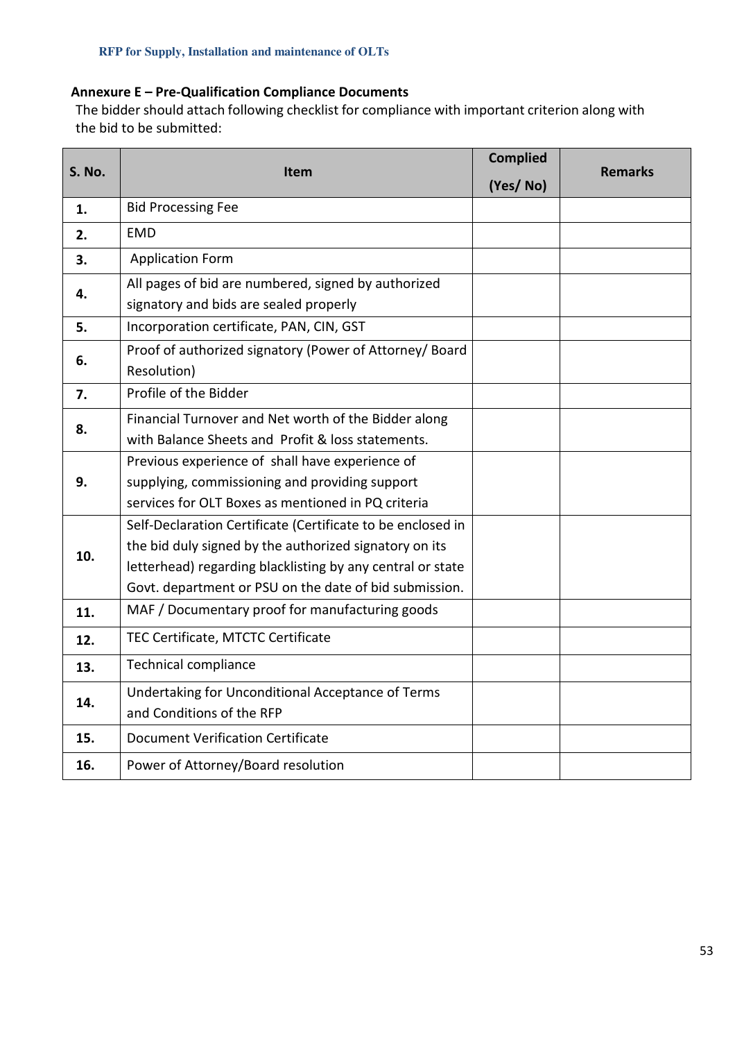## Annexure E – Pre-Qualification Compliance Documents

The bidder should attach following checklist for compliance with important criterion along with the bid to be submitted:

| S. No. | Item | Complied (Yes/ No) | Remarks |
|---|---|---|---|
| 1. | Bid Processing Fee | | |
| 2. | EMD | | |
| 3. | Application Form | | |
| 4. | All pages of bid are numbered, signed by authorized signatory and bids are sealed properly | | |
| 5. | Incorporation certificate, PAN, CIN, GST | | |
| 6. | Proof of authorized signatory (Power of Attorney/ Board Resolution) | | |
| 7. | Profile of the Bidder | | |
| 8. | Financial Turnover and Net worth of the Bidder along with Balance Sheets and Profit & loss statements. | | |
| 9. | Previous experience of shall have experience of supplying, commissioning and providing support services for OLT Boxes as mentioned in PQ criteria | | |
| 10. | Self-Declaration Certificate (Certificate to be enclosed in the bid duly signed by the authorized signatory on its letterhead) regarding blacklisting by any central or state Govt. department or PSU on the date of bid submission. | | |
| 11. | MAF / Documentary proof for manufacturing goods | | |
| 12. | TEC Certificate, MTCTC Certificate | | |
| 13. | Technical compliance | | |
| 14. | Undertaking for Unconditional Acceptance of Terms and Conditions of the RFP | | |
| 15. | Document Verification Certificate | | |
| 16. | Power of Attorney/Board resolution | | |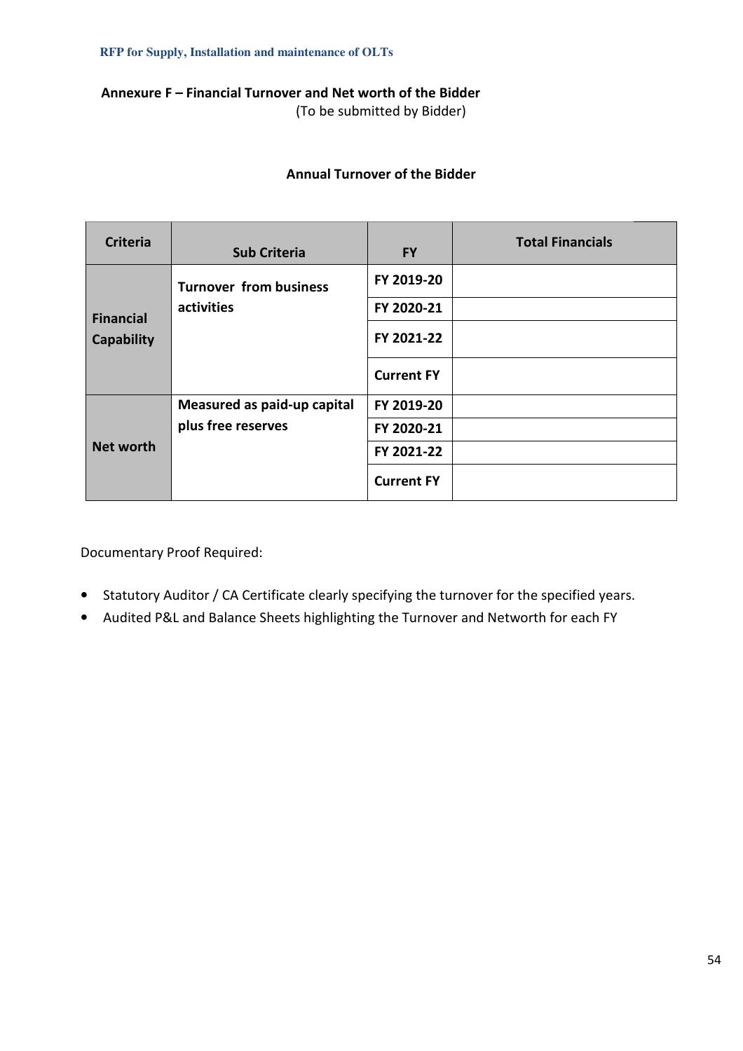## Annexure F – Financial Turnover and Net worth of the Bidder

(To be submitted by Bidder)

### Annual Turnover of the Bidder

| Criteria | Sub Criteria | FY | Total Financials |
|---|---|---|---|
| Financial Capability | Turnover from business activities | FY 2019-20 | |
| | | FY 2020-21 | |
| | | FY 2021-22 | |
| | | Current FY | |
| Net worth | Measured as paid-up capital plus free reserves | FY 2019-20 | |
| | | FY 2020-21 | |
| | | FY 2021-22 | |
| | | Current FY | |

Documentary Proof Required:

- Statutory Auditor / CA Certificate clearly specifying the turnover for the specified years.
- Audited P&L and Balance Sheets highlighting the Turnover and Networth for each FY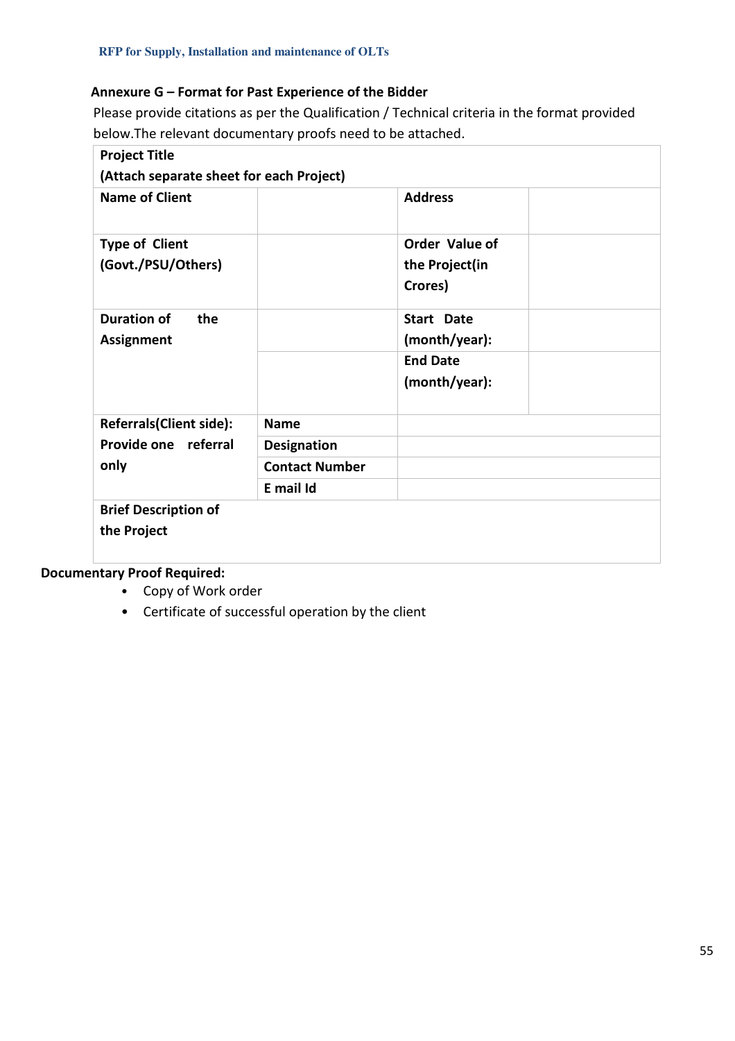## Annexure G – Format for Past Experience of the Bidder

Please provide citations as per the Qualification / Technical criteria in the format provided below.The relevant documentary proofs need to be attached.

| **Project Title (Attach separate sheet for each Project)** | | | |
|---|---|---|---|
| **Name of Client** | | **Address** | |
| **Type of Client (Govt./PSU/Others)** | | **Order Value of the Project(in Crores)** | |
| **Duration of the Assignment** | | **Start Date (month/year):** | |
| | | **End Date (month/year):** | |
| **Referrals(Client side): Provide one referral only** | **Name** | | |
| | **Designation** | | |
| | **Contact Number** | | |
| | **E mail Id** | | |
| **Brief Description of the Project** | | | |

**Documentary Proof Required:**

- Copy of Work order
- Certificate of successful operation by the client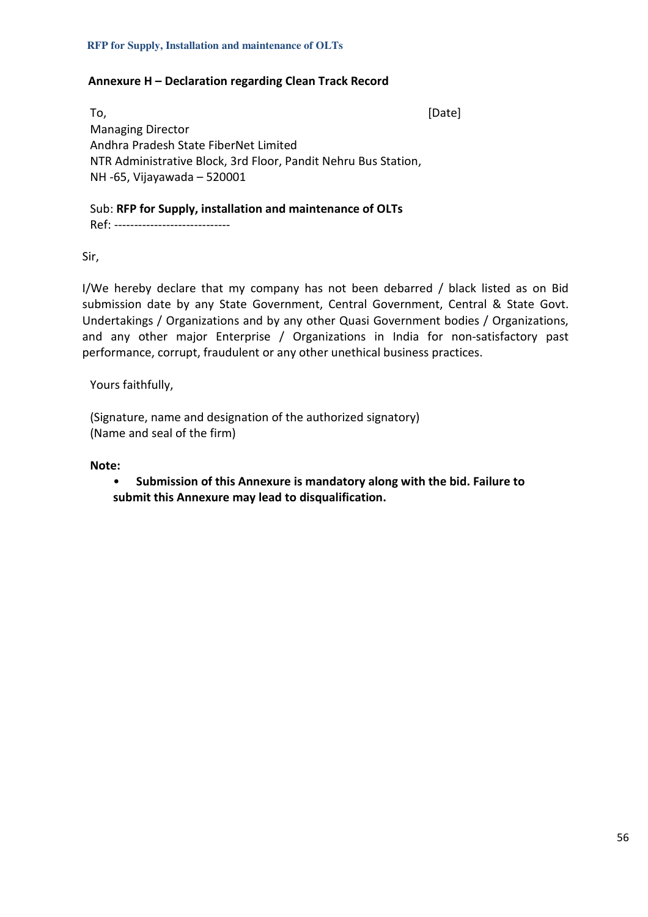## Annexure H – Declaration regarding Clean Track Record

To, [Date]

Managing Director
Andhra Pradesh State FiberNet Limited
NTR Administrative Block, 3rd Floor, Pandit Nehru Bus Station,
NH -65, Vijayawada – 520001

Sub: **RFP for Supply, installation and maintenance of OLTs**
Ref: ----------------------------

Sir,

I/We hereby declare that my company has not been debarred / black listed as on Bid submission date by any State Government, Central Government, Central & State Govt. Undertakings / Organizations and by any other Quasi Government bodies / Organizations, and any other major Enterprise / Organizations in India for non-satisfactory past performance, corrupt, fraudulent or any other unethical business practices.

Yours faithfully,

(Signature, name and designation of the authorized signatory)
(Name and seal of the firm)

**Note:**

- **Submission of this Annexure is mandatory along with the bid. Failure to submit this Annexure may lead to disqualification.**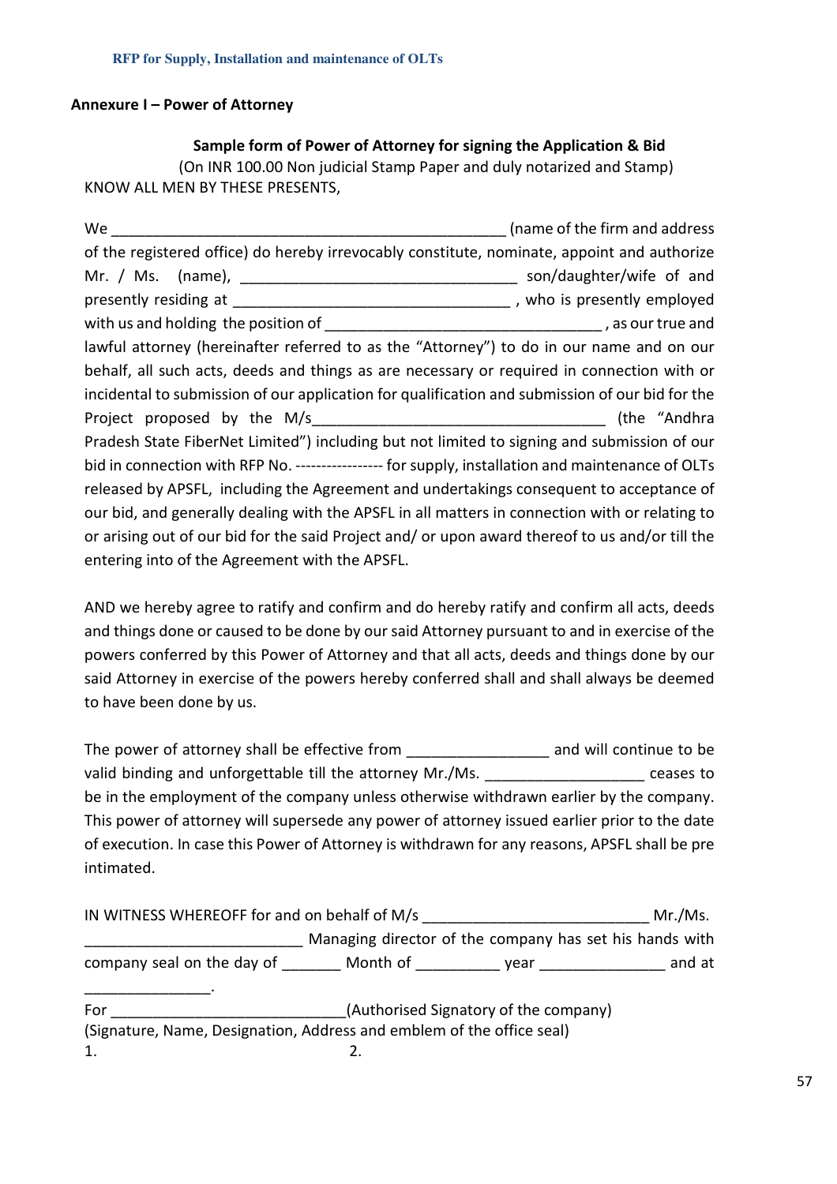## Annexure I – Power of Attorney

**Sample form of Power of Attorney for signing the Application & Bid**

(On INR 100.00 Non judicial Stamp Paper and duly notarized and Stamp)

KNOW ALL MEN BY THESE PRESENTS,

We ________________________________________________ (name of the firm and address of the registered office) do hereby irrevocably constitute, nominate, appoint and authorize Mr. / Ms. (name), _________________________________ son/daughter/wife of and presently residing at _________________________________ , who is presently employed with us and holding the position of _________________________________ , as our true and lawful attorney (hereinafter referred to as the "Attorney") to do in our name and on our behalf, all such acts, deeds and things as are necessary or required in connection with or incidental to submission of our application for qualification and submission of our bid for the Project proposed by the M/s__________________________________ (the "Andhra Pradesh State FiberNet Limited") including but not limited to signing and submission of our bid in connection with RFP No. ----------------- for supply, installation and maintenance of OLTs released by APSFL, including the Agreement and undertakings consequent to acceptance of our bid, and generally dealing with the APSFL in all matters in connection with or relating to or arising out of our bid for the said Project and/ or upon award thereof to us and/or till the entering into of the Agreement with the APSFL.

AND we hereby agree to ratify and confirm and do hereby ratify and confirm all acts, deeds and things done or caused to be done by our said Attorney pursuant to and in exercise of the powers conferred by this Power of Attorney and that all acts, deeds and things done by our said Attorney in exercise of the powers hereby conferred shall and shall always be deemed to have been done by us.

The power of attorney shall be effective from ________________ and will continue to be valid binding and unforgettable till the attorney Mr./Ms. __________________ ceases to be in the employment of the company unless otherwise withdrawn earlier by the company. This power of attorney will supersede any power of attorney issued earlier prior to the date of execution. In case this Power of Attorney is withdrawn for any reasons, APSFL shall be pre intimated.

IN WITNESS WHEREOFF for and on behalf of M/s __________________________ Mr./Ms. __________________________ Managing director of the company has set his hands with company seal on the day of _______ Month of __________ year _______________ and at _______________.

For ___________________________(Authorised Signatory of the company)

(Signature, Name, Designation, Address and emblem of the office seal)

1. 2.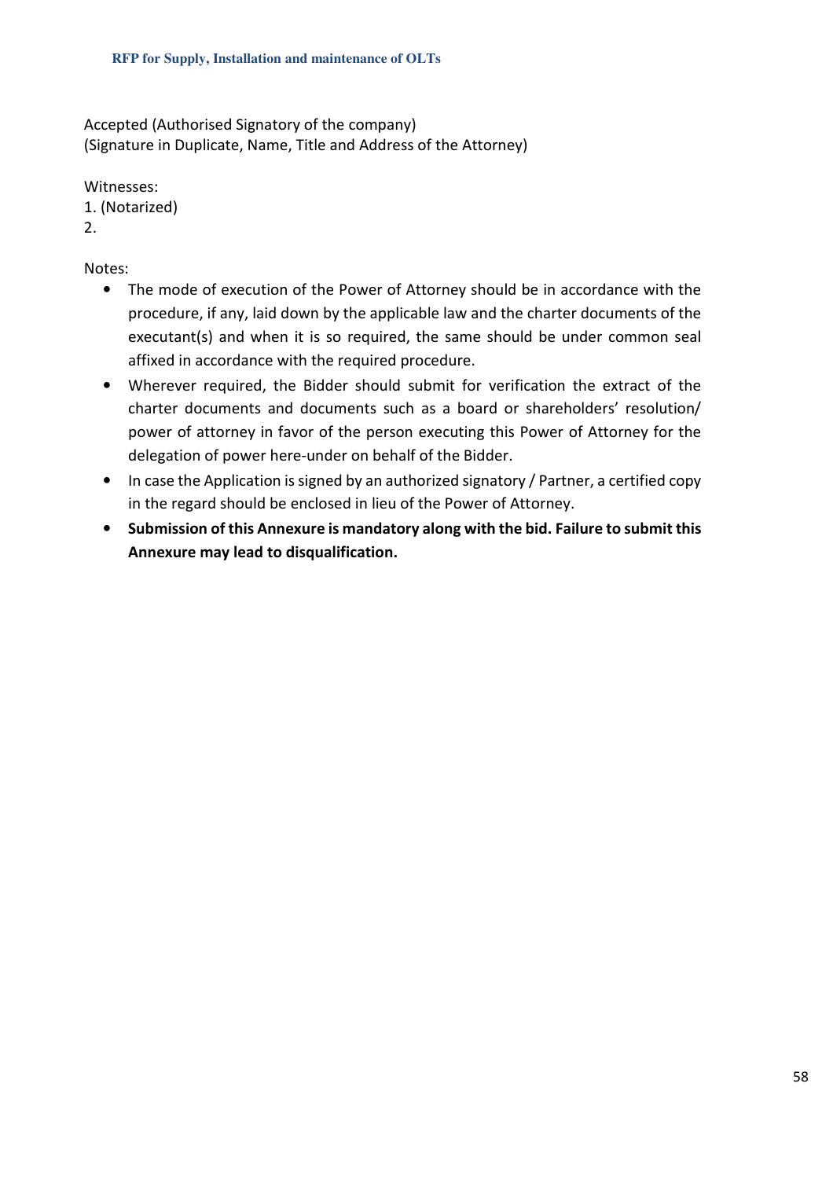Accepted (Authorised Signatory of the company)
(Signature in Duplicate, Name, Title and Address of the Attorney)

Witnesses:
1. (Notarized)
2.

Notes:

- The mode of execution of the Power of Attorney should be in accordance with the procedure, if any, laid down by the applicable law and the charter documents of the executant(s) and when it is so required, the same should be under common seal affixed in accordance with the required procedure.
- Wherever required, the Bidder should submit for verification the extract of the charter documents and documents such as a board or shareholders' resolution/ power of attorney in favor of the person executing this Power of Attorney for the delegation of power here-under on behalf of the Bidder.
- In case the Application is signed by an authorized signatory / Partner, a certified copy in the regard should be enclosed in lieu of the Power of Attorney.
- **Submission of this Annexure is mandatory along with the bid. Failure to submit this Annexure may lead to disqualification.**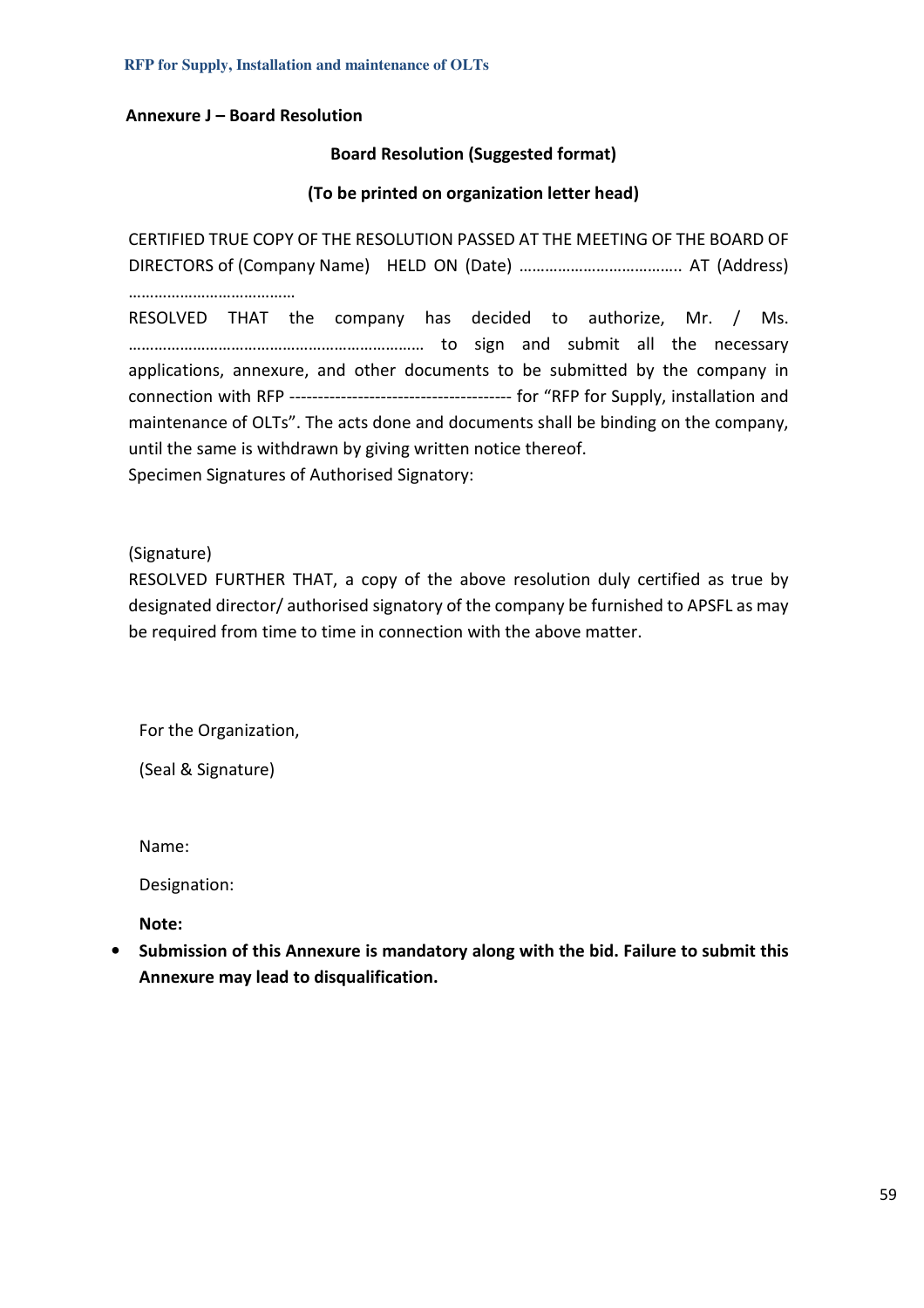**Annexure J – Board Resolution**

**Board Resolution (Suggested format)**

**(To be printed on organization letter head)**

CERTIFIED TRUE COPY OF THE RESOLUTION PASSED AT THE MEETING OF THE BOARD OF DIRECTORS of (Company Name) HELD ON (Date) ……………………………….. AT (Address) …………………………………

RESOLVED THAT the company has decided to authorize, Mr. / Ms. ………………………………………………………… to sign and submit all the necessary applications, annexure, and other documents to be submitted by the company in connection with RFP -------------------------------------- for "RFP for Supply, installation and maintenance of OLTs". The acts done and documents shall be binding on the company, until the same is withdrawn by giving written notice thereof.

Specimen Signatures of Authorised Signatory:

(Signature)

RESOLVED FURTHER THAT, a copy of the above resolution duly certified as true by designated director/ authorised signatory of the company be furnished to APSFL as may be required from time to time in connection with the above matter.

For the Organization,

(Seal & Signature)

Name:

Designation:

**Note:**

- **Submission of this Annexure is mandatory along with the bid. Failure to submit this Annexure may lead to disqualification.**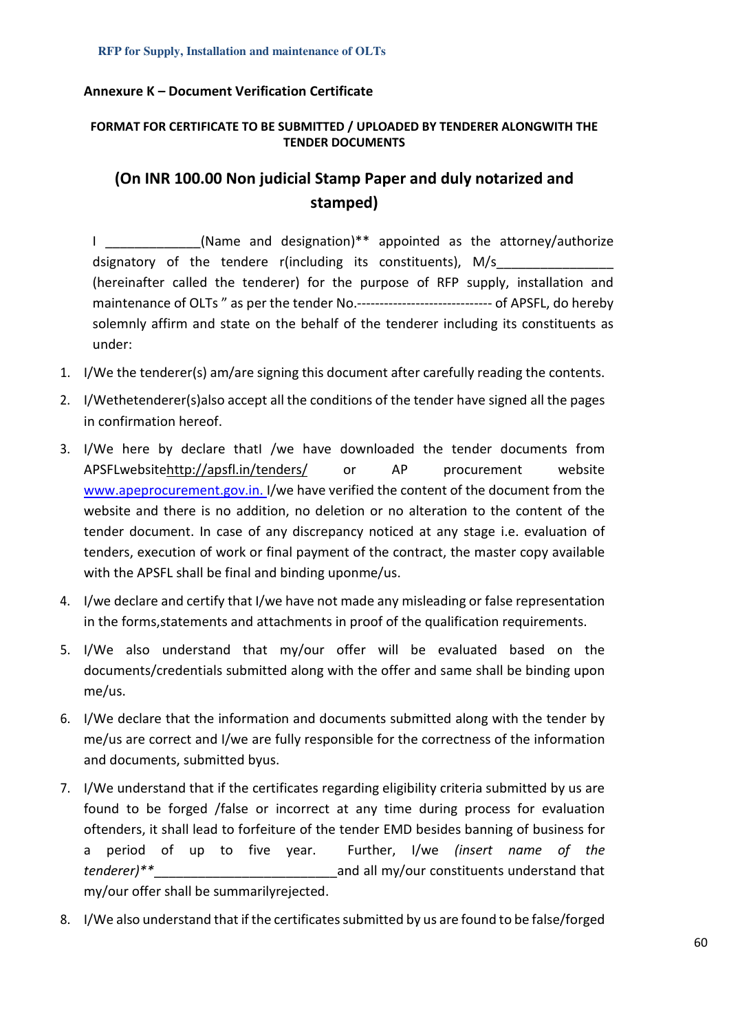## Annexure K – Document Verification Certificate

**FORMAT FOR CERTIFICATE TO BE SUBMITTED / UPLOADED BY TENDERER ALONGWITH THE TENDER DOCUMENTS**

### (On INR 100.00 Non judicial Stamp Paper and duly notarized and stamped)

I _____________(Name and designation)** appointed as the attorney/authorize dsignatory of the tendere r(including its constituents), M/s________________ (hereinafter called the tenderer) for the purpose of RFP supply, installation and maintenance of OLTs " as per the tender No.------------------------------ of APSFL, do hereby solemnly affirm and state on the behalf of the tenderer including its constituents as under:

1. I/We the tenderer(s) am/are signing this document after carefully reading the contents.
2. I/Wethetenderer(s)also accept all the conditions of the tender have signed all the pages in confirmation hereof.
3. I/We here by declare thatI /we have downloaded the tender documents from APSFLwebsitehttp://apsfl.in/tenders/ or AP procurement website www.apeprocurement.gov.in. I/we have verified the content of the document from the website and there is no addition, no deletion or no alteration to the content of the tender document. In case of any discrepancy noticed at any stage i.e. evaluation of tenders, execution of work or final payment of the contract, the master copy available with the APSFL shall be final and binding uponme/us.
4. I/we declare and certify that I/we have not made any misleading or false representation in the forms,statements and attachments in proof of the qualification requirements.
5. I/We also understand that my/our offer will be evaluated based on the documents/credentials submitted along with the offer and same shall be binding upon me/us.
6. I/We declare that the information and documents submitted along with the tender by me/us are correct and I/we are fully responsible for the correctness of the information and documents, submitted byus.
7. I/We understand that if the certificates regarding eligibility criteria submitted by us are found to be forged /false or incorrect at any time during process for evaluation oftenders, it shall lead to forfeiture of the tender EMD besides banning of business for a period of up to five year. Further, I/we *(insert name of the tenderer)***_________________________and all my/our constituents understand that my/our offer shall be summarilyrejected.
8. I/We also understand that if the certificates submitted by us are found to be false/forged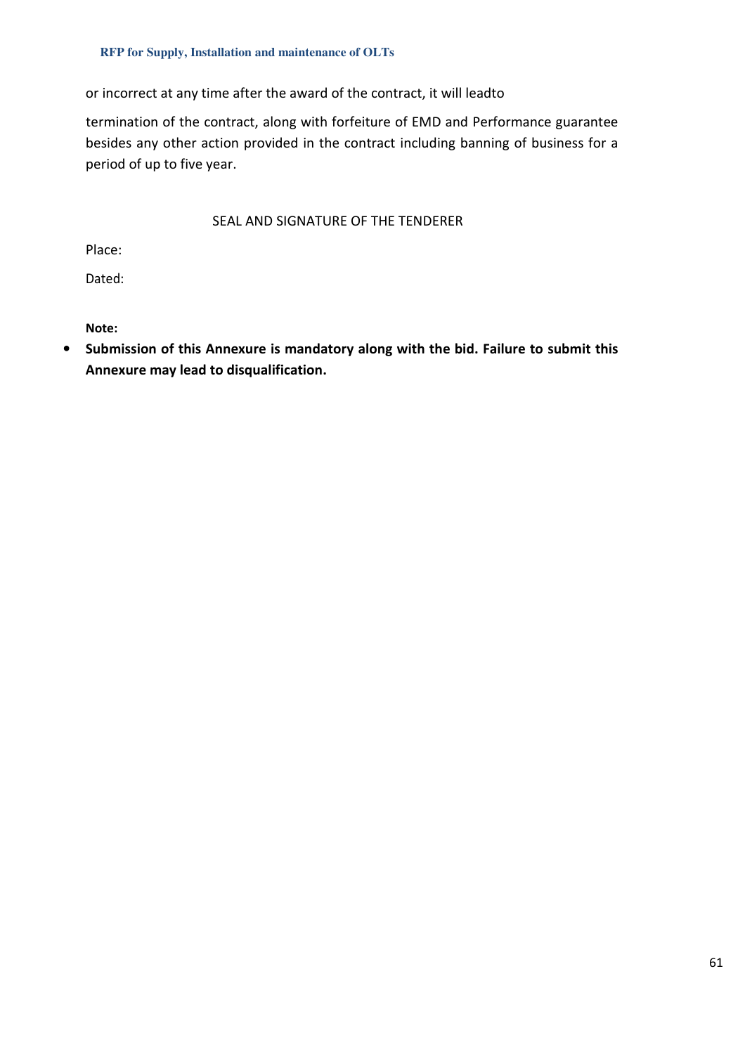or incorrect at any time after the award of the contract, it will leadto

termination of the contract, along with forfeiture of EMD and Performance guarantee besides any other action provided in the contract including banning of business for a period of up to five year.

SEAL AND SIGNATURE OF THE TENDERER

Place:

Dated:

**Note:**

- **Submission of this Annexure is mandatory along with the bid. Failure to submit this Annexure may lead to disqualification.**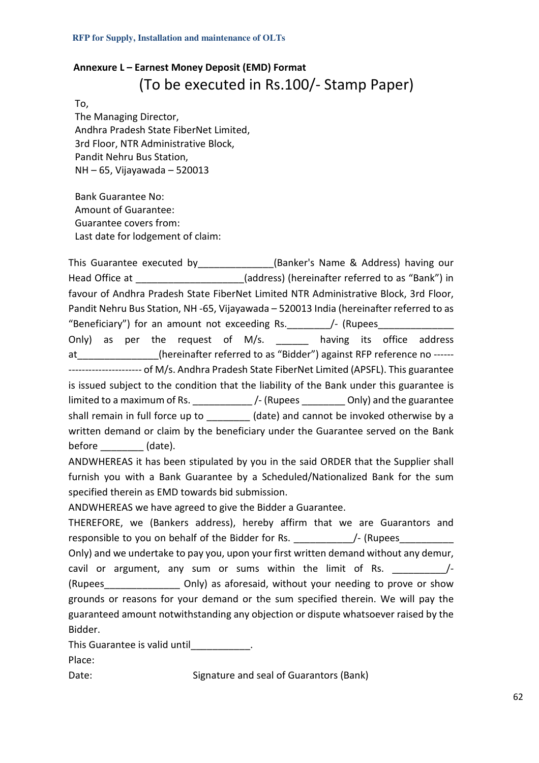## Annexure L – Earnest Money Deposit (EMD) Format

### (To be executed in Rs.100/- Stamp Paper)

To,
The Managing Director,
Andhra Pradesh State FiberNet Limited,
3rd Floor, NTR Administrative Block,
Pandit Nehru Bus Station,
NH – 65, Vijayawada – 520013

Bank Guarantee No:
Amount of Guarantee:
Guarantee covers from:
Last date for lodgement of claim:

This Guarantee executed by______________(Banker's Name & Address) having our Head Office at ____________________(address) (hereinafter referred to as "Bank") in favour of Andhra Pradesh State FiberNet Limited NTR Administrative Block, 3rd Floor, Pandit Nehru Bus Station, NH -65, Vijayawada – 520013 India (hereinafter referred to as "Beneficiary") for an amount not exceeding Rs.________/- (Rupees______________ Only) as per the request of M/s. ______ having its office address at_______________(hereinafter referred to as "Bidder") against RFP reference no ---------------------------- of M/s. Andhra Pradesh State FiberNet Limited (APSFL). This guarantee is issued subject to the condition that the liability of the Bank under this guarantee is limited to a maximum of Rs. ___________ /- (Rupees ________ Only) and the guarantee shall remain in full force up to ________ (date) and cannot be invoked otherwise by a written demand or claim by the beneficiary under the Guarantee served on the Bank before ________ (date).

ANDWHEREAS it has been stipulated by you in the said ORDER that the Supplier shall furnish you with a Bank Guarantee by a Scheduled/Nationalized Bank for the sum specified therein as EMD towards bid submission.

ANDWHEREAS we have agreed to give the Bidder a Guarantee.

THEREFORE, we (Bankers address), hereby affirm that we are Guarantors and responsible to you on behalf of the Bidder for Rs. ___________/- (Rupees__________ Only) and we undertake to pay you, upon your first written demand without any demur, cavil or argument, any sum or sums within the limit of Rs. __________/- (Rupees______________ Only) as aforesaid, without your needing to prove or show grounds or reasons for your demand or the sum specified therein. We will pay the guaranteed amount notwithstanding any objection or dispute whatsoever raised by the Bidder.

This Guarantee is valid until___________.

Place:

Date: Signature and seal of Guarantors (Bank)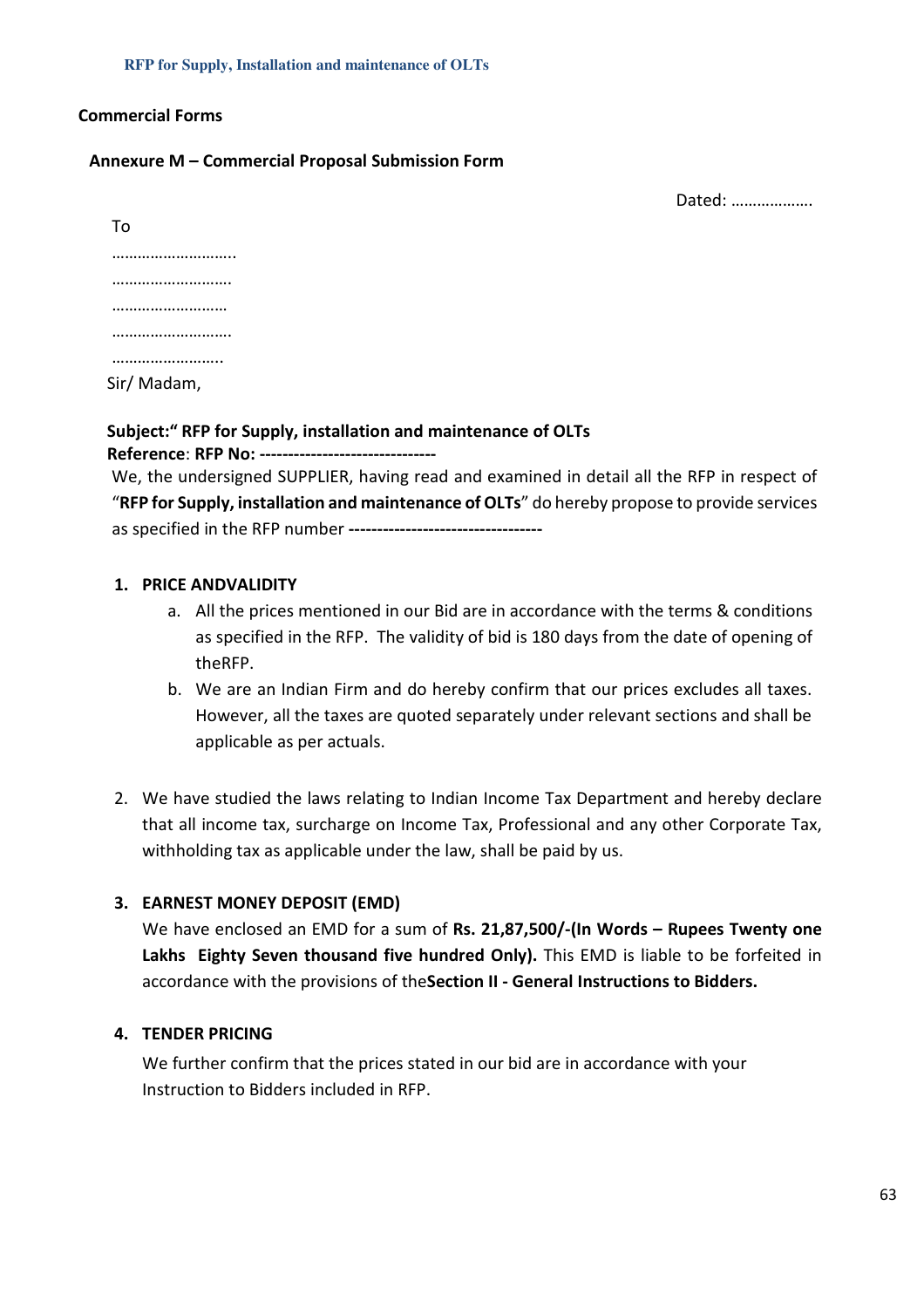**Commercial Forms**

## Annexure M – Commercial Proposal Submission Form

Dated: ……………….

To

………………………..
……………………….
………………………
……………………….
……………………..

Sir/ Madam,

**Subject:" RFP for Supply, installation and maintenance of OLTs**
**Reference**: **RFP No: ------------------------------**

We, the undersigned SUPPLIER, having read and examined in detail all the RFP in respect of "**RFP for Supply, installation and maintenance of OLTs**" do hereby propose to provide services as specified in the RFP number **---------------------------------**

1. **PRICE ANDVALIDITY**
   a. All the prices mentioned in our Bid are in accordance with the terms & conditions as specified in the RFP. The validity of bid is 180 days from the date of opening of theRFP.
   b. We are an Indian Firm and do hereby confirm that our prices excludes all taxes. However, all the taxes are quoted separately under relevant sections and shall be applicable as per actuals.

2. We have studied the laws relating to Indian Income Tax Department and hereby declare that all income tax, surcharge on Income Tax, Professional and any other Corporate Tax, withholding tax as applicable under the law, shall be paid by us.

3. **EARNEST MONEY DEPOSIT (EMD)**
   We have enclosed an EMD for a sum of **Rs. 21,87,500/-(In Words – Rupees Twenty one Lakhs Eighty Seven thousand five hundred Only).** This EMD is liable to be forfeited in accordance with the provisions of the**Section II - General Instructions to Bidders.**

4. **TENDER PRICING**
   We further confirm that the prices stated in our bid are in accordance with your Instruction to Bidders included in RFP.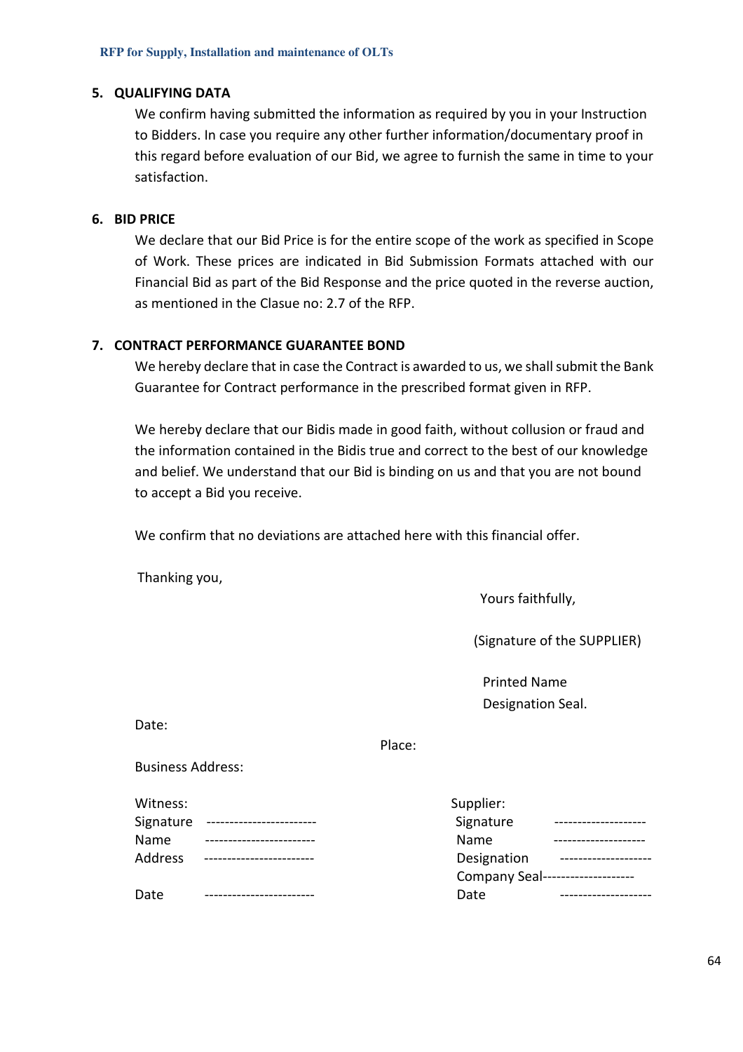## 5. QUALIFYING DATA

We confirm having submitted the information as required by you in your Instruction to Bidders. In case you require any other further information/documentary proof in this regard before evaluation of our Bid, we agree to furnish the same in time to your satisfaction.

## 6. BID PRICE

We declare that our Bid Price is for the entire scope of the work as specified in Scope of Work. These prices are indicated in Bid Submission Formats attached with our Financial Bid as part of the Bid Response and the price quoted in the reverse auction, as mentioned in the Clasue no: 2.7 of the RFP.

## 7. CONTRACT PERFORMANCE GUARANTEE BOND

We hereby declare that in case the Contract is awarded to us, we shall submit the Bank Guarantee for Contract performance in the prescribed format given in RFP.

We hereby declare that our Bidis made in good faith, without collusion or fraud and the information contained in the Bidis true and correct to the best of our knowledge and belief. We understand that our Bid is binding on us and that you are not bound to accept a Bid you receive.

We confirm that no deviations are attached here with this financial offer.

Thanking you,

Yours faithfully,

(Signature of the SUPPLIER)

Printed Name
Designation Seal.

Date:

Place:

Business Address:

| Witness: | | Supplier: | |
|---|---|---|---|
| Signature | ------------------------ | Signature | -------------------- |
| Name | ------------------------ | Name | -------------------- |
| Address | ------------------------ | Designation | -------------------- |
| | | Company Seal | -------------------- |
| Date | ------------------------ | Date | -------------------- |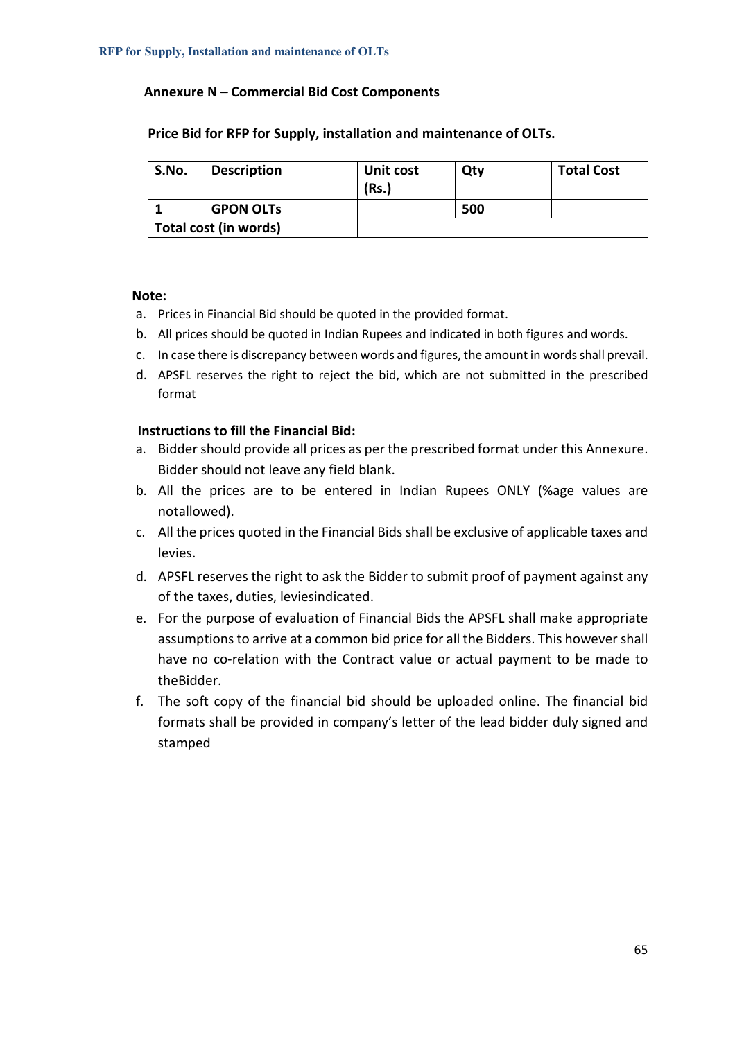## Annexure N – Commercial Bid Cost Components

**Price Bid for RFP for Supply, installation and maintenance of OLTs.**

| S.No. | Description | Unit cost (Rs.) | Qty | Total Cost |
|---|---|---|---|---|
| 1 | GPON OLTs | | 500 | |
| Total cost (in words) | | | | |

**Note:**

a. Prices in Financial Bid should be quoted in the provided format.
b. All prices should be quoted in Indian Rupees and indicated in both figures and words.
c. In case there is discrepancy between words and figures, the amount in words shall prevail.
d. APSFL reserves the right to reject the bid, which are not submitted in the prescribed format

**Instructions to fill the Financial Bid:**

a. Bidder should provide all prices as per the prescribed format under this Annexure. Bidder should not leave any field blank.
b. All the prices are to be entered in Indian Rupees ONLY (%age values are notallowed).
c. All the prices quoted in the Financial Bids shall be exclusive of applicable taxes and levies.
d. APSFL reserves the right to ask the Bidder to submit proof of payment against any of the taxes, duties, leviesindicated.
e. For the purpose of evaluation of Financial Bids the APSFL shall make appropriate assumptions to arrive at a common bid price for all the Bidders. This however shall have no co-relation with the Contract value or actual payment to be made to theBidder.
f. The soft copy of the financial bid should be uploaded online. The financial bid formats shall be provided in company's letter of the lead bidder duly signed and stamped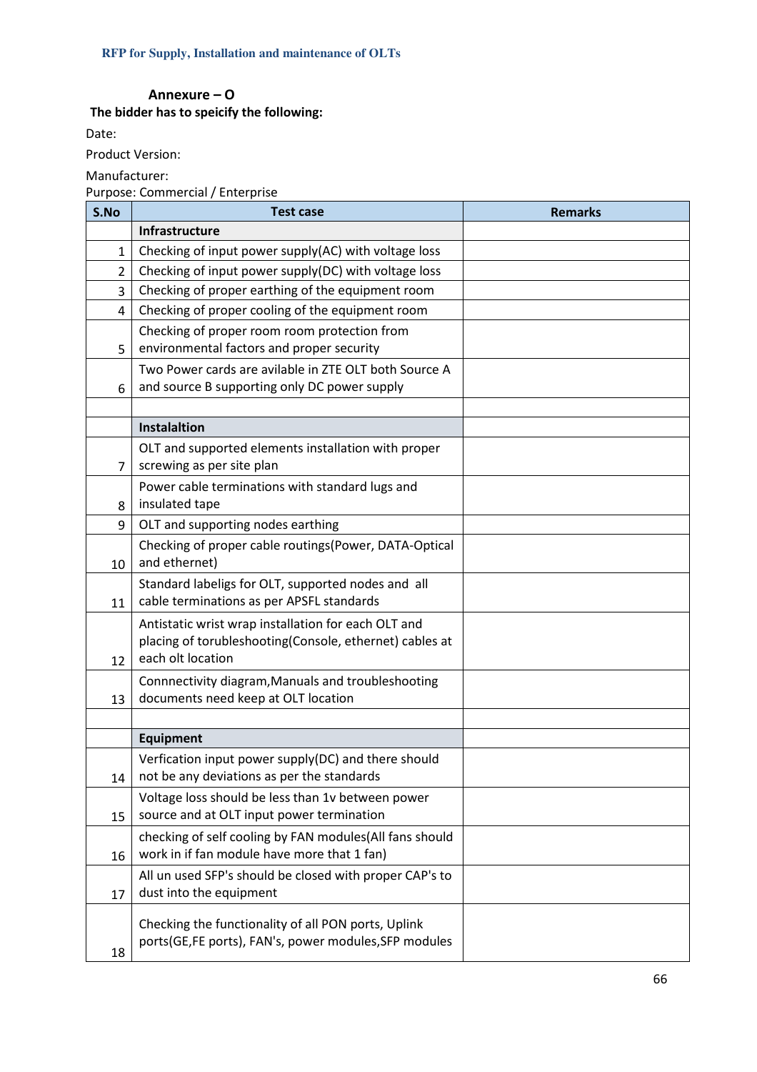## Annexure – O

**The bidder has to speicify the following:**

Date:

Product Version:

Manufacturer:

Purpose: Commercial / Enterprise

| S.No | Test case | Remarks |
|---|---|---|
| | **Infrastructure** | |
| 1 | Checking of input power supply(AC) with voltage loss | |
| 2 | Checking of input power supply(DC) with voltage loss | |
| 3 | Checking of proper earthing of the equipment room | |
| 4 | Checking of proper cooling of the equipment room | |
| 5 | Checking of proper room room protection from environmental factors and proper security | |
| 6 | Two Power cards are avilable in ZTE OLT both Source A and source B supporting only DC power supply | |
| | | |
| | **Instalaltion** | |
| 7 | OLT and supported elements installation with proper screwing as per site plan | |
| 8 | Power cable terminations with standard lugs and insulated tape | |
| 9 | OLT and supporting nodes earthing | |
| 10 | Checking of proper cable routings(Power, DATA-Optical and ethernet) | |
| 11 | Standard labeligs for OLT, supported nodes and all cable terminations as per APSFL standards | |
| 12 | Antistatic wrist wrap installation for each OLT and placing of torubleshooting(Console, ethernet) cables at each olt location | |
| 13 | Connnectivity diagram,Manuals and troubleshooting documents need keep at OLT location | |
| | | |
| | **Equipment** | |
| 14 | Verfication input power supply(DC) and there should not be any deviations as per the standards | |
| 15 | Voltage loss should be less than 1v between power source and at OLT input power termination | |
| 16 | checking of self cooling by FAN modules(All fans should work in if fan module have more that 1 fan) | |
| 17 | All un used SFP's should be closed with proper CAP's to dust into the equipment | |
| 18 | Checking the functionality of all PON ports, Uplink ports(GE,FE ports), FAN's, power modules,SFP modules | |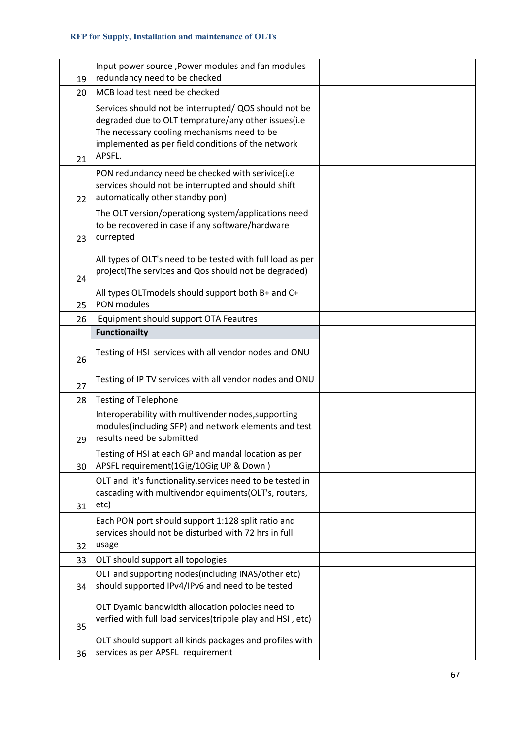| | | |
|---|---|---|
| 19 | Input power source ,Power modules and fan modules redundancy need to be checked | |
| 20 | MCB load test need be checked | |
| 21 | Services should not be interrupted/ QOS should not be degraded due to OLT temprature/any other issues(i.e The necessary cooling mechanisms need to be implemented as per field conditions of the network APSFL. | |
| 22 | PON redundancy need be checked with serivice(i.e services should not be interrupted and should shift automatically other standby pon) | |
| 23 | The OLT version/operationg system/applications need to be recovered in case if any software/hardware currepted | |
| 24 | All types of OLT's need to be tested with full load as per project(The services and Qos should not be degraded) | |
| 25 | All types OLTmodels should support both B+ and C+ PON modules | |
| 26 | Equipment should support OTA Feautres | |
| | **Functionailty** | |
| 26 | Testing of HSI services with all vendor nodes and ONU | |
| 27 | Testing of IP TV services with all vendor nodes and ONU | |
| 28 | Testing of Telephone | |
| 29 | Interoperability with multivender nodes,supporting modules(including SFP) and network elements and test results need be submitted | |
| 30 | Testing of HSI at each GP and mandal location as per APSFL requirement(1Gig/10Gig UP & Down ) | |
| 31 | OLT and it's functionality,services need to be tested in cascading with multivendor equiments(OLT's, routers, etc) | |
| 32 | Each PON port should support 1:128 split ratio and services should not be disturbed with 72 hrs in full usage | |
| 33 | OLT should support all topologies | |
| 34 | OLT and supporting nodes(including INAS/other etc) should supported IPv4/IPv6 and need to be tested | |
| 35 | OLT Dyamic bandwidth allocation polocies need to verfied with full load services(tripple play and HSI , etc) | |
| 36 | OLT should support all kinds packages and profiles with services as per APSFL requirement | |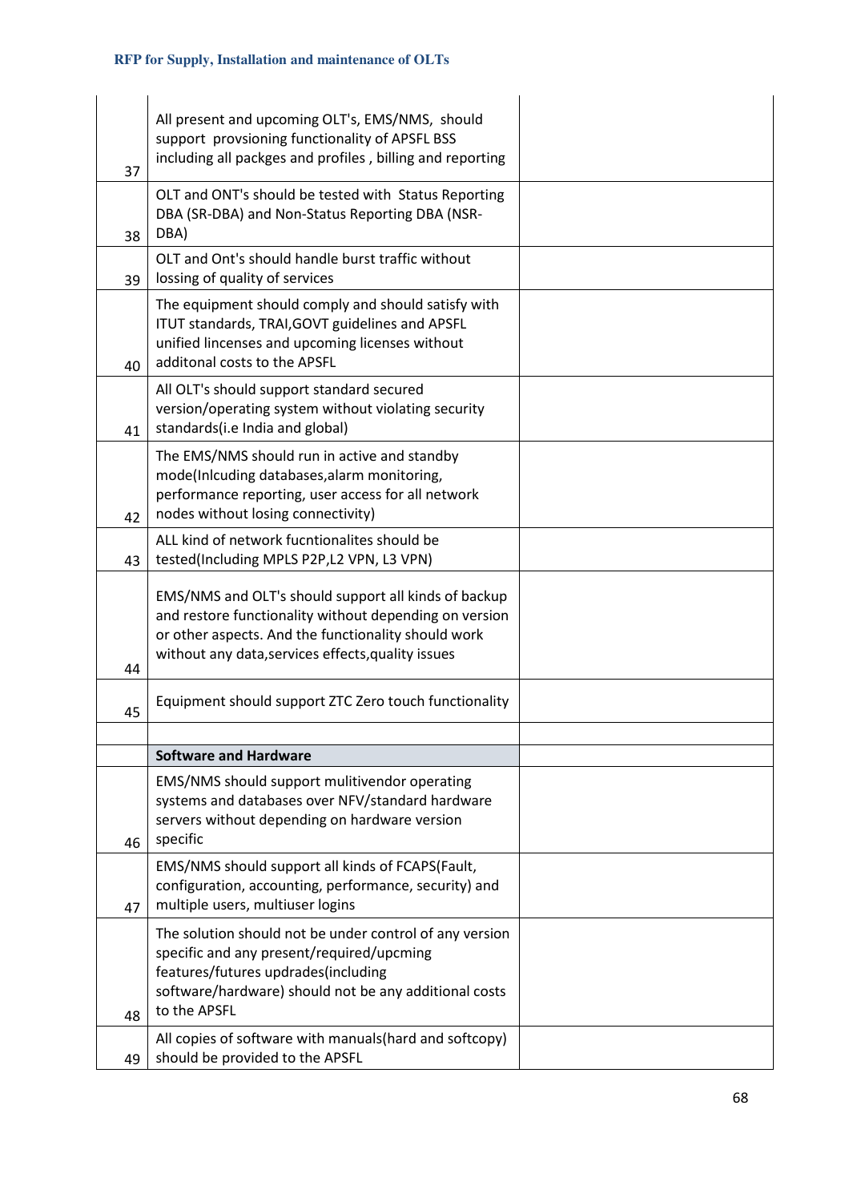| | | |
|---|---|---|
| 37 | All present and upcoming OLT's, EMS/NMS, should support provsioning functionality of APSFL BSS including all packges and profiles , billing and reporting | |
| 38 | OLT and ONT's should be tested with Status Reporting DBA (SR-DBA) and Non-Status Reporting DBA (NSR-DBA) | |
| 39 | OLT and Ont's should handle burst traffic without lossing of quality of services | |
| 40 | The equipment should comply and should satisfy with ITUT standards, TRAI,GOVT guidelines and APSFL unified lincenses and upcoming licenses without additonal costs to the APSFL | |
| 41 | All OLT's should support standard secured version/operating system without violating security standards(i.e India and global) | |
| 42 | The EMS/NMS should run in active and standby mode(Inlcuding databases,alarm monitoring, performance reporting, user access for all network nodes without losing connectivity) | |
| 43 | ALL kind of network fucntionalites should be tested(Including MPLS P2P,L2 VPN, L3 VPN) | |
| 44 | EMS/NMS and OLT's should support all kinds of backup and restore functionality without depending on version or other aspects. And the functionality should work without any data,services effects,quality issues | |
| 45 | Equipment should support ZTC Zero touch functionality | |
| | | |
| | **Software and Hardware** | |
| 46 | EMS/NMS should support mulitivendor operating systems and databases over NFV/standard hardware servers without depending on hardware version specific | |
| 47 | EMS/NMS should support all kinds of FCAPS(Fault, configuration, accounting, performance, security) and multiple users, multiuser logins | |
| 48 | The solution should not be under control of any version specific and any present/required/upcming features/futures updrades(including software/hardware) should not be any additional costs to the APSFL | |
| 49 | All copies of software with manuals(hard and softcopy) should be provided to the APSFL | |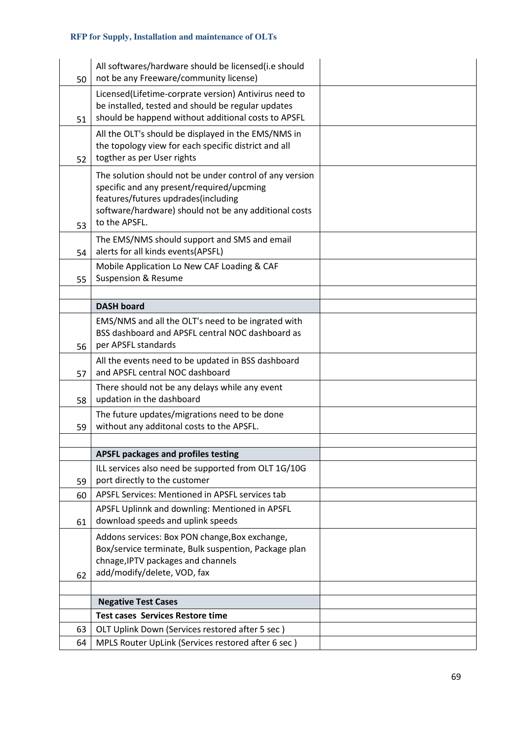| | | |
|---|---|---|
| 50 | All softwares/hardware should be licensed(i.e should not be any Freeware/community license) | |
| 51 | Licensed(Lifetime-corprate version) Antivirus need to be installed, tested and should be regular updates should be happend without additional costs to APSFL | |
| 52 | All the OLT's should be displayed in the EMS/NMS in the topology view for each specific district and all togther as per User rights | |
| 53 | The solution should not be under control of any version specific and any present/required/upcming features/futures updrades(including software/hardware) should not be any additional costs to the APSFL. | |
| 54 | The EMS/NMS should support and SMS and email alerts for all kinds events(APSFL) | |
| 55 | Mobile Application Lo New CAF Loading & CAF Suspension & Resume | |
| | | |
| | **DASH board** | |
| 56 | EMS/NMS and all the OLT's need to be ingrated with BSS dashboard and APSFL central NOC dashboard as per APSFL standards | |
| 57 | All the events need to be updated in BSS dashboard and APSFL central NOC dashboard | |
| 58 | There should not be any delays while any event updation in the dashboard | |
| 59 | The future updates/migrations need to be done without any additonal costs to the APSFL. | |
| | | |
| | **APSFL packages and profiles testing** | |
| 59 | ILL services also need be supported from OLT 1G/10G port directly to the customer | |
| 60 | APSFL Services: Mentioned in APSFL services tab | |
| 61 | APSFL Uplinnk and downling: Mentioned in APSFL download speeds and uplink speeds | |
| 62 | Addons services: Box PON change,Box exchange, Box/service terminate, Bulk suspention, Package plan chnage,IPTV packages and channels add/modify/delete, VOD, fax | |
| | | |
| | **Negative Test Cases** | |
| | **Test cases Services Restore time** | |
| 63 | OLT Uplink Down (Services restored after 5 sec ) | |
| 64 | MPLS Router UpLink (Services restored after 6 sec ) | |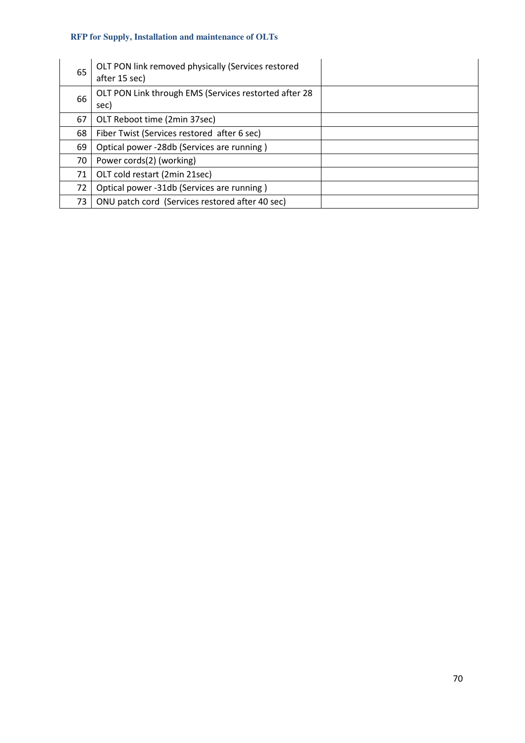| | | |
|---|---|---|
| 65 | OLT PON link removed physically (Services restored after 15 sec) | |
| 66 | OLT PON Link through EMS (Services restorted after 28 sec) | |
| 67 | OLT Reboot time (2min 37sec) | |
| 68 | Fiber Twist (Services restored after 6 sec) | |
| 69 | Optical power -28db (Services are running ) | |
| 70 | Power cords(2) (working) | |
| 71 | OLT cold restart (2min 21sec) | |
| 72 | Optical power -31db (Services are running ) | |
| 73 | ONU patch cord (Services restored after 40 sec) | |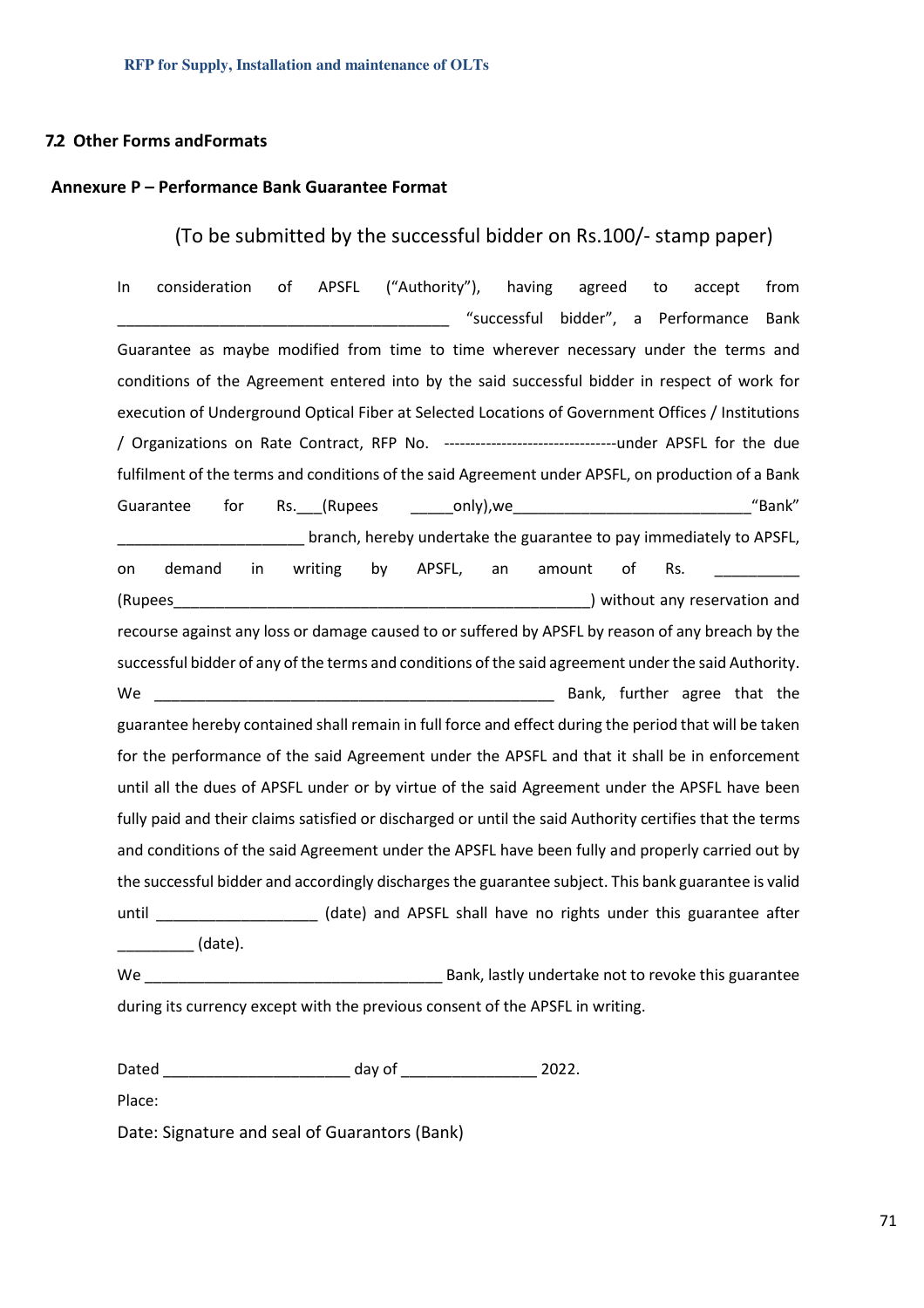## 7.2 Other Forms andFormats

### Annexure P – Performance Bank Guarantee Format

(To be submitted by the successful bidder on Rs.100/- stamp paper)

In consideration of APSFL ("Authority"), having agreed to accept from ________________________________________ "successful bidder", a Performance Bank Guarantee as maybe modified from time to time wherever necessary under the terms and conditions of the Agreement entered into by the said successful bidder in respect of work for execution of Underground Optical Fiber at Selected Locations of Government Offices / Institutions / Organizations on Rate Contract, RFP No. --------------------------------under APSFL for the due fulfilment of the terms and conditions of the said Agreement under APSFL, on production of a Bank Guarantee for Rs.___(Rupees _____only),we____________________________"Bank" ______________________ branch, hereby undertake the guarantee to pay immediately to APSFL, on demand in writing by APSFL, an amount of Rs. __________ (Rupees__________________________________________________) without any reservation and recourse against any loss or damage caused to or suffered by APSFL by reason of any breach by the successful bidder of any of the terms and conditions of the said agreement under the said Authority. We _________________________________________________ Bank, further agree that the guarantee hereby contained shall remain in full force and effect during the period that will be taken for the performance of the said Agreement under the APSFL and that it shall be in enforcement until all the dues of APSFL under or by virtue of the said Agreement under the APSFL have been fully paid and their claims satisfied or discharged or until the said Authority certifies that the terms and conditions of the said Agreement under the APSFL have been fully and properly carried out by the successful bidder and accordingly discharges the guarantee subject. This bank guarantee is valid until ___________________ (date) and APSFL shall have no rights under this guarantee after _________ (date).

We ___________________________________ Bank, lastly undertake not to revoke this guarantee during its currency except with the previous consent of the APSFL in writing.

Dated ______________________ day of ________________ 2022.

Place:

Date: Signature and seal of Guarantors (Bank)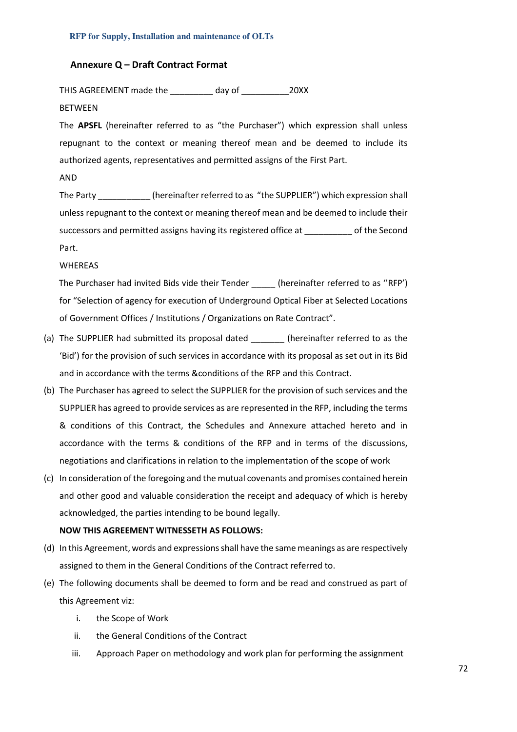## Annexure Q – Draft Contract Format

THIS AGREEMENT made the _________ day of __________20XX

BETWEEN

The **APSFL** (hereinafter referred to as "the Purchaser") which expression shall unless repugnant to the context or meaning thereof mean and be deemed to include its authorized agents, representatives and permitted assigns of the First Part.

AND

The Party ___________ (hereinafter referred to as "the SUPPLIER") which expression shall unless repugnant to the context or meaning thereof mean and be deemed to include their successors and permitted assigns having its registered office at __________ of the Second Part.

WHEREAS

The Purchaser had invited Bids vide their Tender _____ (hereinafter referred to as ''RFP') for "Selection of agency for execution of Underground Optical Fiber at Selected Locations of Government Offices / Institutions / Organizations on Rate Contract".

(a) The SUPPLIER had submitted its proposal dated _______ (hereinafter referred to as the 'Bid') for the provision of such services in accordance with its proposal as set out in its Bid and in accordance with the terms &conditions of the RFP and this Contract.

(b) The Purchaser has agreed to select the SUPPLIER for the provision of such services and the SUPPLIER has agreed to provide services as are represented in the RFP, including the terms & conditions of this Contract, the Schedules and Annexure attached hereto and in accordance with the terms & conditions of the RFP and in terms of the discussions, negotiations and clarifications in relation to the implementation of the scope of work

(c) In consideration of the foregoing and the mutual covenants and promises contained herein and other good and valuable consideration the receipt and adequacy of which is hereby acknowledged, the parties intending to be bound legally.

**NOW THIS AGREEMENT WITNESSETH AS FOLLOWS:**

(d) In this Agreement, words and expressions shall have the same meanings as are respectively assigned to them in the General Conditions of the Contract referred to.

(e) The following documents shall be deemed to form and be read and construed as part of this Agreement viz:

   i. the Scope of Work

   ii. the General Conditions of the Contract

   iii. Approach Paper on methodology and work plan for performing the assignment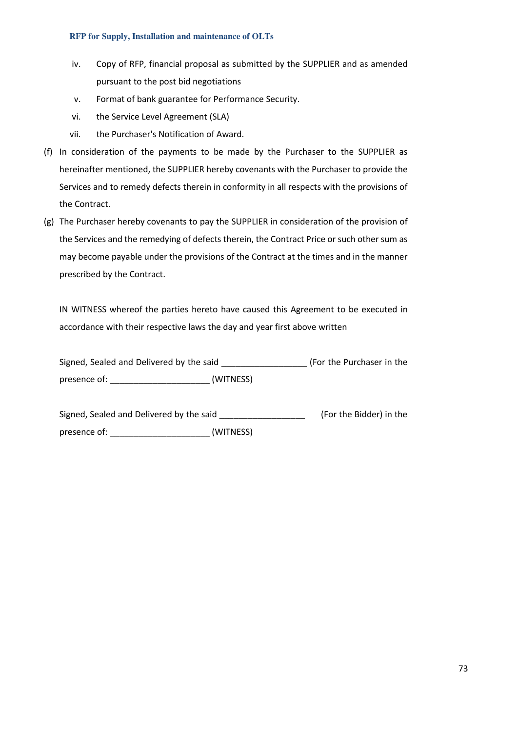iv. Copy of RFP, financial proposal as submitted by the SUPPLIER and as amended pursuant to the post bid negotiations

v. Format of bank guarantee for Performance Security.

vi. the Service Level Agreement (SLA)

vii. the Purchaser's Notification of Award.

(f) In consideration of the payments to be made by the Purchaser to the SUPPLIER as hereinafter mentioned, the SUPPLIER hereby covenants with the Purchaser to provide the Services and to remedy defects therein in conformity in all respects with the provisions of the Contract.

(g) The Purchaser hereby covenants to pay the SUPPLIER in consideration of the provision of the Services and the remedying of defects therein, the Contract Price or such other sum as may become payable under the provisions of the Contract at the times and in the manner prescribed by the Contract.

IN WITNESS whereof the parties hereto have caused this Agreement to be executed in accordance with their respective laws the day and year first above written

Signed, Sealed and Delivered by the said __________________ (For the Purchaser in the presence of: _____________________ (WITNESS)

Signed, Sealed and Delivered by the said __________________ (For the Bidder) in the presence of: _____________________ (WITNESS)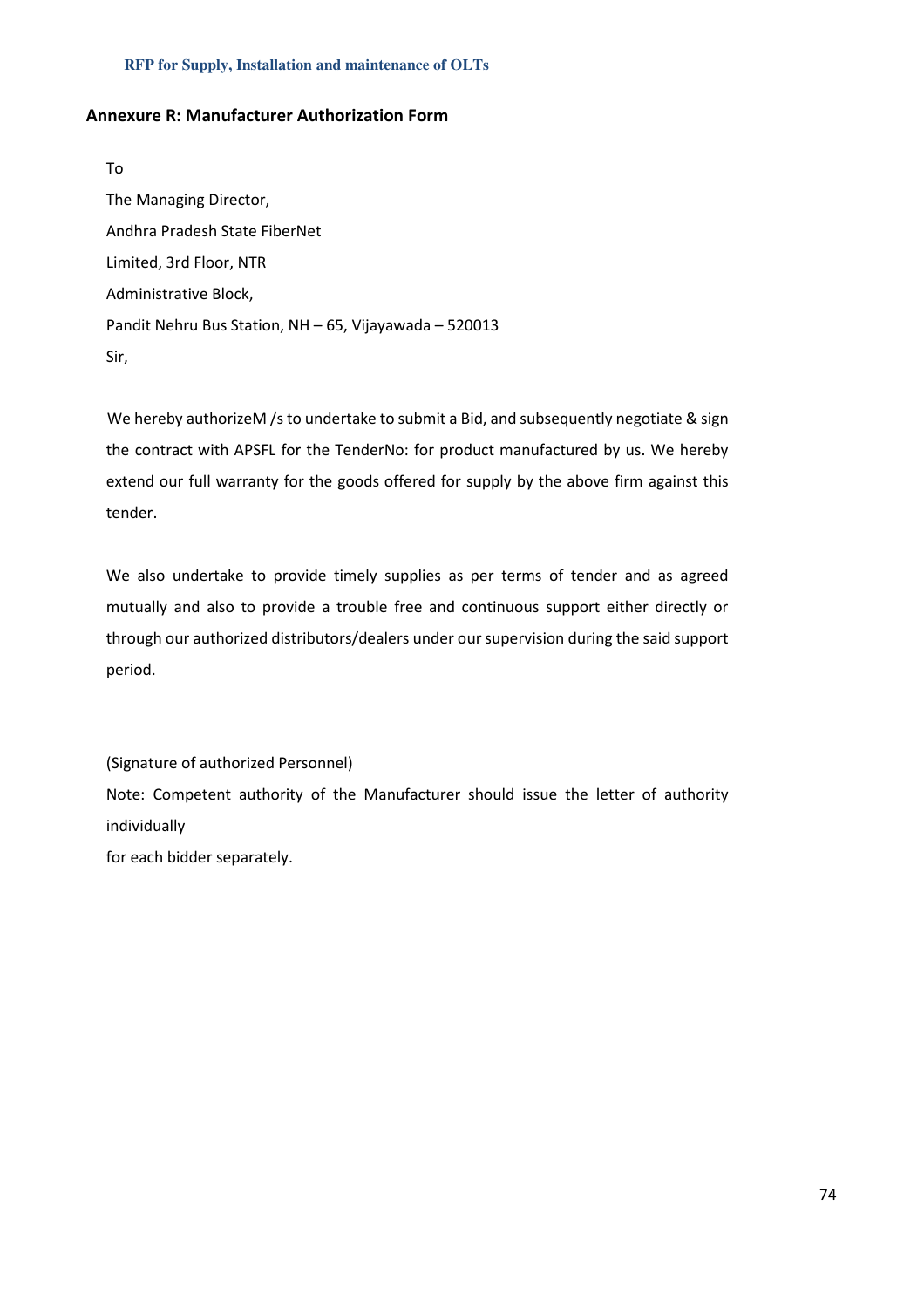## Annexure R: Manufacturer Authorization Form

To

The Managing Director,

Andhra Pradesh State FiberNet

Limited, 3rd Floor, NTR

Administrative Block,

Pandit Nehru Bus Station, NH – 65, Vijayawada – 520013

Sir,

We hereby authorizeM /s to undertake to submit a Bid, and subsequently negotiate & sign the contract with APSFL for the TenderNo: for product manufactured by us. We hereby extend our full warranty for the goods offered for supply by the above firm against this tender.

We also undertake to provide timely supplies as per terms of tender and as agreed mutually and also to provide a trouble free and continuous support either directly or through our authorized distributors/dealers under our supervision during the said support period.

(Signature of authorized Personnel)

Note: Competent authority of the Manufacturer should issue the letter of authority individually

for each bidder separately.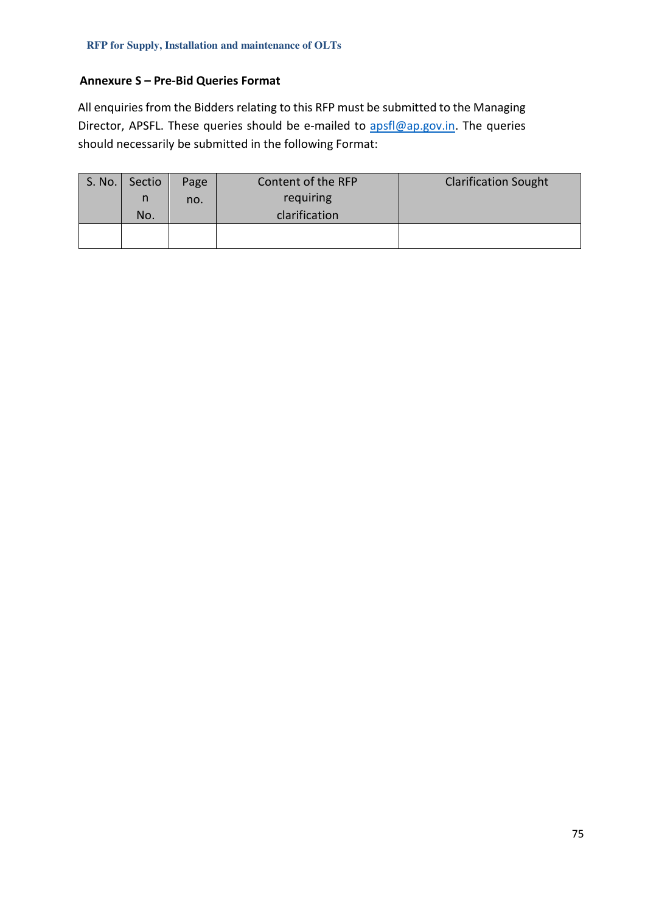## Annexure S – Pre-Bid Queries Format

All enquiries from the Bidders relating to this RFP must be submitted to the Managing Director, APSFL. These queries should be e-mailed to apsfl@ap.gov.in. The queries should necessarily be submitted in the following Format:

| S. No. | Section No. | Page no. | Content of the RFP requiring clarification | Clarification Sought |
|---|---|---|---|---|
| | | | | |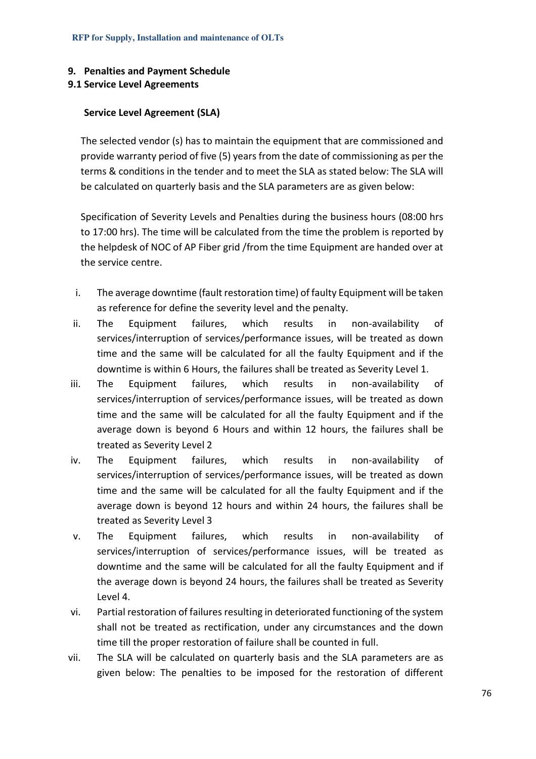## 9. Penalties and Payment Schedule

### 9.1 Service Level Agreements

**Service Level Agreement (SLA)**

The selected vendor (s) has to maintain the equipment that are commissioned and provide warranty period of five (5) years from the date of commissioning as per the terms & conditions in the tender and to meet the SLA as stated below: The SLA will be calculated on quarterly basis and the SLA parameters are as given below:

Specification of Severity Levels and Penalties during the business hours (08:00 hrs to 17:00 hrs). The time will be calculated from the time the problem is reported by the helpdesk of NOC of AP Fiber grid /from the time Equipment are handed over at the service centre.

i. The average downtime (fault restoration time) of faulty Equipment will be taken as reference for define the severity level and the penalty.
ii. The Equipment failures, which results in non-availability of services/interruption of services/performance issues, will be treated as down time and the same will be calculated for all the faulty Equipment and if the downtime is within 6 Hours, the failures shall be treated as Severity Level 1.
iii. The Equipment failures, which results in non-availability of services/interruption of services/performance issues, will be treated as down time and the same will be calculated for all the faulty Equipment and if the average down is beyond 6 Hours and within 12 hours, the failures shall be treated as Severity Level 2
iv. The Equipment failures, which results in non-availability of services/interruption of services/performance issues, will be treated as down time and the same will be calculated for all the faulty Equipment and if the average down is beyond 12 hours and within 24 hours, the failures shall be treated as Severity Level 3
v. The Equipment failures, which results in non-availability of services/interruption of services/performance issues, will be treated as downtime and the same will be calculated for all the faulty Equipment and if the average down is beyond 24 hours, the failures shall be treated as Severity Level 4.
vi. Partial restoration of failures resulting in deteriorated functioning of the system shall not be treated as rectification, under any circumstances and the down time till the proper restoration of failure shall be counted in full.
vii. The SLA will be calculated on quarterly basis and the SLA parameters are as given below: The penalties to be imposed for the restoration of different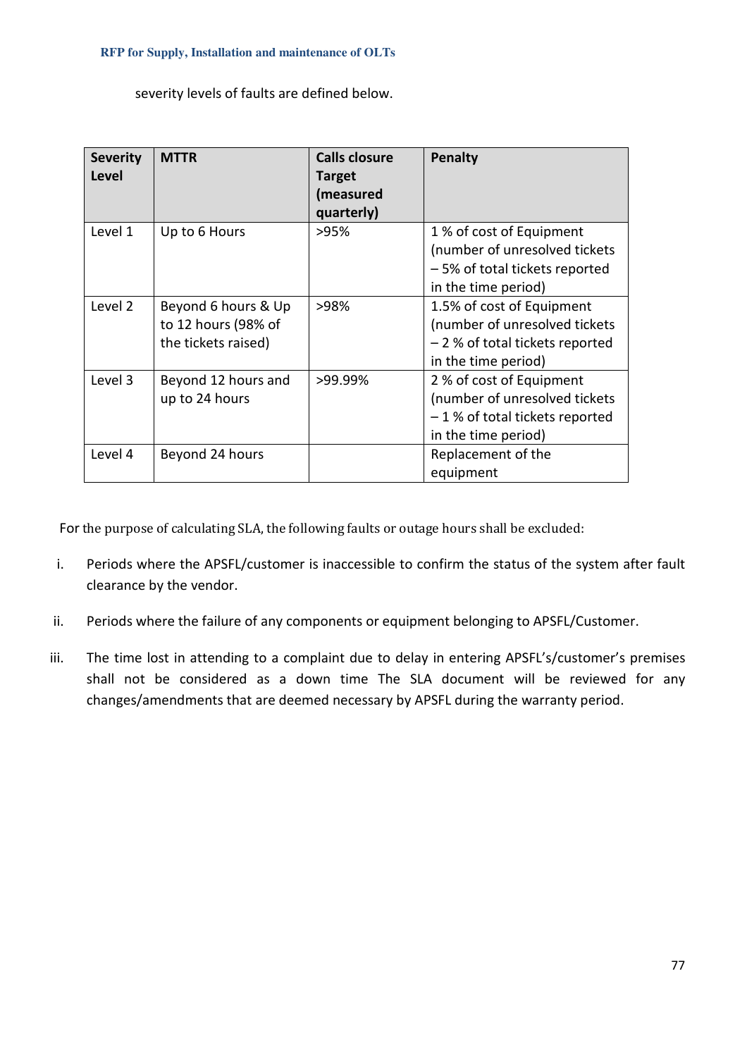severity levels of faults are defined below.

| Severity Level | MTTR | Calls closure Target (measured quarterly) | Penalty |
|---|---|---|---|
| Level 1 | Up to 6 Hours | >95% | 1 % of cost of Equipment (number of unresolved tickets – 5% of total tickets reported in the time period) |
| Level 2 | Beyond 6 hours & Up to 12 hours (98% of the tickets raised) | >98% | 1.5% of cost of Equipment (number of unresolved tickets – 2 % of total tickets reported in the time period) |
| Level 3 | Beyond 12 hours and up to 24 hours | >99.99% | 2 % of cost of Equipment (number of unresolved tickets – 1 % of total tickets reported in the time period) |
| Level 4 | Beyond 24 hours | | Replacement of the equipment |

For the purpose of calculating SLA, the following faults or outage hours shall be excluded:

i. Periods where the APSFL/customer is inaccessible to confirm the status of the system after fault clearance by the vendor.

ii. Periods where the failure of any components or equipment belonging to APSFL/Customer.

iii. The time lost in attending to a complaint due to delay in entering APSFL's/customer's premises shall not be considered as a down time The SLA document will be reviewed for any changes/amendments that are deemed necessary by APSFL during the warranty period.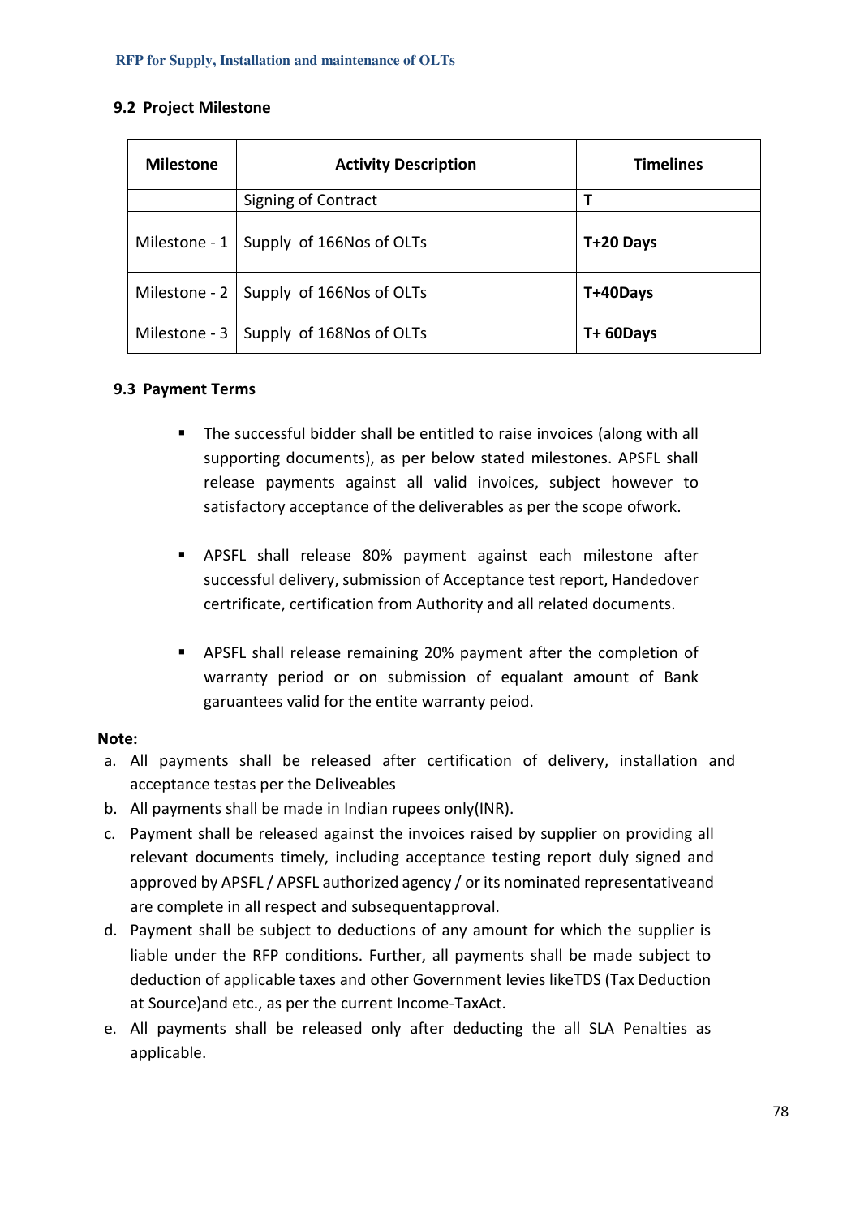### 9.2 Project Milestone

| Milestone | Activity Description | Timelines |
|---|---|---|
| | Signing of Contract | **T** |
| Milestone - 1 | Supply of 166Nos of OLTs | **T+20 Days** |
| Milestone - 2 | Supply of 166Nos of OLTs | **T+40Days** |
| Milestone - 3 | Supply of 168Nos of OLTs | **T+ 60Days** |

### 9.3 Payment Terms

- The successful bidder shall be entitled to raise invoices (along with all supporting documents), as per below stated milestones. APSFL shall release payments against all valid invoices, subject however to satisfactory acceptance of the deliverables as per the scope ofwork.
- APSFL shall release 80% payment against each milestone after successful delivery, submission of Acceptance test report, Handedover certificate, certification from Authority and all related documents.
- APSFL shall release remaining 20% payment after the completion of warranty period or on submission of equalant amount of Bank garuantees valid for the entite warranty peiod.

**Note:**

a. All payments shall be released after certification of delivery, installation and acceptance testas per the Deliveables
b. All payments shall be made in Indian rupees only(INR).
c. Payment shall be released against the invoices raised by supplier on providing all relevant documents timely, including acceptance testing report duly signed and approved by APSFL / APSFL authorized agency / or its nominated representativeand are complete in all respect and subsequentapproval.
d. Payment shall be subject to deductions of any amount for which the supplier is liable under the RFP conditions. Further, all payments shall be made subject to deduction of applicable taxes and other Government levies likeTDS (Tax Deduction at Source)and etc., as per the current Income-TaxAct.
e. All payments shall be released only after deducting the all SLA Penalties as applicable.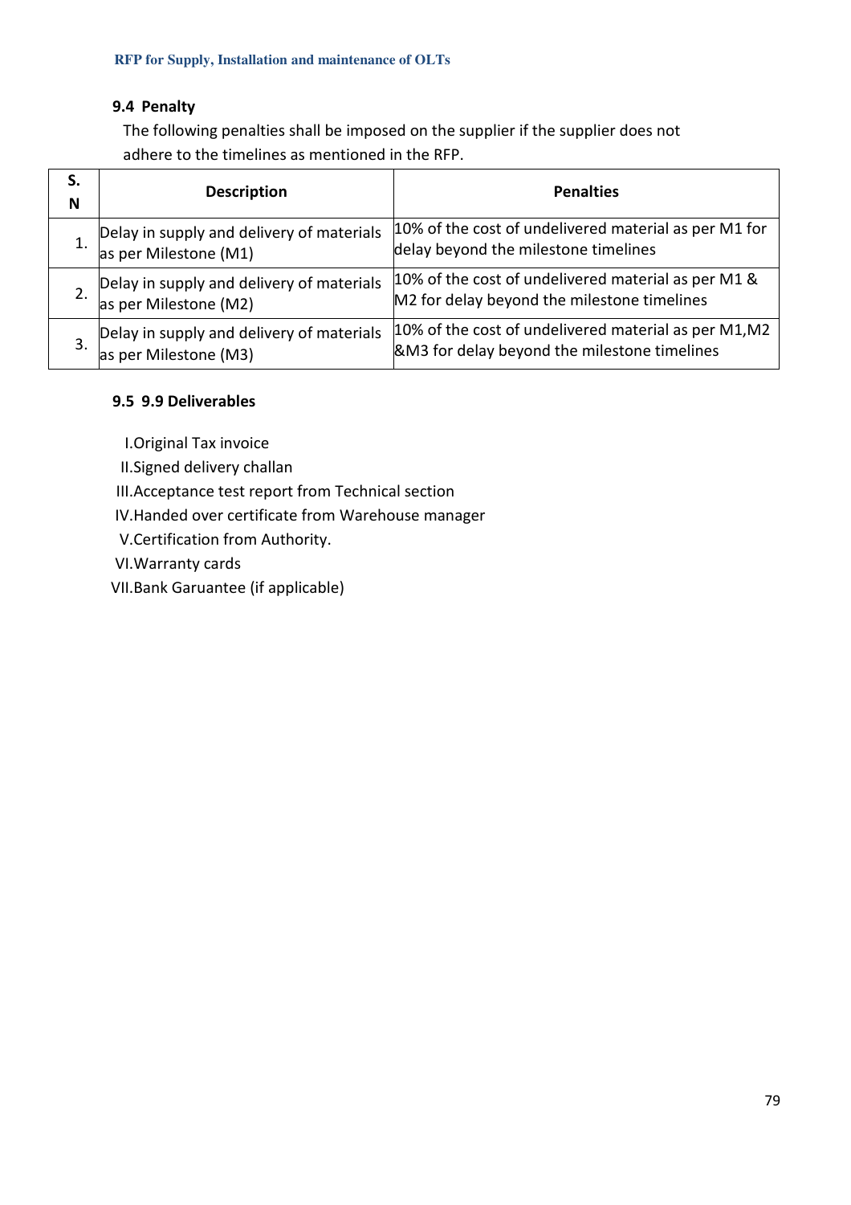### 9.4 Penalty

The following penalties shall be imposed on the supplier if the supplier does not adhere to the timelines as mentioned in the RFP.

| S. N | Description | Penalties |
|---|---|---|
| 1. | Delay in supply and delivery of materials as per Milestone (M1) | 10% of the cost of undelivered material as per M1 for delay beyond the milestone timelines |
| 2. | Delay in supply and delivery of materials as per Milestone (M2) | 10% of the cost of undelivered material as per M1 & M2 for delay beyond the milestone timelines |
| 3. | Delay in supply and delivery of materials as per Milestone (M3) | 10% of the cost of undelivered material as per M1,M2 &M3 for delay beyond the milestone timelines |

### 9.5 9.9 Deliverables

I. Original Tax invoice

II. Signed delivery challan

III. Acceptance test report from Technical section

IV. Handed over certificate from Warehouse manager

V. Certification from Authority.

VI. Warranty cards

VII. Bank Garuantee (if applicable)